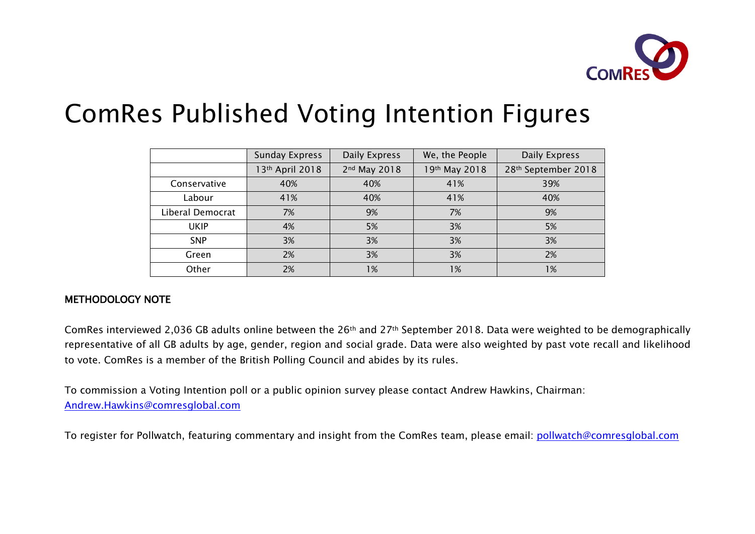# ComRes Published Voting Intention Figures

| | Sunday Express | Daily Express | We, the People | Daily Express |
|---|---|---|---|---|
| | 13th April 2018 | 2nd May 2018 | 19th May 2018 | 28th September 2018 |
| Conservative | 40% | 40% | 41% | 39% |
| Labour | 41% | 40% | 41% | 40% |
| Liberal Democrat | 7% | 9% | 7% | 9% |
| UKIP | 4% | 5% | 3% | 5% |
| SNP | 3% | 3% | 3% | 3% |
| Green | 2% | 3% | 3% | 2% |
| Other | 2% | 1% | 1% | 1% |

**METHODOLOGY NOTE**

ComRes interviewed 2,036 GB adults online between the 26th and 27th September 2018. Data were weighted to be demographically representative of all GB adults by age, gender, region and social grade. Data were also weighted by past vote recall and likelihood to vote. ComRes is a member of the British Polling Council and abides by its rules.

To commission a Voting Intention poll or a public opinion survey please contact Andrew Hawkins, Chairman: Andrew.Hawkins@comresglobal.com

To register for Pollwatch, featuring commentary and insight from the ComRes team, please email: pollwatch@comresglobal.com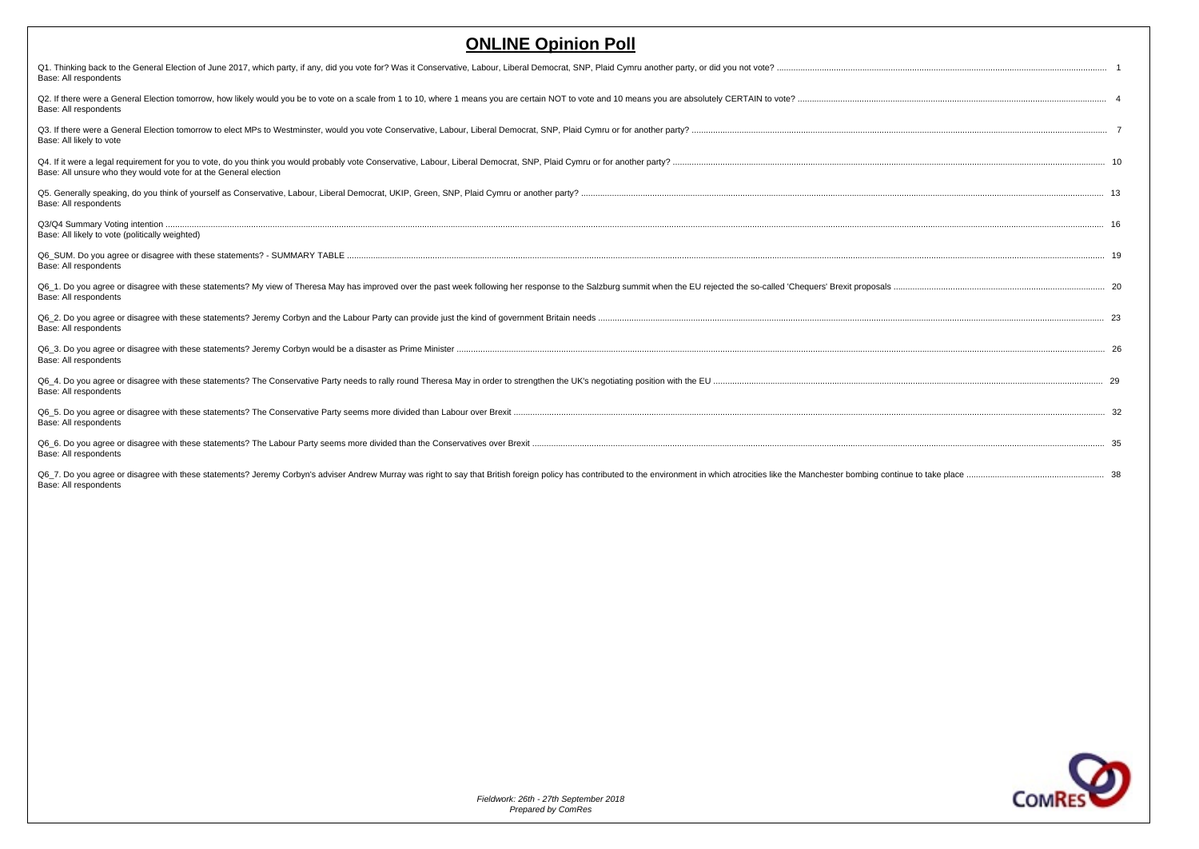# ONLINE Opinion Poll

Q1. Thinking back to the General Election of June 2017, which party, if any, did you vote for? Was it Conservative, Labour, Liberal Democrat, SNP, Plaid Cymru another party, or did you not vote? ........ 1
Base: All respondents

Q2. If there were a General Election tomorrow, how likely would you be to vote on a scale from 1 to 10, where 1 means you are certain NOT to vote and 10 means you are absolutely CERTAIN to vote? ........ 4
Base: All respondents

Q3. If there were a General Election tomorrow to elect MPs to Westminster, would you vote Conservative, Labour, Liberal Democrat, SNP, Plaid Cymru or for another party? ........ 7
Base: All likely to vote

Q4. If it were a legal requirement for you to vote, do you think you would probably vote Conservative, Labour, Liberal Democrat, SNP, Plaid Cymru or for another party? ........ 10
Base: All unsure who they would vote for at the General election

Q5. Generally speaking, do you think of yourself as Conservative, Labour, Liberal Democrat, UKIP, Green, SNP, Plaid Cymru or another party? ........ 13
Base: All respondents

Q3/Q4 Summary Voting intention ........ 16
Base: All likely to vote (politically weighted)

Q6_SUM. Do you agree or disagree with these statements? - SUMMARY TABLE ........ 19
Base: All respondents

Q6_1. Do you agree or disagree with these statements? My view of Theresa May has improved over the past week following her response to the Salzburg summit when the EU rejected the so-called 'Chequers' Brexit proposals ........ 20
Base: All respondents

Q6_2. Do you agree or disagree with these statements? Jeremy Corbyn and the Labour Party can provide just the kind of government Britain needs ........ 23
Base: All respondents

Q6_3. Do you agree or disagree with these statements? Jeremy Corbyn would be a disaster as Prime Minister ........ 26
Base: All respondents

Q6_4. Do you agree or disagree with these statements? The Conservative Party needs to rally round Theresa May in order to strengthen the UK's negotiating position with the EU ........ 29
Base: All respondents

Q6_5. Do you agree or disagree with these statements? The Conservative Party seems more divided than Labour over Brexit ........ 32
Base: All respondents

Q6_6. Do you agree or disagree with these statements? The Labour Party seems more divided than the Conservatives over Brexit ........ 35
Base: All respondents

Q6_7. Do you agree or disagree with these statements? Jeremy Corbyn's adviser Andrew Murray was right to say that British foreign policy has contributed to the environment in which atrocities like the Manchester bombing continue to take place ........ 38
Base: All respondents

*Fieldwork: 26th - 27th September 2018*
*Prepared by ComRes*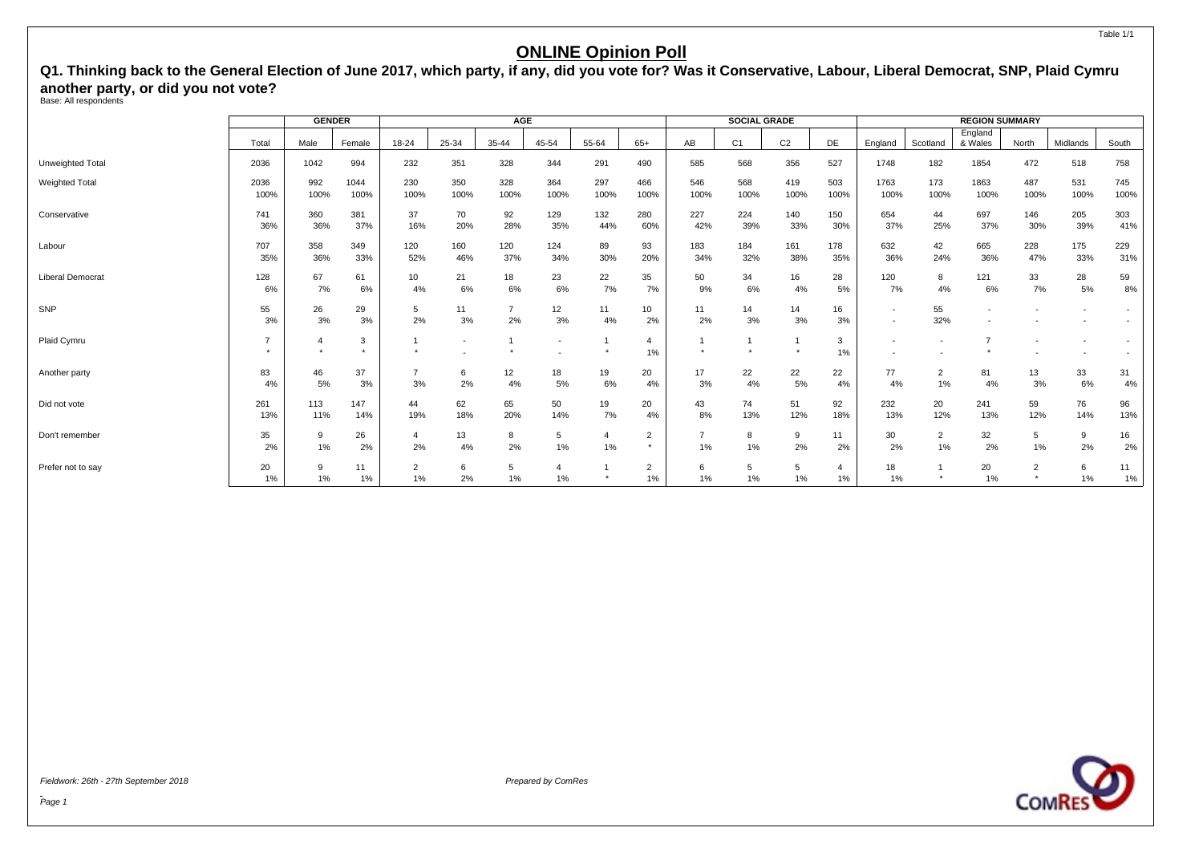# ONLINE Opinion Poll

## Q1. Thinking back to the General Election of June 2017, which party, if any, did you vote for? Was it Conservative, Labour, Liberal Democrat, SNP, Plaid Cymru another party, or did you not vote?

Base: All respondents

| | | GENDER | | AGE | | | | | | SOCIAL GRADE | | | | REGION SUMMARY | | | | | |
|---|---|---|---|---|---|---|---|---|---|---|---|---|---|---|---|---|---|---|---|
| | Total | Male | Female | 18-24 | 25-34 | 35-44 | 45-54 | 55-64 | 65+ | AB | C1 | C2 | DE | England | Scotland | England & Wales | North | Midlands | South |
| Unweighted Total | 2036 | 1042 | 994 | 232 | 351 | 328 | 344 | 291 | 490 | 585 | 568 | 356 | 527 | 1748 | 182 | 1854 | 472 | 518 | 758 |
| Weighted Total | 2036 | 992 | 1044 | 230 | 350 | 328 | 364 | 297 | 466 | 546 | 568 | 419 | 503 | 1763 | 173 | 1863 | 487 | 531 | 745 |
| | 100% | 100% | 100% | 100% | 100% | 100% | 100% | 100% | 100% | 100% | 100% | 100% | 100% | 100% | 100% | 100% | 100% | 100% | 100% |
| Conservative | 741 | 360 | 381 | 37 | 70 | 92 | 129 | 132 | 280 | 227 | 224 | 140 | 150 | 654 | 44 | 697 | 146 | 205 | 303 |
| | 36% | 36% | 37% | 16% | 20% | 28% | 35% | 44% | 60% | 42% | 39% | 33% | 30% | 37% | 25% | 37% | 30% | 39% | 41% |
| Labour | 707 | 358 | 349 | 120 | 160 | 120 | 124 | 89 | 93 | 183 | 184 | 161 | 178 | 632 | 42 | 665 | 228 | 175 | 229 |
| | 35% | 36% | 33% | 52% | 46% | 37% | 34% | 30% | 20% | 34% | 32% | 38% | 35% | 36% | 24% | 36% | 47% | 33% | 31% |
| Liberal Democrat | 128 | 67 | 61 | 10 | 21 | 18 | 23 | 22 | 35 | 50 | 34 | 16 | 28 | 120 | 8 | 121 | 33 | 28 | 59 |
| | 6% | 7% | 6% | 4% | 6% | 6% | 6% | 7% | 7% | 9% | 6% | 4% | 5% | 7% | 4% | 6% | 7% | 5% | 8% |
| SNP | 55 | 26 | 29 | 5 | 11 | 7 | 12 | 11 | 10 | 11 | 14 | 14 | 16 | - | 55 | - | - | - | - |
| | 3% | 3% | 3% | 2% | 3% | 2% | 3% | 4% | 2% | 2% | 3% | 3% | 3% | - | 32% | - | - | - | - |
| Plaid Cymru | 7 | 4 | 3 | 1 | - | 1 | - | 1 | 4 | 1 | 1 | 1 | 3 | - | - | 7 | - | - | - |
| | * | * | * | * | - | * | - | * | 1% | * | * | * | 1% | - | - | * | - | - | - |
| Another party | 83 | 46 | 37 | 7 | 6 | 12 | 18 | 19 | 20 | 17 | 22 | 22 | 22 | 77 | 2 | 81 | 13 | 33 | 31 |
| | 4% | 5% | 3% | 3% | 2% | 4% | 5% | 6% | 4% | 3% | 4% | 5% | 4% | 4% | 1% | 4% | 3% | 6% | 4% |
| Did not vote | 261 | 113 | 147 | 44 | 62 | 65 | 50 | 19 | 20 | 43 | 74 | 51 | 92 | 232 | 20 | 241 | 59 | 76 | 96 |
| | 13% | 11% | 14% | 19% | 18% | 20% | 14% | 7% | 4% | 8% | 13% | 12% | 18% | 13% | 12% | 13% | 12% | 14% | 13% |
| Don't remember | 35 | 9 | 26 | 4 | 13 | 8 | 5 | 4 | 2 | 7 | 8 | 9 | 11 | 30 | 2 | 32 | 5 | 9 | 16 |
| | 2% | 1% | 2% | 2% | 4% | 2% | 1% | 1% | * | 1% | 1% | 2% | 2% | 2% | 1% | 2% | 1% | 2% | 2% |
| Prefer not to say | 20 | 9 | 11 | 2 | 6 | 5 | 4 | 1 | 2 | 6 | 5 | 5 | 4 | 18 | 1 | 20 | 2 | 6 | 11 |
| | 1% | 1% | 1% | 1% | 2% | 1% | 1% | * | 1% | 1% | 1% | 1% | 1% | 1% | * | 1% | * | 1% | 1% |

*Fieldwork: 26th - 27th September 2018*

*Prepared by ComRes*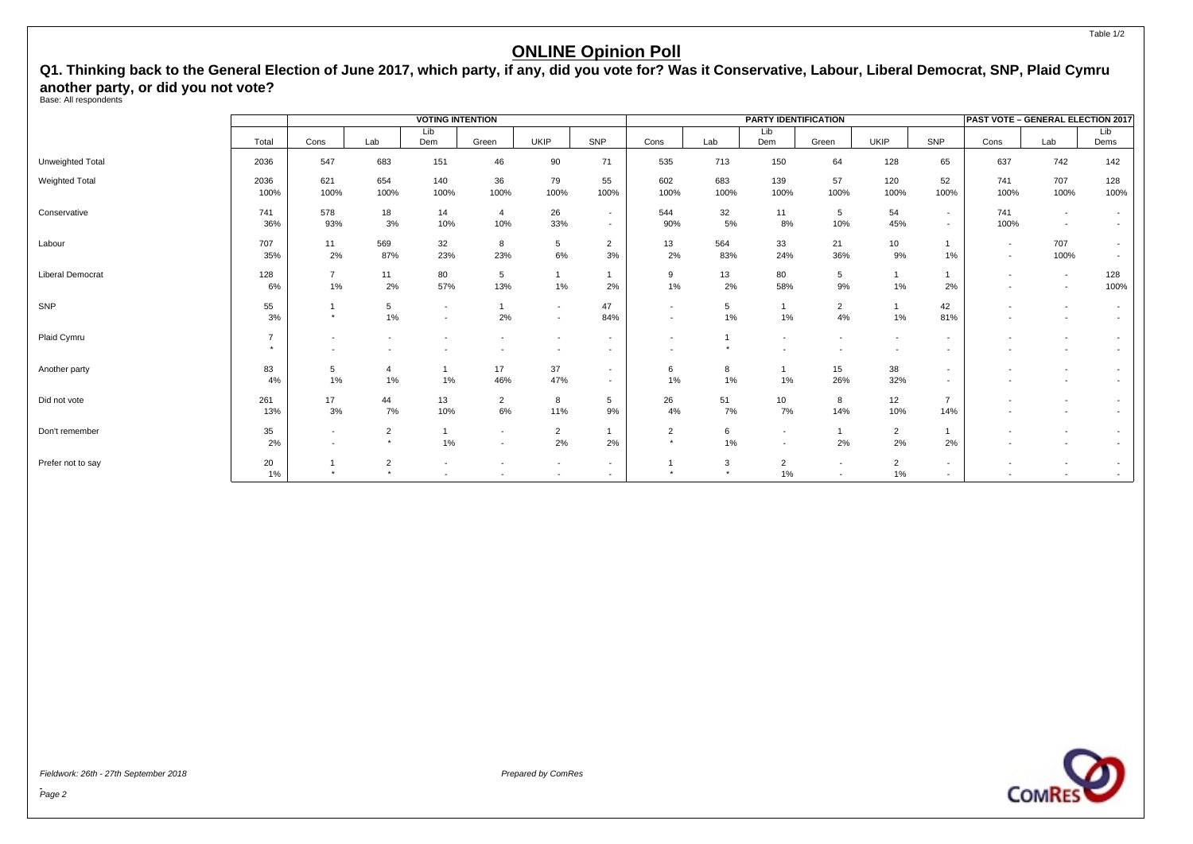Table 1/2

# ONLINE Opinion Poll

## Q1. Thinking back to the General Election of June 2017, which party, if any, did you vote for? Was it Conservative, Labour, Liberal Democrat, SNP, Plaid Cymru another party, or did you not vote?

Base: All respondents

| | | VOTING INTENTION | | | | | | PARTY IDENTIFICATION | | | | | | PAST VOTE – GENERAL ELECTION 2017 | | |
|---|---|---|---|---|---|---|---|---|---|---|---|---|---|---|---|---|
| | Total | Cons | Lab | Lib Dem | Green | UKIP | SNP | Cons | Lab | Lib Dem | Green | UKIP | SNP | Cons | Lab | Lib Dems |
| Unweighted Total | 2036 | 547 | 683 | 151 | 46 | 90 | 71 | 535 | 713 | 150 | 64 | 128 | 65 | 637 | 742 | 142 |
| Weighted Total | 2036 | 621 | 654 | 140 | 36 | 79 | 55 | 602 | 683 | 139 | 57 | 120 | 52 | 741 | 707 | 128 |
| | 100% | 100% | 100% | 100% | 100% | 100% | 100% | 100% | 100% | 100% | 100% | 100% | 100% | 100% | 100% | 100% |
| Conservative | 741 | 578 | 18 | 14 | 4 | 26 | - | 544 | 32 | 11 | 5 | 54 | - | 741 | - | - |
| | 36% | 93% | 3% | 10% | 10% | 33% | - | 90% | 5% | 8% | 10% | 45% | - | 100% | - | - |
| Labour | 707 | 11 | 569 | 32 | 8 | 5 | 2 | 13 | 564 | 33 | 21 | 10 | 1 | - | 707 | - |
| | 35% | 2% | 87% | 23% | 23% | 6% | 3% | 2% | 83% | 24% | 36% | 9% | 1% | - | 100% | - |
| Liberal Democrat | 128 | 7 | 11 | 80 | 5 | 1 | 1 | 9 | 13 | 80 | 5 | 1 | 1 | - | - | 128 |
| | 6% | 1% | 2% | 57% | 13% | 1% | 2% | 1% | 2% | 58% | 9% | 1% | 2% | - | - | 100% |
| SNP | 55 | 1 | 5 | - | 1 | - | 47 | - | 5 | 1 | 2 | 1 | 42 | - | - | - |
| | 3% | * | 1% | - | 2% | - | 84% | - | 1% | 1% | 4% | 1% | 81% | - | - | - |
| Plaid Cymru | 7 | - | - | - | - | - | - | - | 1 | - | - | - | - | - | - | - |
| | * | - | - | - | - | - | - | - | * | - | - | - | - | - | - | - |
| Another party | 83 | 5 | 4 | 1 | 17 | 37 | - | 6 | 8 | 1 | 15 | 38 | - | - | - | - |
| | 4% | 1% | 1% | 1% | 46% | 47% | - | 1% | 1% | 1% | 26% | 32% | - | - | - | - |
| Did not vote | 261 | 17 | 44 | 13 | 2 | 8 | 5 | 26 | 51 | 10 | 8 | 12 | 7 | - | - | - |
| | 13% | 3% | 7% | 10% | 6% | 11% | 9% | 4% | 7% | 7% | 14% | 10% | 14% | - | - | - |
| Don't remember | 35 | - | 2 | 1 | - | 2 | 1 | 2 | 6 | - | 1 | 2 | 1 | - | - | - |
| | 2% | - | * | 1% | - | 2% | 2% | * | 1% | - | 2% | 2% | 2% | - | - | - |
| Prefer not to say | 20 | 1 | 2 | - | - | - | - | 1 | 3 | 2 | - | 2 | - | - | - | - |
| | 1% | * | * | - | - | - | - | * | * | 1% | - | 1% | - | - | - | - |

*Fieldwork: 26th - 27th September 2018*

*Prepared by ComRes*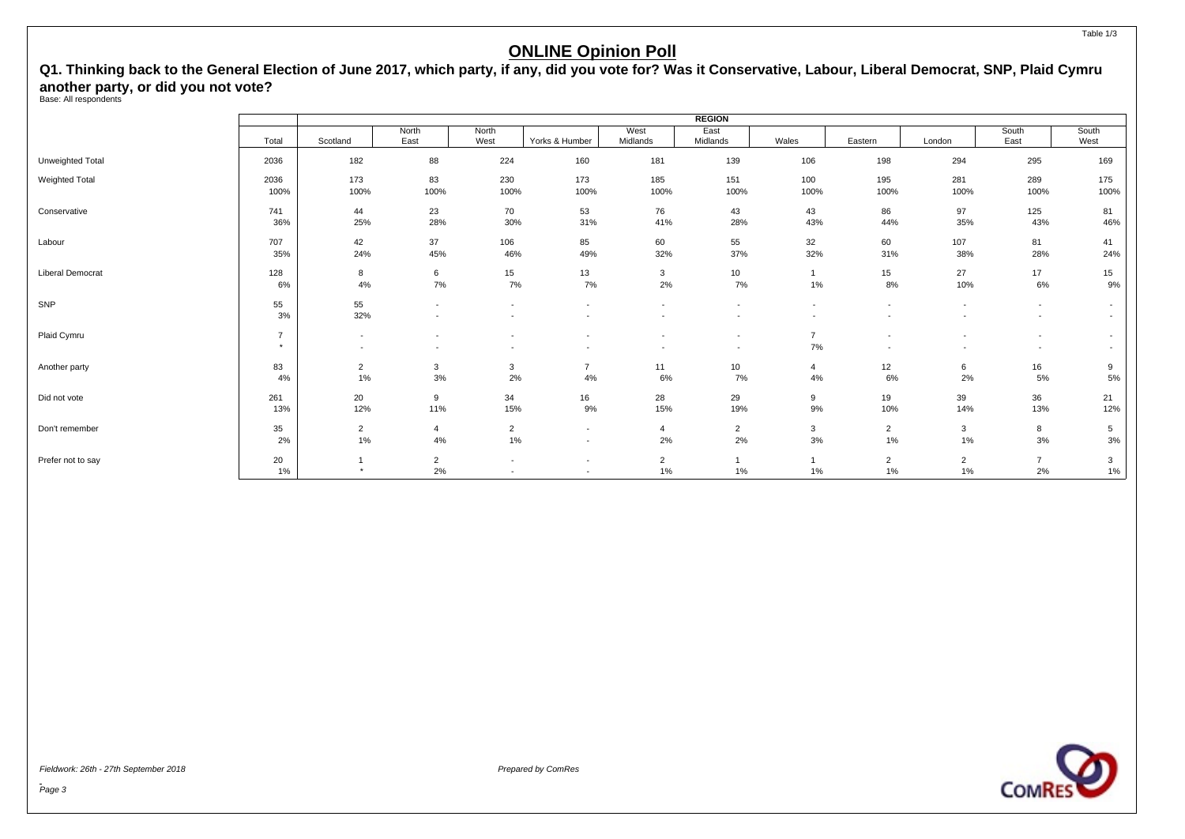# ONLINE Opinion Poll

## Q1. Thinking back to the General Election of June 2017, which party, if any, did you vote for? Was it Conservative, Labour, Liberal Democrat, SNP, Plaid Cymru another party, or did you not vote?

Base: All respondents

| | | REGION | | | | | | | | | | |
|---|---|---|---|---|---|---|---|---|---|---|---|---|
| | Total | Scotland | North East | North West | Yorks & Humber | West Midlands | East Midlands | Wales | Eastern | London | South East | South West |
| Unweighted Total | 2036 | 182 | 88 | 224 | 160 | 181 | 139 | 106 | 198 | 294 | 295 | 169 |
| Weighted Total | 2036 | 173 | 83 | 230 | 173 | 185 | 151 | 100 | 195 | 281 | 289 | 175 |
| | 100% | 100% | 100% | 100% | 100% | 100% | 100% | 100% | 100% | 100% | 100% | 100% |
| Conservative | 741 | 44 | 23 | 70 | 53 | 76 | 43 | 43 | 86 | 97 | 125 | 81 |
| | 36% | 25% | 28% | 30% | 31% | 41% | 28% | 43% | 44% | 35% | 43% | 46% |
| Labour | 707 | 42 | 37 | 106 | 85 | 60 | 55 | 32 | 60 | 107 | 81 | 41 |
| | 35% | 24% | 45% | 46% | 49% | 32% | 37% | 32% | 31% | 38% | 28% | 24% |
| Liberal Democrat | 128 | 8 | 6 | 15 | 13 | 3 | 10 | 1 | 15 | 27 | 17 | 15 |
| | 6% | 4% | 7% | 7% | 7% | 2% | 7% | 1% | 8% | 10% | 6% | 9% |
| SNP | 55 | 55 | - | - | - | - | - | - | - | - | - | - |
| | 3% | 32% | - | - | - | - | - | - | - | - | - | - |
| Plaid Cymru | 7 | - | - | - | - | - | - | 7 | - | - | - | - |
| | * | - | - | - | - | - | - | 7% | - | - | - | - |
| Another party | 83 | 2 | 3 | 3 | 7 | 11 | 10 | 4 | 12 | 6 | 16 | 9 |
| | 4% | 1% | 3% | 2% | 4% | 6% | 7% | 4% | 6% | 2% | 5% | 5% |
| Did not vote | 261 | 20 | 9 | 34 | 16 | 28 | 29 | 9 | 19 | 39 | 36 | 21 |
| | 13% | 12% | 11% | 15% | 9% | 15% | 19% | 9% | 10% | 14% | 13% | 12% |
| Don't remember | 35 | 2 | 4 | 2 | - | 4 | 2 | 3 | 2 | 3 | 8 | 5 |
| | 2% | 1% | 4% | 1% | - | 2% | 2% | 3% | 1% | 1% | 3% | 3% |
| Prefer not to say | 20 | 1 | 2 | - | - | 2 | 1 | 1 | 2 | 2 | 7 | 3 |
| | 1% | * | 2% | - | - | 1% | 1% | 1% | 1% | 1% | 2% | 1% |

*Fieldwork: 26th - 27th September 2018*

*Prepared by ComRes*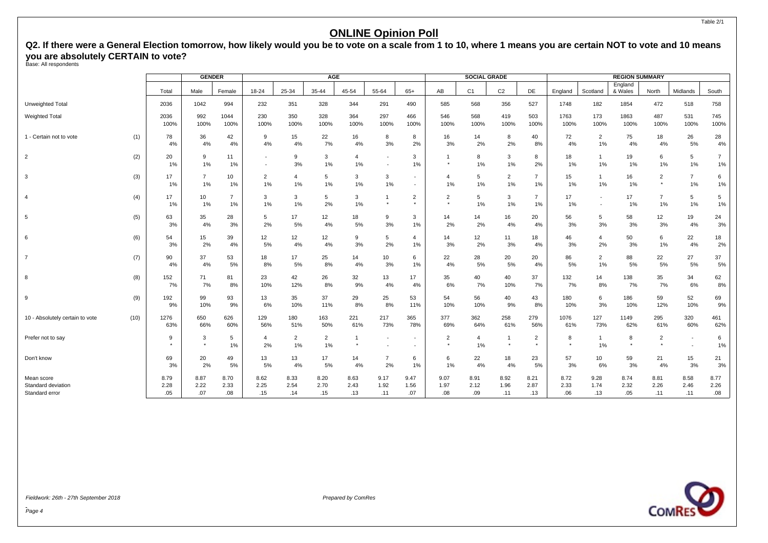Table 2/1

# ONLINE Opinion Poll

## Q2. If there were a General Election tomorrow, how likely would you be to vote on a scale from 1 to 10, where 1 means you are certain NOT to vote and 10 means you are absolutely CERTAIN to vote?

Base: All respondents

| | | | GENDER | | AGE | | | | | | SOCIAL GRADE | | | | REGION SUMMARY | | | | | |
|---|---|---|---|---|---|---|---|---|---|---|---|---|---|---|---|---|---|---|---|---|
| | | Total | Male | Female | 18-24 | 25-34 | 35-44 | 45-54 | 55-64 | 65+ | AB | C1 | C2 | DE | England | Scotland | England & Wales | North | Midlands | South |
| Unweighted Total | | 2036 | 1042 | 994 | 232 | 351 | 328 | 344 | 291 | 490 | 585 | 568 | 356 | 527 | 1748 | 182 | 1854 | 472 | 518 | 758 |
| Weighted Total | | 2036 | 992 | 1044 | 230 | 350 | 328 | 364 | 297 | 466 | 546 | 568 | 419 | 503 | 1763 | 173 | 1863 | 487 | 531 | 745 |
| | | 100% | 100% | 100% | 100% | 100% | 100% | 100% | 100% | 100% | 100% | 100% | 100% | 100% | 100% | 100% | 100% | 100% | 100% | 100% |
| 1 - Certain not to vote | (1) | 78 | 36 | 42 | 9 | 15 | 22 | 16 | 8 | 8 | 16 | 14 | 8 | 40 | 72 | 2 | 75 | 18 | 26 | 28 |
| | | 4% | 4% | 4% | 4% | 4% | 7% | 4% | 3% | 2% | 3% | 2% | 2% | 8% | 4% | 1% | 4% | 4% | 5% | 4% |
| 2 | (2) | 20 | 9 | 11 | - | 9 | 3 | 4 | - | 3 | 1 | 8 | 3 | 8 | 18 | 1 | 19 | 6 | 5 | 7 |
| | | 1% | 1% | 1% | - | 3% | 1% | 1% | - | 1% | * | 1% | 1% | 2% | 1% | 1% | 1% | 1% | 1% | 1% |
| 3 | (3) | 17 | 7 | 10 | 2 | 4 | 5 | 3 | 3 | - | 4 | 5 | 2 | 7 | 15 | 1 | 16 | 2 | 7 | 6 |
| | | 1% | 1% | 1% | 1% | 1% | 1% | 1% | 1% | - | 1% | 1% | 1% | 1% | 1% | 1% | 1% | * | 1% | 1% |
| 4 | (4) | 17 | 10 | 7 | 3 | 3 | 5 | 3 | 1 | 2 | 2 | 5 | 3 | 7 | 17 | - | 17 | 7 | 5 | 5 |
| | | 1% | 1% | 1% | 1% | 1% | 2% | 1% | * | * | * | 1% | 1% | 1% | 1% | - | 1% | 1% | 1% | 1% |
| 5 | (5) | 63 | 35 | 28 | 5 | 17 | 12 | 18 | 9 | 3 | 14 | 14 | 16 | 20 | 56 | 5 | 58 | 12 | 19 | 24 |
| | | 3% | 4% | 3% | 2% | 5% | 4% | 5% | 3% | 1% | 2% | 2% | 4% | 4% | 3% | 3% | 3% | 3% | 4% | 3% |
| 6 | (6) | 54 | 15 | 39 | 12 | 12 | 12 | 9 | 5 | 4 | 14 | 12 | 11 | 18 | 46 | 4 | 50 | 6 | 22 | 18 |
| | | 3% | 2% | 4% | 5% | 4% | 4% | 3% | 2% | 1% | 3% | 2% | 3% | 4% | 3% | 2% | 3% | 1% | 4% | 2% |
| 7 | (7) | 90 | 37 | 53 | 18 | 17 | 25 | 14 | 10 | 6 | 22 | 28 | 20 | 20 | 86 | 2 | 88 | 22 | 27 | 37 |
| | | 4% | 4% | 5% | 8% | 5% | 8% | 4% | 3% | 1% | 4% | 5% | 5% | 4% | 5% | 1% | 5% | 5% | 5% | 5% |
| 8 | (8) | 152 | 71 | 81 | 23 | 42 | 26 | 32 | 13 | 17 | 35 | 40 | 40 | 37 | 132 | 14 | 138 | 35 | 34 | 62 |
| | | 7% | 7% | 8% | 10% | 12% | 8% | 9% | 4% | 4% | 6% | 7% | 10% | 7% | 7% | 8% | 7% | 7% | 6% | 8% |
| 9 | (9) | 192 | 99 | 93 | 13 | 35 | 37 | 29 | 25 | 53 | 54 | 56 | 40 | 43 | 180 | 6 | 186 | 59 | 52 | 69 |
| | | 9% | 10% | 9% | 6% | 10% | 11% | 8% | 8% | 11% | 10% | 10% | 9% | 8% | 10% | 3% | 10% | 12% | 10% | 9% |
| 10 - Absolutely certain to vote | (10) | 1276 | 650 | 626 | 129 | 180 | 163 | 221 | 217 | 365 | 377 | 362 | 258 | 279 | 1076 | 127 | 1149 | 295 | 320 | 461 |
| | | 63% | 66% | 60% | 56% | 51% | 50% | 61% | 73% | 78% | 69% | 64% | 61% | 56% | 61% | 73% | 62% | 61% | 60% | 62% |
| Prefer not to say | | 9 | 3 | 5 | 4 | 2 | 2 | 1 | - | - | 2 | 4 | 1 | 2 | 8 | 1 | 8 | 2 | - | 6 |
| | | * | * | 1% | 2% | 1% | 1% | * | - | - | * | 1% | * | * | * | 1% | * | * | - | 1% |
| Don't know | | 69 | 20 | 49 | 13 | 13 | 17 | 14 | 7 | 6 | 6 | 22 | 18 | 23 | 57 | 10 | 59 | 21 | 15 | 21 |
| | | 3% | 2% | 5% | 5% | 4% | 5% | 4% | 2% | 1% | 1% | 4% | 4% | 5% | 3% | 6% | 3% | 4% | 3% | 3% |
| Mean score | | 8.79 | 8.87 | 8.70 | 8.62 | 8.33 | 8.20 | 8.63 | 9.17 | 9.47 | 9.07 | 8.91 | 8.92 | 8.21 | 8.72 | 9.28 | 8.74 | 8.81 | 8.58 | 8.77 |
| Standard deviation | | 2.28 | 2.22 | 2.33 | 2.25 | 2.54 | 2.70 | 2.43 | 1.92 | 1.56 | 1.97 | 2.12 | 1.96 | 2.87 | 2.33 | 1.74 | 2.32 | 2.26 | 2.46 | 2.26 |
| Standard error | | .05 | .07 | .08 | .15 | .14 | .15 | .13 | .11 | .07 | .08 | .09 | .11 | .13 | .06 | .13 | .05 | .11 | .11 | .08 |

*Fieldwork: 26th - 27th September 2018*

*Prepared by ComRes*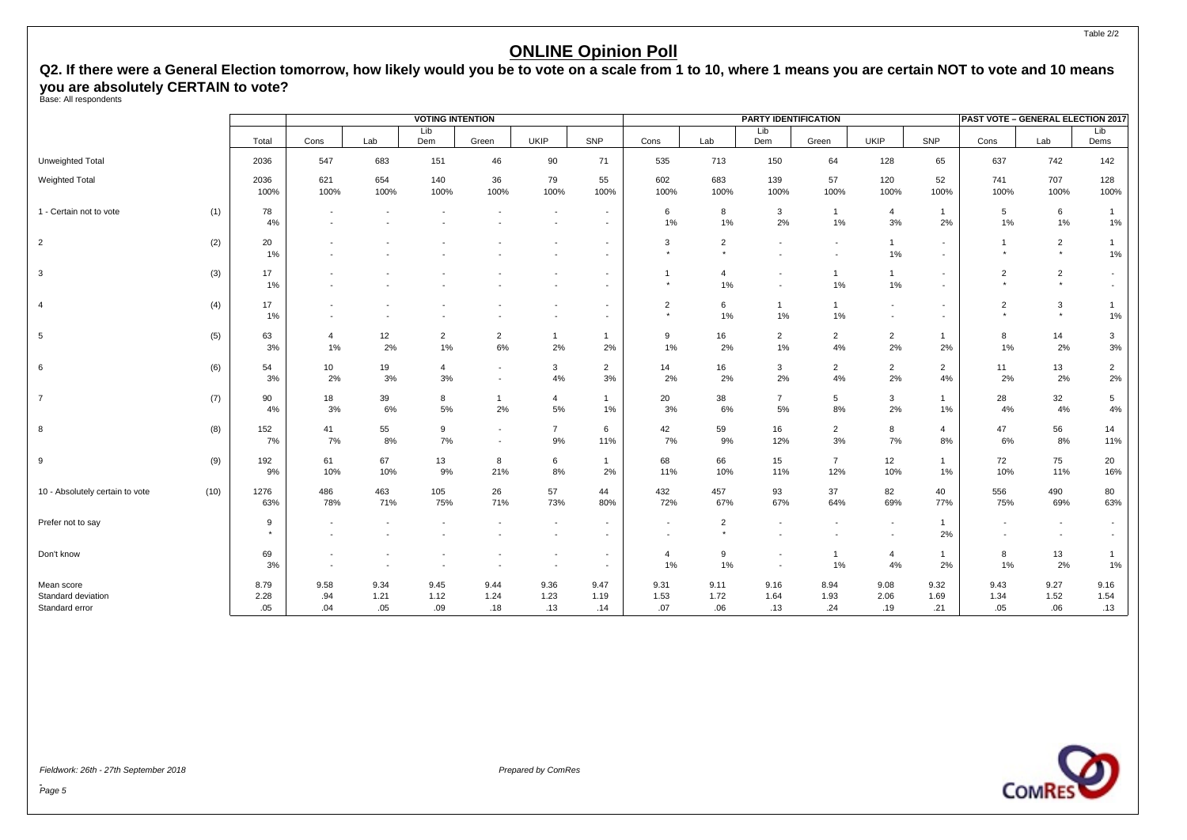Table 2/2

# ONLINE Opinion Poll

## Q2. If there were a General Election tomorrow, how likely would you be to vote on a scale from 1 to 10, where 1 means you are certain NOT to vote and 10 means you are absolutely CERTAIN to vote?

Base: All respondents

| | | | VOTING INTENTION | | | | | | PARTY IDENTIFICATION | | | | | | PAST VOTE – GENERAL ELECTION 2017 | | |
|---|---|---|---|---|---|---|---|---|---|---|---|---|---|---|---|---|---|
| | | Total | Cons | Lab | Lib Dem | Green | UKIP | SNP | Cons | Lab | Lib Dem | Green | UKIP | SNP | Cons | Lab | Lib Dems |
| Unweighted Total | | 2036 | 547 | 683 | 151 | 46 | 90 | 71 | 535 | 713 | 150 | 64 | 128 | 65 | 637 | 742 | 142 |
| Weighted Total | | 2036 | 621 | 654 | 140 | 36 | 79 | 55 | 602 | 683 | 139 | 57 | 120 | 52 | 741 | 707 | 128 |
| | | 100% | 100% | 100% | 100% | 100% | 100% | 100% | 100% | 100% | 100% | 100% | 100% | 100% | 100% | 100% | 100% |
| 1 - Certain not to vote | (1) | 78 | - | - | - | - | - | - | 6 | 8 | 3 | 1 | 4 | 1 | 5 | 6 | 1 |
| | | 4% | - | - | - | - | - | - | 1% | 1% | 2% | 1% | 3% | 2% | 1% | 1% | 1% |
| 2 | (2) | 20 | - | - | - | - | - | - | 3 | 2 | - | - | 1 | - | 1 | 2 | 1 |
| | | 1% | - | - | - | - | - | - | * | * | - | - | 1% | - | * | * | 1% |
| 3 | (3) | 17 | - | - | - | - | - | - | 1 | 4 | - | 1 | 1 | - | 2 | 2 | - |
| | | 1% | - | - | - | - | - | - | * | 1% | - | 1% | 1% | - | * | * | - |
| 4 | (4) | 17 | - | - | - | - | - | - | 2 | 6 | 1 | 1 | - | - | 2 | 3 | 1 |
| | | 1% | - | - | - | - | - | - | * | 1% | 1% | 1% | - | - | * | * | 1% |
| 5 | (5) | 63 | 4 | 12 | 2 | 2 | 1 | 1 | 9 | 16 | 2 | 2 | 2 | 1 | 8 | 14 | 3 |
| | | 3% | 1% | 2% | 1% | 6% | 2% | 2% | 1% | 2% | 1% | 4% | 2% | 2% | 1% | 2% | 3% |
| 6 | (6) | 54 | 10 | 19 | 4 | - | 3 | 2 | 14 | 16 | 3 | 2 | 2 | 2 | 11 | 13 | 2 |
| | | 3% | 2% | 3% | 3% | - | 4% | 3% | 2% | 2% | 2% | 4% | 2% | 4% | 2% | 2% | 2% |
| 7 | (7) | 90 | 18 | 39 | 8 | 1 | 4 | 1 | 20 | 38 | 7 | 5 | 3 | 1 | 28 | 32 | 5 |
| | | 4% | 3% | 6% | 5% | 2% | 5% | 1% | 3% | 6% | 5% | 8% | 2% | 1% | 4% | 4% | 4% |
| 8 | (8) | 152 | 41 | 55 | 9 | - | 7 | 6 | 42 | 59 | 16 | 2 | 8 | 4 | 47 | 56 | 14 |
| | | 7% | 7% | 8% | 7% | - | 9% | 11% | 7% | 9% | 12% | 3% | 7% | 8% | 6% | 8% | 11% |
| 9 | (9) | 192 | 61 | 67 | 13 | 8 | 6 | 1 | 68 | 66 | 15 | 7 | 12 | 1 | 72 | 75 | 20 |
| | | 9% | 10% | 10% | 9% | 21% | 8% | 2% | 11% | 10% | 11% | 12% | 10% | 1% | 10% | 11% | 16% |
| 10 - Absolutely certain to vote | (10) | 1276 | 486 | 463 | 105 | 26 | 57 | 44 | 432 | 457 | 93 | 37 | 82 | 40 | 556 | 490 | 80 |
| | | 63% | 78% | 71% | 75% | 71% | 73% | 80% | 72% | 67% | 67% | 64% | 69% | 77% | 75% | 69% | 63% |
| Prefer not to say | | 9 | - | - | - | - | - | - | - | 2 | - | - | - | 1 | - | - | - |
| | | * | - | - | - | - | - | - | - | * | - | - | - | 2% | - | - | - |
| Don't know | | 69 | - | - | - | - | - | - | 4 | 9 | - | 1 | 4 | 1 | 8 | 13 | 1 |
| | | 3% | - | - | - | - | - | - | 1% | 1% | - | 1% | 4% | 2% | 1% | 2% | 1% |
| Mean score | | 8.79 | 9.58 | 9.34 | 9.45 | 9.44 | 9.36 | 9.47 | 9.31 | 9.11 | 9.16 | 8.94 | 9.08 | 9.32 | 9.43 | 9.27 | 9.16 |
| Standard deviation | | 2.28 | .94 | 1.21 | 1.12 | 1.24 | 1.23 | 1.19 | 1.53 | 1.72 | 1.64 | 1.93 | 2.06 | 1.69 | 1.34 | 1.52 | 1.54 |
| Standard error | | .05 | .04 | .05 | .09 | .18 | .13 | .14 | .07 | .06 | .13 | .24 | .19 | .21 | .05 | .06 | .13 |

*Fieldwork: 26th - 27th September 2018*

*Prepared by ComRes*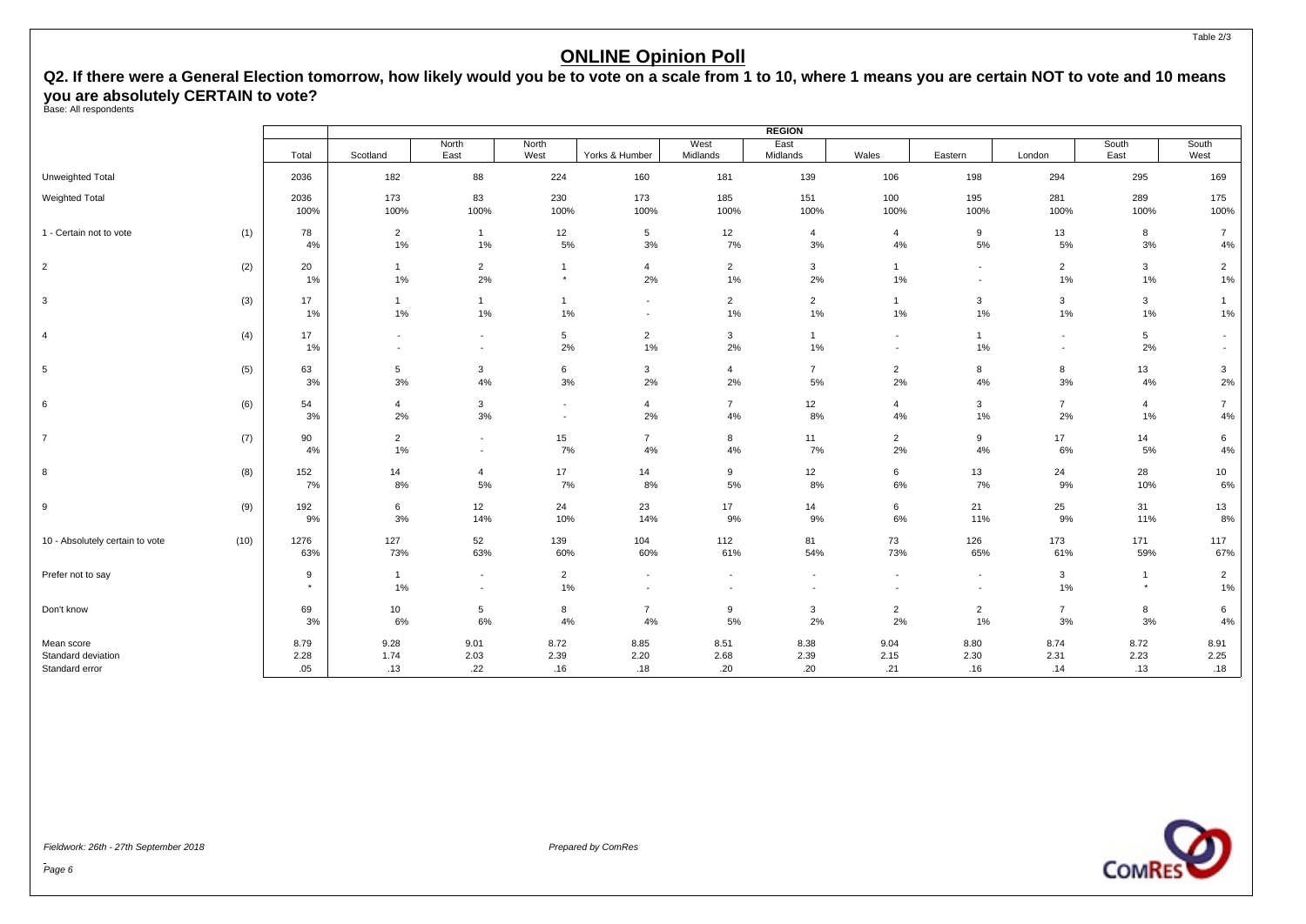## ONLINE Opinion Poll

### Q2. If there were a General Election tomorrow, how likely would you be to vote on a scale from 1 to 10, where 1 means you are certain NOT to vote and 10 means you are absolutely CERTAIN to vote?

Base: All respondents

| | | | REGION | | | | | | | | | | |
|---|---|---|---|---|---|---|---|---|---|---|---|---|---|
| | | Total | Scotland | North East | North West | Yorks & Humber | West Midlands | East Midlands | Wales | Eastern | London | South East | South West |
| Unweighted Total | | 2036 | 182 | 88 | 224 | 160 | 181 | 139 | 106 | 198 | 294 | 295 | 169 |
| Weighted Total | | 2036 | 173 | 83 | 230 | 173 | 185 | 151 | 100 | 195 | 281 | 289 | 175 |
| | | 100% | 100% | 100% | 100% | 100% | 100% | 100% | 100% | 100% | 100% | 100% | 100% |
| 1 - Certain not to vote | (1) | 78 | 2 | 1 | 12 | 5 | 12 | 4 | 4 | 9 | 13 | 8 | 7 |
| | | 4% | 1% | 1% | 5% | 3% | 7% | 3% | 4% | 5% | 5% | 3% | 4% |
| 2 | (2) | 20 | 1 | 2 | 1 | 4 | 2 | 3 | 1 | - | 2 | 3 | 2 |
| | | 1% | 1% | 2% | * | 2% | 1% | 2% | 1% | - | 1% | 1% | 1% |
| 3 | (3) | 17 | 1 | 1 | 1 | - | 2 | 2 | 1 | 3 | 3 | 3 | 1 |
| | | 1% | 1% | 1% | 1% | - | 1% | 1% | 1% | 1% | 1% | 1% | 1% |
| 4 | (4) | 17 | - | - | 5 | 2 | 3 | 1 | - | 1 | - | 5 | - |
| | | 1% | - | - | 2% | 1% | 2% | 1% | - | 1% | - | 2% | - |
| 5 | (5) | 63 | 5 | 3 | 6 | 3 | 4 | 7 | 2 | 8 | 8 | 13 | 3 |
| | | 3% | 3% | 4% | 3% | 2% | 2% | 5% | 2% | 4% | 3% | 4% | 2% |
| 6 | (6) | 54 | 4 | 3 | - | 4 | 7 | 12 | 4 | 3 | 7 | 4 | 7 |
| | | 3% | 2% | 3% | - | 2% | 4% | 8% | 4% | 1% | 2% | 1% | 4% |
| 7 | (7) | 90 | 2 | - | 15 | 7 | 8 | 11 | 2 | 9 | 17 | 14 | 6 |
| | | 4% | 1% | - | 7% | 4% | 4% | 7% | 2% | 4% | 6% | 5% | 4% |
| 8 | (8) | 152 | 14 | 4 | 17 | 14 | 9 | 12 | 6 | 13 | 24 | 28 | 10 |
| | | 7% | 8% | 5% | 7% | 8% | 5% | 8% | 6% | 7% | 9% | 10% | 6% |
| 9 | (9) | 192 | 6 | 12 | 24 | 23 | 17 | 14 | 6 | 21 | 25 | 31 | 13 |
| | | 9% | 3% | 14% | 10% | 14% | 9% | 9% | 6% | 11% | 9% | 11% | 8% |
| 10 - Absolutely certain to vote | (10) | 1276 | 127 | 52 | 139 | 104 | 112 | 81 | 73 | 126 | 173 | 171 | 117 |
| | | 63% | 73% | 63% | 60% | 60% | 61% | 54% | 73% | 65% | 61% | 59% | 67% |
| Prefer not to say | | 9 | 1 | - | 2 | - | - | - | - | - | 3 | 1 | 2 |
| | | * | 1% | - | 1% | - | - | - | - | - | 1% | * | 1% |
| Don't know | | 69 | 10 | 5 | 8 | 7 | 9 | 3 | 2 | 2 | 7 | 8 | 6 |
| | | 3% | 6% | 6% | 4% | 4% | 5% | 2% | 2% | 1% | 3% | 3% | 4% |
| Mean score | | 8.79 | 9.28 | 9.01 | 8.72 | 8.85 | 8.51 | 8.38 | 9.04 | 8.80 | 8.74 | 8.72 | 8.91 |
| Standard deviation | | 2.28 | 1.74 | 2.03 | 2.39 | 2.20 | 2.68 | 2.39 | 2.15 | 2.30 | 2.31 | 2.23 | 2.25 |
| Standard error | | .05 | .13 | .22 | .16 | .18 | .20 | .20 | .21 | .16 | .14 | .13 | .18 |

*Fieldwork: 26th - 27th September 2018*

*Prepared by ComRes*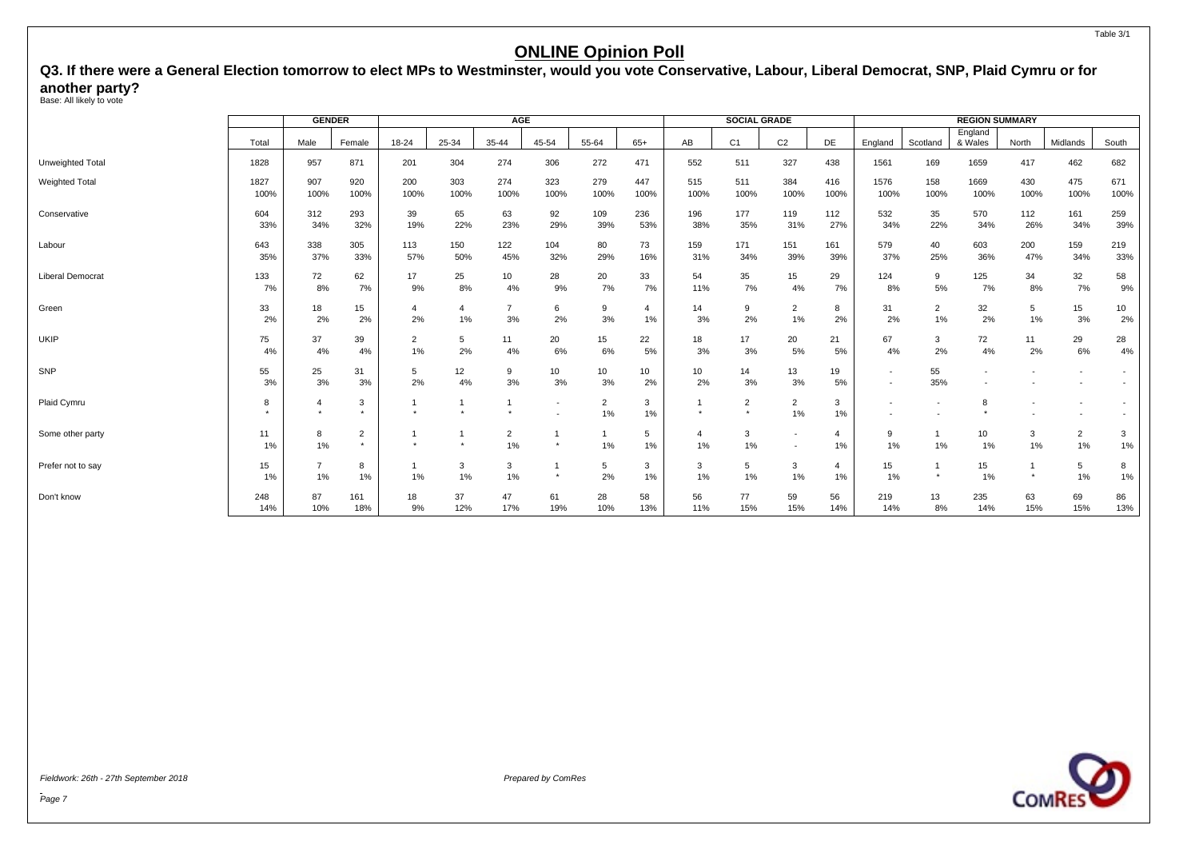# ONLINE Opinion Poll

## Q3. If there were a General Election tomorrow to elect MPs to Westminster, would you vote Conservative, Labour, Liberal Democrat, SNP, Plaid Cymru or for another party?

Base: All likely to vote

| | | GENDER | | AGE | | | | | | SOCIAL GRADE | | | | REGION SUMMARY | | | | | |
|---|---|---|---|---|---|---|---|---|---|---|---|---|---|---|---|---|---|---|---|
| | Total | Male | Female | 18-24 | 25-34 | 35-44 | 45-54 | 55-64 | 65+ | AB | C1 | C2 | DE | England | Scotland | England & Wales | North | Midlands | South |
| Unweighted Total | 1828 | 957 | 871 | 201 | 304 | 274 | 306 | 272 | 471 | 552 | 511 | 327 | 438 | 1561 | 169 | 1659 | 417 | 462 | 682 |
| Weighted Total | 1827 | 907 | 920 | 200 | 303 | 274 | 323 | 279 | 447 | 515 | 511 | 384 | 416 | 1576 | 158 | 1669 | 430 | 475 | 671 |
| | 100% | 100% | 100% | 100% | 100% | 100% | 100% | 100% | 100% | 100% | 100% | 100% | 100% | 100% | 100% | 100% | 100% | 100% | 100% |
| Conservative | 604 | 312 | 293 | 39 | 65 | 63 | 92 | 109 | 236 | 196 | 177 | 119 | 112 | 532 | 35 | 570 | 112 | 161 | 259 |
| | 33% | 34% | 32% | 19% | 22% | 23% | 29% | 39% | 53% | 38% | 35% | 31% | 27% | 34% | 22% | 34% | 26% | 34% | 39% |
| Labour | 643 | 338 | 305 | 113 | 150 | 122 | 104 | 80 | 73 | 159 | 171 | 151 | 161 | 579 | 40 | 603 | 200 | 159 | 219 |
| | 35% | 37% | 33% | 57% | 50% | 45% | 32% | 29% | 16% | 31% | 34% | 39% | 39% | 37% | 25% | 36% | 47% | 34% | 33% |
| Liberal Democrat | 133 | 72 | 62 | 17 | 25 | 10 | 28 | 20 | 33 | 54 | 35 | 15 | 29 | 124 | 9 | 125 | 34 | 32 | 58 |
| | 7% | 8% | 7% | 9% | 8% | 4% | 9% | 7% | 7% | 11% | 7% | 4% | 7% | 8% | 5% | 7% | 8% | 7% | 9% |
| Green | 33 | 18 | 15 | 4 | 4 | 7 | 6 | 9 | 4 | 14 | 9 | 2 | 8 | 31 | 2 | 32 | 5 | 15 | 10 |
| | 2% | 2% | 2% | 2% | 1% | 3% | 2% | 3% | 1% | 3% | 2% | 1% | 2% | 2% | 1% | 2% | 1% | 3% | 2% |
| UKIP | 75 | 37 | 39 | 2 | 5 | 11 | 20 | 15 | 22 | 18 | 17 | 20 | 21 | 67 | 3 | 72 | 11 | 29 | 28 |
| | 4% | 4% | 4% | 1% | 2% | 4% | 6% | 6% | 5% | 3% | 3% | 5% | 5% | 4% | 2% | 4% | 2% | 6% | 4% |
| SNP | 55 | 25 | 31 | 5 | 12 | 9 | 10 | 10 | 10 | 10 | 14 | 13 | 19 | - | 55 | - | - | - | - |
| | 3% | 3% | 3% | 2% | 4% | 3% | 3% | 3% | 2% | 2% | 3% | 3% | 5% | - | 35% | - | - | - | - |
| Plaid Cymru | 8 | 4 | 3 | 1 | 1 | 1 | - | 2 | 3 | 1 | 2 | 2 | 3 | - | - | 8 | - | - | - |
| | * | * | * | * | * | * | - | 1% | 1% | * | * | 1% | 1% | - | - | * | - | - | - |
| Some other party | 11 | 8 | 2 | 1 | 1 | 2 | 1 | 1 | 5 | 4 | 3 | - | 4 | 9 | 1 | 10 | 3 | 2 | 3 |
| | 1% | 1% | * | * | * | 1% | * | 1% | 1% | 1% | 1% | - | 1% | 1% | 1% | 1% | 1% | 1% | 1% |
| Prefer not to say | 15 | 7 | 8 | 1 | 3 | 3 | 1 | 5 | 3 | 3 | 5 | 3 | 4 | 15 | 1 | 15 | 1 | 5 | 8 |
| | 1% | 1% | 1% | 1% | 1% | 1% | * | 2% | 1% | 1% | 1% | 1% | 1% | 1% | * | 1% | * | 1% | 1% |
| Don't know | 248 | 87 | 161 | 18 | 37 | 47 | 61 | 28 | 58 | 56 | 77 | 59 | 56 | 219 | 13 | 235 | 63 | 69 | 86 |
| | 14% | 10% | 18% | 9% | 12% | 17% | 19% | 10% | 13% | 11% | 15% | 15% | 14% | 14% | 8% | 14% | 15% | 15% | 13% |

*Fieldwork: 26th - 27th September 2018*

*Prepared by ComRes*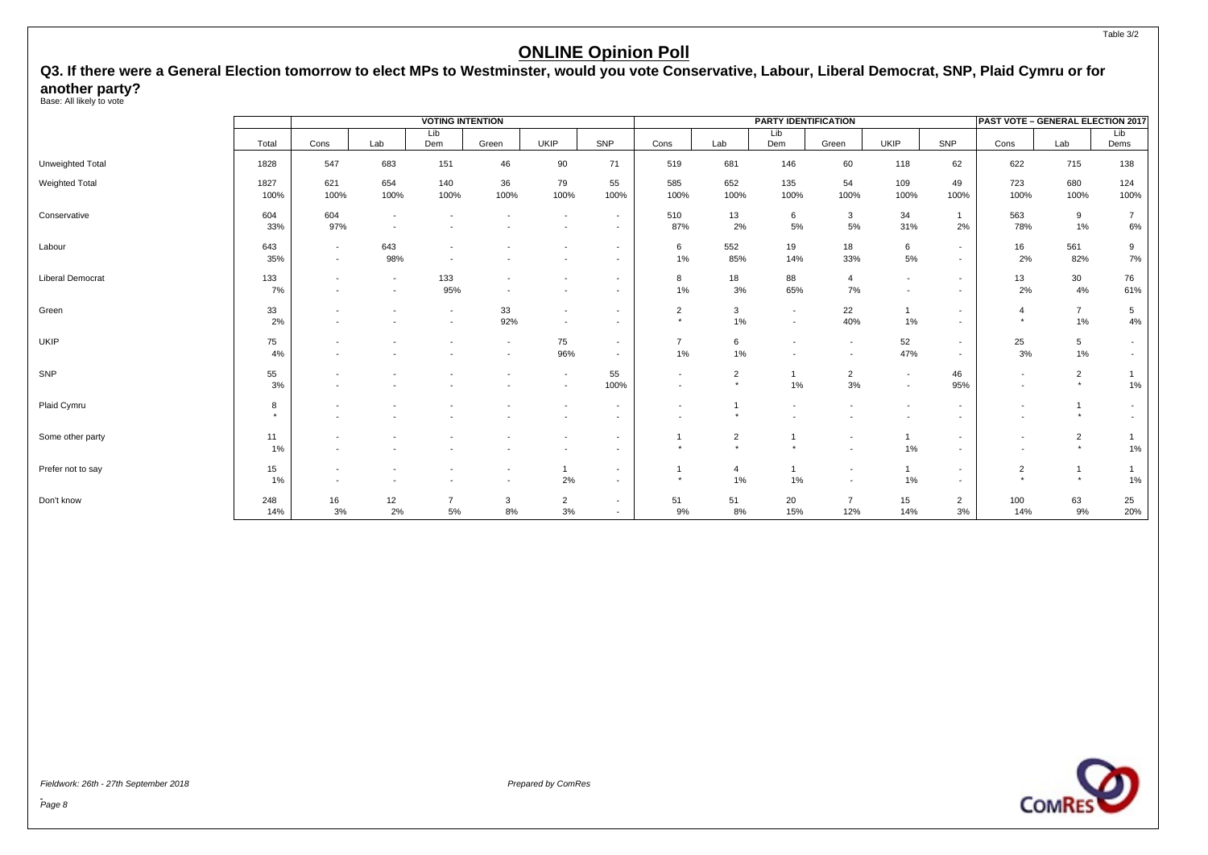Table 3/2

# ONLINE Opinion Poll

## Q3. If there were a General Election tomorrow to elect MPs to Westminster, would you vote Conservative, Labour, Liberal Democrat, SNP, Plaid Cymru or for another party?

Base: All likely to vote

| | | VOTING INTENTION | | | | | | PARTY IDENTIFICATION | | | | | | PAST VOTE – GENERAL ELECTION 2017 | | |
|---|---|---|---|---|---|---|---|---|---|---|---|---|---|---|---|---|
| | Total | Cons | Lab | Lib Dem | Green | UKIP | SNP | Cons | Lab | Lib Dem | Green | UKIP | SNP | Cons | Lab | Lib Dems |
| Unweighted Total | 1828 | 547 | 683 | 151 | 46 | 90 | 71 | 519 | 681 | 146 | 60 | 118 | 62 | 622 | 715 | 138 |
| Weighted Total | 1827 | 621 | 654 | 140 | 36 | 79 | 55 | 585 | 652 | 135 | 54 | 109 | 49 | 723 | 680 | 124 |
| | 100% | 100% | 100% | 100% | 100% | 100% | 100% | 100% | 100% | 100% | 100% | 100% | 100% | 100% | 100% | 100% |
| Conservative | 604 | 604 | - | - | - | - | - | 510 | 13 | 6 | 3 | 34 | 1 | 563 | 9 | 7 |
| | 33% | 97% | - | - | - | - | - | 87% | 2% | 5% | 5% | 31% | 2% | 78% | 1% | 6% |
| Labour | 643 | - | 643 | - | - | - | - | 6 | 552 | 19 | 18 | 6 | - | 16 | 561 | 9 |
| | 35% | - | 98% | - | - | - | - | 1% | 85% | 14% | 33% | 5% | - | 2% | 82% | 7% |
| Liberal Democrat | 133 | - | - | 133 | - | - | - | 8 | 18 | 88 | 4 | - | - | 13 | 30 | 76 |
| | 7% | - | - | 95% | - | - | - | 1% | 3% | 65% | 7% | - | - | 2% | 4% | 61% |
| Green | 33 | - | - | - | 33 | - | - | 2 | 3 | - | 22 | 1 | - | 4 | 7 | 5 |
| | 2% | - | - | - | 92% | - | - | * | 1% | - | 40% | 1% | - | * | 1% | 4% |
| UKIP | 75 | - | - | - | - | 75 | - | 7 | 6 | - | - | 52 | - | 25 | 5 | - |
| | 4% | - | - | - | - | 96% | - | 1% | 1% | - | - | 47% | - | 3% | 1% | - |
| SNP | 55 | - | - | - | - | - | 55 | - | 2 | 1 | 2 | - | 46 | - | 2 | 1 |
| | 3% | - | - | - | - | - | 100% | - | * | 1% | 3% | - | 95% | - | * | 1% |
| Plaid Cymru | 8 | - | - | - | - | - | - | - | 1 | - | - | - | - | - | 1 | - |
| | * | - | - | - | - | - | - | - | * | - | - | - | - | - | * | - |
| Some other party | 11 | - | - | - | - | - | - | 1 | 2 | 1 | - | 1 | - | - | 2 | 1 |
| | 1% | - | - | - | - | - | - | * | * | * | - | 1% | - | - | * | 1% |
| Prefer not to say | 15 | - | - | - | - | 1 | - | 1 | 4 | 1 | - | 1 | - | 2 | 1 | 1 |
| | 1% | - | - | - | - | 2% | - | * | 1% | 1% | - | 1% | - | * | * | 1% |
| Don't know | 248 | 16 | 12 | 7 | 3 | 2 | - | 51 | 51 | 20 | 7 | 15 | 2 | 100 | 63 | 25 |
| | 14% | 3% | 2% | 5% | 8% | 3% | - | 9% | 8% | 15% | 12% | 14% | 3% | 14% | 9% | 20% |

*Fieldwork: 26th - 27th September 2018*

*Prepared by ComRes*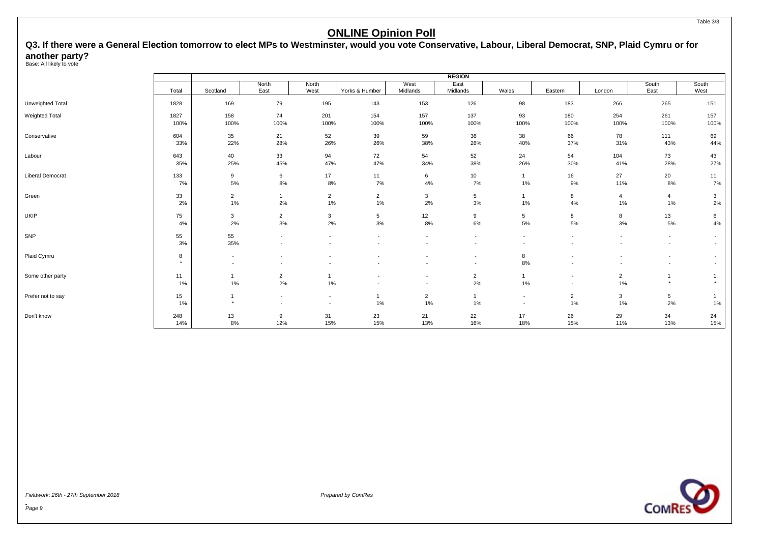## ONLINE Opinion Poll

### Q3. If there were a General Election tomorrow to elect MPs to Westminster, would you vote Conservative, Labour, Liberal Democrat, SNP, Plaid Cymru or for another party?

Base: All likely to vote

| | | REGION | | | | | | | | | | | |
|---|---|---|---|---|---|---|---|---|---|---|---|---|---|
| | Total | Scotland | North East | North West | Yorks & Humber | West Midlands | East Midlands | Wales | Eastern | London | South East | South West |
| Unweighted Total | 1828 | 169 | 79 | 195 | 143 | 153 | 126 | 98 | 183 | 266 | 265 | 151 |
| Weighted Total | 1827 | 158 | 74 | 201 | 154 | 157 | 137 | 93 | 180 | 254 | 261 | 157 |
| | 100% | 100% | 100% | 100% | 100% | 100% | 100% | 100% | 100% | 100% | 100% | 100% |
| Conservative | 604 | 35 | 21 | 52 | 39 | 59 | 36 | 38 | 66 | 78 | 111 | 69 |
| | 33% | 22% | 28% | 26% | 26% | 38% | 26% | 40% | 37% | 31% | 43% | 44% |
| Labour | 643 | 40 | 33 | 94 | 72 | 54 | 52 | 24 | 54 | 104 | 73 | 43 |
| | 35% | 25% | 45% | 47% | 47% | 34% | 38% | 26% | 30% | 41% | 28% | 27% |
| Liberal Democrat | 133 | 9 | 6 | 17 | 11 | 6 | 10 | 1 | 16 | 27 | 20 | 11 |
| | 7% | 5% | 8% | 8% | 7% | 4% | 7% | 1% | 9% | 11% | 8% | 7% |
| Green | 33 | 2 | 1 | 2 | 2 | 3 | 5 | 1 | 8 | 4 | 4 | 3 |
| | 2% | 1% | 2% | 1% | 1% | 2% | 3% | 1% | 4% | 1% | 1% | 2% |
| UKIP | 75 | 3 | 2 | 3 | 5 | 12 | 9 | 5 | 8 | 8 | 13 | 6 |
| | 4% | 2% | 3% | 2% | 3% | 8% | 6% | 5% | 5% | 3% | 5% | 4% |
| SNP | 55 | 55 | - | - | - | - | - | - | - | - | - | - |
| | 3% | 35% | - | - | - | - | - | - | - | - | - | - |
| Plaid Cymru | 8 | - | - | - | - | - | - | 8 | - | - | - | - |
| | * | - | - | - | - | - | - | 8% | - | - | - | - |
| Some other party | 11 | 1 | 2 | 1 | - | - | 2 | 1 | - | 2 | 1 | 1 |
| | 1% | 1% | 2% | 1% | - | - | 2% | 1% | - | 1% | * | * |
| Prefer not to say | 15 | 1 | - | - | 1 | 2 | 1 | - | 2 | 3 | 5 | 1 |
| | 1% | * | - | - | 1% | 1% | 1% | - | 1% | 1% | 2% | 1% |
| Don't know | 248 | 13 | 9 | 31 | 23 | 21 | 22 | 17 | 26 | 29 | 34 | 24 |
| | 14% | 8% | 12% | 15% | 15% | 13% | 16% | 18% | 15% | 11% | 13% | 15% |

*Fieldwork: 26th - 27th September 2018*

*Prepared by ComRes*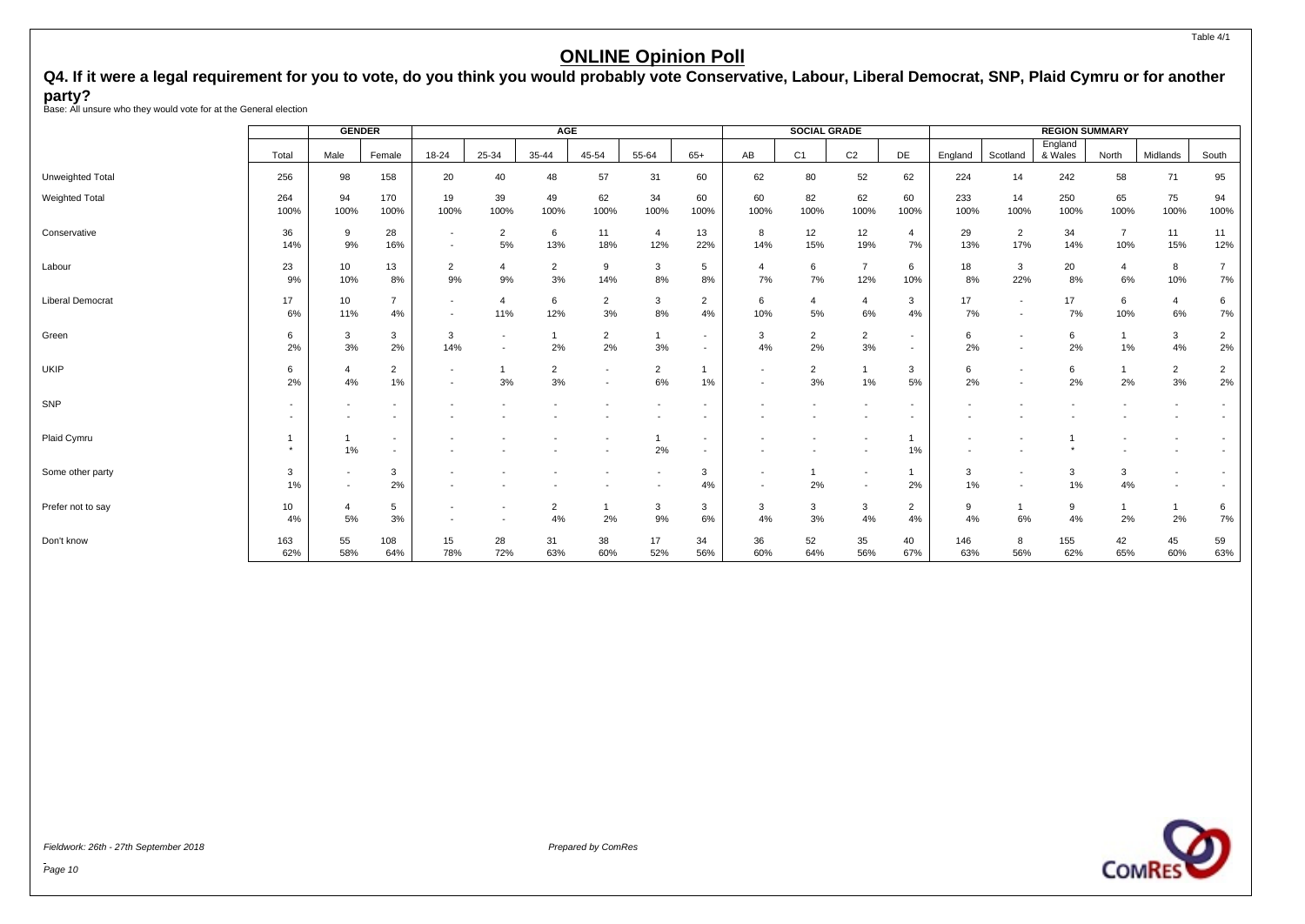# ONLINE Opinion Poll

## Q4. If it were a legal requirement for you to vote, do you think you would probably vote Conservative, Labour, Liberal Democrat, SNP, Plaid Cymru or for another party?

Base: All unsure who they would vote for at the General election

| | | GENDER | | AGE | | | | | | SOCIAL GRADE | | | | REGION SUMMARY | | | | | |
|---|---|---|---|---|---|---|---|---|---|---|---|---|---|---|---|---|---|---|---|
| | Total | Male | Female | 18-24 | 25-34 | 35-44 | 45-54 | 55-64 | 65+ | AB | C1 | C2 | DE | England | Scotland | England & Wales | North | Midlands | South |
| Unweighted Total | 256 | 98 | 158 | 20 | 40 | 48 | 57 | 31 | 60 | 62 | 80 | 52 | 62 | 224 | 14 | 242 | 58 | 71 | 95 |
| Weighted Total | 264 | 94 | 170 | 19 | 39 | 49 | 62 | 34 | 60 | 60 | 82 | 62 | 60 | 233 | 14 | 250 | 65 | 75 | 94 |
| | 100% | 100% | 100% | 100% | 100% | 100% | 100% | 100% | 100% | 100% | 100% | 100% | 100% | 100% | 100% | 100% | 100% | 100% | 100% |
| Conservative | 36 | 9 | 28 | - | 2 | 6 | 11 | 4 | 13 | 8 | 12 | 12 | 4 | 29 | 2 | 34 | 7 | 11 | 11 |
| | 14% | 9% | 16% | - | 5% | 13% | 18% | 12% | 22% | 14% | 15% | 19% | 7% | 13% | 17% | 14% | 10% | 15% | 12% |
| Labour | 23 | 10 | 13 | 2 | 4 | 2 | 9 | 3 | 5 | 4 | 6 | 7 | 6 | 18 | 3 | 20 | 4 | 8 | 7 |
| | 9% | 10% | 8% | 9% | 9% | 3% | 14% | 8% | 8% | 7% | 7% | 12% | 10% | 8% | 22% | 8% | 6% | 10% | 7% |
| Liberal Democrat | 17 | 10 | 7 | - | 4 | 6 | 2 | 3 | 2 | 6 | 4 | 4 | 3 | 17 | - | 17 | 6 | 4 | 6 |
| | 6% | 11% | 4% | - | 11% | 12% | 3% | 8% | 4% | 10% | 5% | 6% | 4% | 7% | - | 7% | 10% | 6% | 7% |
| Green | 6 | 3 | 3 | 3 | - | 1 | 2 | 1 | - | 3 | 2 | 2 | - | 6 | - | 6 | 1 | 3 | 2 |
| | 2% | 3% | 2% | 14% | - | 2% | 2% | 3% | - | 4% | 2% | 3% | - | 2% | - | 2% | 1% | 4% | 2% |
| UKIP | 6 | 4 | 2 | - | 1 | 2 | - | 2 | 1 | - | 2 | 1 | 3 | 6 | - | 6 | 1 | 2 | 2 |
| | 2% | 4% | 1% | - | 3% | 3% | - | 6% | 1% | - | 3% | 1% | 5% | 2% | - | 2% | 2% | 3% | 2% |
| SNP | - | - | - | - | - | - | - | - | - | - | - | - | - | - | - | - | - | - | - |
| | - | - | - | - | - | - | - | - | - | - | - | - | - | - | - | - | - | - | - |
| Plaid Cymru | 1 | 1 | - | - | - | - | - | 1 | - | - | - | - | 1 | - | - | 1 | - | - | - |
| | * | 1% | - | - | - | - | - | 2% | - | - | - | - | 1% | - | - | * | - | - | - |
| Some other party | 3 | - | 3 | - | - | - | - | - | 3 | - | 1 | - | 1 | 3 | - | 3 | 3 | - | - |
| | 1% | - | 2% | - | - | - | - | - | 4% | - | 2% | - | 2% | 1% | - | 1% | 4% | - | - |
| Prefer not to say | 10 | 4 | 5 | - | - | 2 | 1 | 3 | 3 | 3 | 3 | 3 | 2 | 9 | 1 | 9 | 1 | 1 | 6 |
| | 4% | 5% | 3% | - | - | 4% | 2% | 9% | 6% | 4% | 3% | 4% | 4% | 4% | 6% | 4% | 2% | 2% | 7% |
| Don't know | 163 | 55 | 108 | 15 | 28 | 31 | 38 | 17 | 34 | 36 | 52 | 35 | 40 | 146 | 8 | 155 | 42 | 45 | 59 |
| | 62% | 58% | 64% | 78% | 72% | 63% | 60% | 52% | 56% | 60% | 64% | 56% | 67% | 63% | 56% | 62% | 65% | 60% | 63% |

*Fieldwork: 26th - 27th September 2018*

*Prepared by ComRes*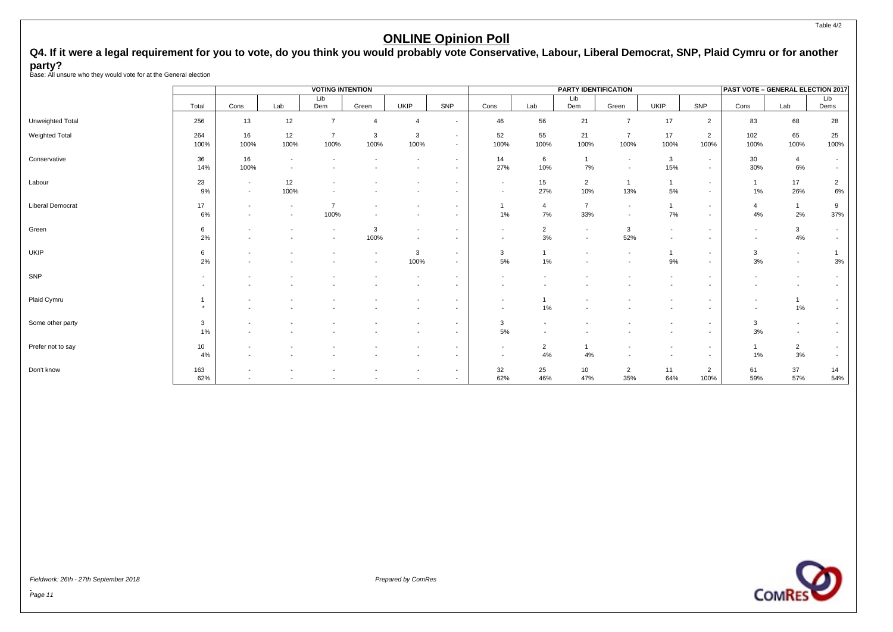# ONLINE Opinion Poll

## Q4. If it were a legal requirement for you to vote, do you think you would probably vote Conservative, Labour, Liberal Democrat, SNP, Plaid Cymru or for another party?

Base: All unsure who they would vote for at the General election

| | | VOTING INTENTION | | | | | | PARTY IDENTIFICATION | | | | | | PAST VOTE – GENERAL ELECTION 2017 | | |
|---|---|---|---|---|---|---|---|---|---|---|---|---|---|---|---|---|
| | Total | Cons | Lab | Lib Dem | Green | UKIP | SNP | Cons | Lab | Lib Dem | Green | UKIP | SNP | Cons | Lab | Lib Dems |
| Unweighted Total | 256 | 13 | 12 | 7 | 4 | 4 | - | 46 | 56 | 21 | 7 | 17 | 2 | 83 | 68 | 28 |
| Weighted Total | 264 | 16 | 12 | 7 | 3 | 3 | - | 52 | 55 | 21 | 7 | 17 | 2 | 102 | 65 | 25 |
| | 100% | 100% | 100% | 100% | 100% | 100% | - | 100% | 100% | 100% | 100% | 100% | 100% | 100% | 100% | 100% |
| Conservative | 36 | 16 | - | - | - | - | - | 14 | 6 | 1 | - | 3 | - | 30 | 4 | - |
| | 14% | 100% | - | - | - | - | - | 27% | 10% | 7% | - | 15% | - | 30% | 6% | - |
| Labour | 23 | - | 12 | - | - | - | - | - | 15 | 2 | 1 | 1 | - | 1 | 17 | 2 |
| | 9% | - | 100% | - | - | - | - | - | 27% | 10% | 13% | 5% | - | 1% | 26% | 6% |
| Liberal Democrat | 17 | - | - | 7 | - | - | - | 1 | 4 | 7 | - | 1 | - | 4 | 1 | 9 |
| | 6% | - | - | 100% | - | - | - | 1% | 7% | 33% | - | 7% | - | 4% | 2% | 37% |
| Green | 6 | - | - | - | 3 | - | - | - | 2 | - | 3 | - | - | - | 3 | - |
| | 2% | - | - | - | 100% | - | - | - | 3% | - | 52% | - | - | - | 4% | - |
| UKIP | 6 | - | - | - | - | 3 | - | 3 | 1 | - | - | 1 | - | 3 | - | 1 |
| | 2% | - | - | - | - | 100% | - | 5% | 1% | - | - | 9% | - | 3% | - | 3% |
| SNP | - | - | - | - | - | - | - | - | - | - | - | - | - | - | - | - |
| | - | - | - | - | - | - | - | - | - | - | - | - | - | - | - | - |
| Plaid Cymru | 1 | - | - | - | - | - | - | - | 1 | - | - | - | - | - | 1 | - |
| | * | - | - | - | - | - | - | - | 1% | - | - | - | - | - | 1% | - |
| Some other party | 3 | - | - | - | - | - | - | 3 | - | - | - | - | - | 3 | - | - |
| | 1% | - | - | - | - | - | - | 5% | - | - | - | - | - | 3% | - | - |
| Prefer not to say | 10 | - | - | - | - | - | - | - | 2 | 1 | - | - | - | 1 | 2 | - |
| | 4% | - | - | - | - | - | - | - | 4% | 4% | - | - | - | 1% | 3% | - |
| Don't know | 163 | - | - | - | - | - | - | 32 | 25 | 10 | 2 | 11 | 2 | 61 | 37 | 14 |
| | 62% | - | - | - | - | - | - | 62% | 46% | 47% | 35% | 64% | 100% | 59% | 57% | 54% |

Fieldwork: 26th - 27th September 2018

Prepared by ComRes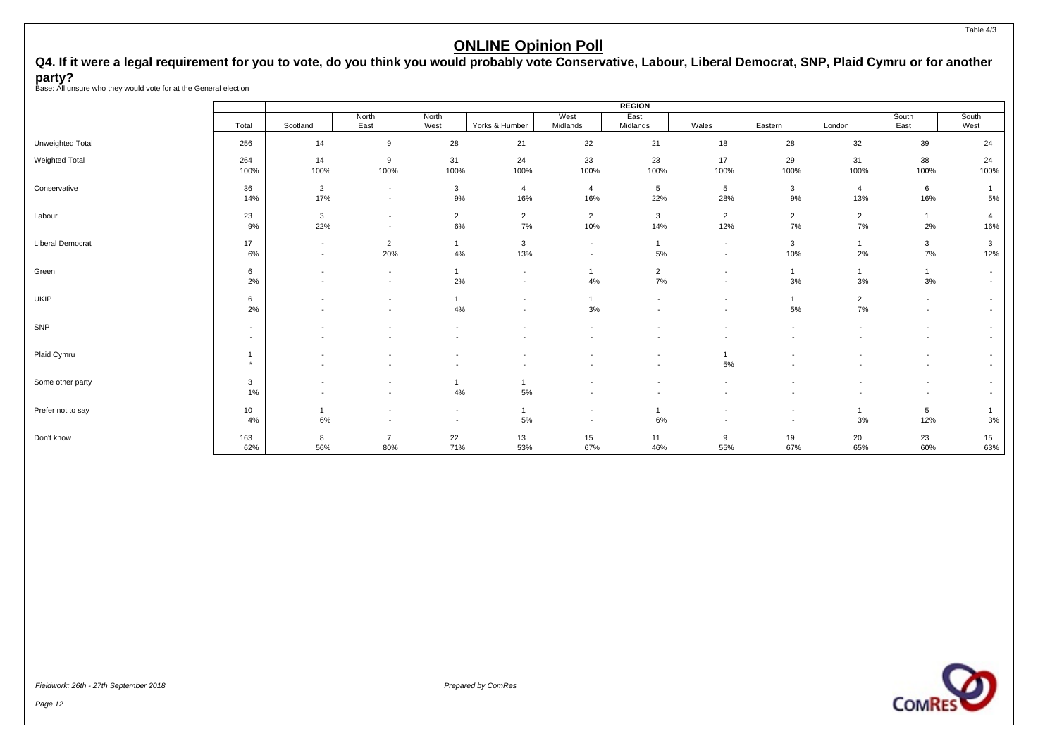# ONLINE Opinion Poll

## Q4. If it were a legal requirement for you to vote, do you think you would probably vote Conservative, Labour, Liberal Democrat, SNP, Plaid Cymru or for another party?

Base: All unsure who they would vote for at the General election

| | | REGION | | | | | | | | | | |
|---|---|---|---|---|---|---|---|---|---|---|---|---|
| | Total | Scotland | North East | North West | Yorks & Humber | West Midlands | East Midlands | Wales | Eastern | London | South East | South West |
| Unweighted Total | 256 | 14 | 9 | 28 | 21 | 22 | 21 | 18 | 28 | 32 | 39 | 24 |
| Weighted Total | 264 | 14 | 9 | 31 | 24 | 23 | 23 | 17 | 29 | 31 | 38 | 24 |
| | 100% | 100% | 100% | 100% | 100% | 100% | 100% | 100% | 100% | 100% | 100% | 100% |
| Conservative | 36 | 2 | - | 3 | 4 | 4 | 5 | 5 | 3 | 4 | 6 | 1 |
| | 14% | 17% | - | 9% | 16% | 16% | 22% | 28% | 9% | 13% | 16% | 5% |
| Labour | 23 | 3 | - | 2 | 2 | 2 | 3 | 2 | 2 | 2 | 1 | 4 |
| | 9% | 22% | - | 6% | 7% | 10% | 14% | 12% | 7% | 7% | 2% | 16% |
| Liberal Democrat | 17 | - | 2 | 1 | 3 | - | 1 | - | 3 | 1 | 3 | 3 |
| | 6% | - | 20% | 4% | 13% | - | 5% | - | 10% | 2% | 7% | 12% |
| Green | 6 | - | - | 1 | - | 1 | 2 | - | 1 | 1 | 1 | - |
| | 2% | - | - | 2% | - | 4% | 7% | - | 3% | 3% | 3% | - |
| UKIP | 6 | - | - | 1 | - | 1 | - | - | 1 | 2 | - | - |
| | 2% | - | - | 4% | - | 3% | - | - | 5% | 7% | - | - |
| SNP | - | - | - | - | - | - | - | - | - | - | - | - |
| | - | - | - | - | - | - | - | - | - | - | - | - |
| Plaid Cymru | 1 | - | - | - | - | - | - | 1 | - | - | - | - |
| | * | - | - | - | - | - | - | 5% | - | - | - | - |
| Some other party | 3 | - | - | 1 | 1 | - | - | - | - | - | - | - |
| | 1% | - | - | 4% | 5% | - | - | - | - | - | - | - |
| Prefer not to say | 10 | 1 | - | - | 1 | - | 1 | - | - | 1 | 5 | 1 |
| | 4% | 6% | - | - | 5% | - | 6% | - | - | 3% | 12% | 3% |
| Don't know | 163 | 8 | 7 | 22 | 13 | 15 | 11 | 9 | 19 | 20 | 23 | 15 |
| | 62% | 56% | 80% | 71% | 53% | 67% | 46% | 55% | 67% | 65% | 60% | 63% |

Fieldwork: 26th - 27th September 2018

Prepared by ComRes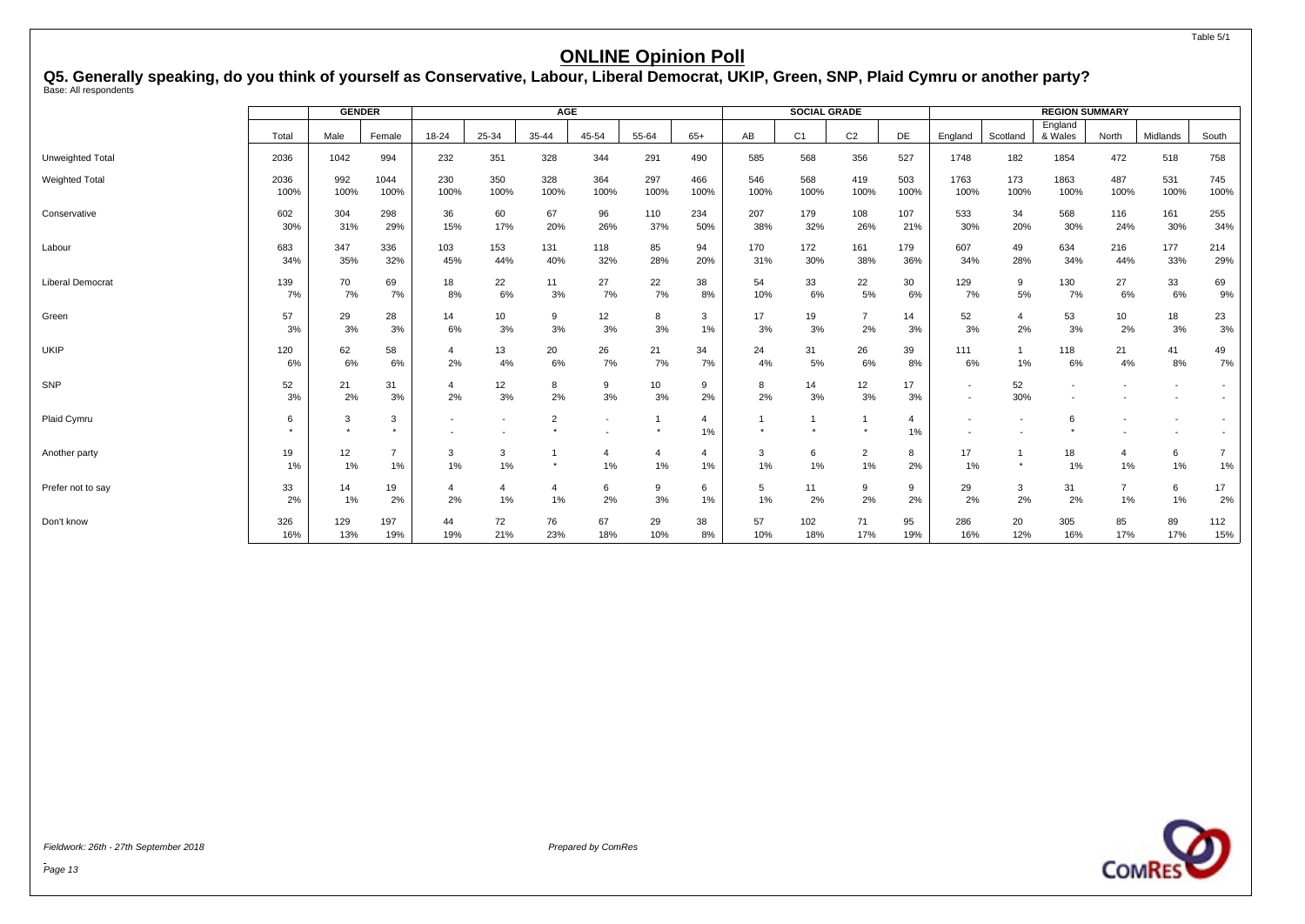Table 5/1

# ONLINE Opinion Poll

## Q5. Generally speaking, do you think of yourself as Conservative, Labour, Liberal Democrat, UKIP, Green, SNP, Plaid Cymru or another party?

Base: All respondents

| | | GENDER | | AGE | | | | | | SOCIAL GRADE | | | | REGION SUMMARY | | | | | |
|---|---|---|---|---|---|---|---|---|---|---|---|---|---|---|---|---|---|---|---|
| | Total | Male | Female | 18-24 | 25-34 | 35-44 | 45-54 | 55-64 | 65+ | AB | C1 | C2 | DE | England | Scotland | England & Wales | North | Midlands | South |
| Unweighted Total | 2036 | 1042 | 994 | 232 | 351 | 328 | 344 | 291 | 490 | 585 | 568 | 356 | 527 | 1748 | 182 | 1854 | 472 | 518 | 758 |
| Weighted Total | 2036 | 992 | 1044 | 230 | 350 | 328 | 364 | 297 | 466 | 546 | 568 | 419 | 503 | 1763 | 173 | 1863 | 487 | 531 | 745 |
| | 100% | 100% | 100% | 100% | 100% | 100% | 100% | 100% | 100% | 100% | 100% | 100% | 100% | 100% | 100% | 100% | 100% | 100% | 100% |
| Conservative | 602 | 304 | 298 | 36 | 60 | 67 | 96 | 110 | 234 | 207 | 179 | 108 | 107 | 533 | 34 | 568 | 116 | 161 | 255 |
| | 30% | 31% | 29% | 15% | 17% | 20% | 26% | 37% | 50% | 38% | 32% | 26% | 21% | 30% | 20% | 30% | 24% | 30% | 34% |
| Labour | 683 | 347 | 336 | 103 | 153 | 131 | 118 | 85 | 94 | 170 | 172 | 161 | 179 | 607 | 49 | 634 | 216 | 177 | 214 |
| | 34% | 35% | 32% | 45% | 44% | 40% | 32% | 28% | 20% | 31% | 30% | 38% | 36% | 34% | 28% | 34% | 44% | 33% | 29% |
| Liberal Democrat | 139 | 70 | 69 | 18 | 22 | 11 | 27 | 22 | 38 | 54 | 33 | 22 | 30 | 129 | 9 | 130 | 27 | 33 | 69 |
| | 7% | 7% | 7% | 8% | 6% | 3% | 7% | 7% | 8% | 10% | 6% | 5% | 6% | 7% | 5% | 7% | 6% | 6% | 9% |
| Green | 57 | 29 | 28 | 14 | 10 | 9 | 12 | 8 | 3 | 17 | 19 | 7 | 14 | 52 | 4 | 53 | 10 | 18 | 23 |
| | 3% | 3% | 3% | 6% | 3% | 3% | 3% | 3% | 1% | 3% | 3% | 2% | 3% | 3% | 2% | 3% | 2% | 3% | 3% |
| UKIP | 120 | 62 | 58 | 4 | 13 | 20 | 26 | 21 | 34 | 24 | 31 | 26 | 39 | 111 | 1 | 118 | 21 | 41 | 49 |
| | 6% | 6% | 6% | 2% | 4% | 6% | 7% | 7% | 7% | 4% | 5% | 6% | 8% | 6% | 1% | 6% | 4% | 8% | 7% |
| SNP | 52 | 21 | 31 | 4 | 12 | 8 | 9 | 10 | 9 | 8 | 14 | 12 | 17 | - | 52 | - | - | - | - |
| | 3% | 2% | 3% | 2% | 3% | 2% | 3% | 3% | 2% | 2% | 3% | 3% | 3% | - | 30% | - | - | - | - |
| Plaid Cymru | 6 | 3 | 3 | - | - | 2 | - | 1 | 4 | 1 | 1 | 1 | 4 | - | - | 6 | - | - | - |
| | * | * | * | - | - | * | - | * | 1% | * | * | * | 1% | - | - | * | - | - | - |
| Another party | 19 | 12 | 7 | 3 | 3 | 1 | 4 | 4 | 4 | 3 | 6 | 2 | 8 | 17 | 1 | 18 | 4 | 6 | 7 |
| | 1% | 1% | 1% | 1% | 1% | * | 1% | 1% | 1% | 1% | 1% | 1% | 2% | 1% | * | 1% | 1% | 1% | 1% |
| Prefer not to say | 33 | 14 | 19 | 4 | 4 | 4 | 6 | 9 | 6 | 5 | 11 | 9 | 9 | 29 | 3 | 31 | 7 | 6 | 17 |
| | 2% | 1% | 2% | 2% | 1% | 1% | 2% | 3% | 1% | 1% | 2% | 2% | 2% | 2% | 2% | 2% | 1% | 1% | 2% |
| Don't know | 326 | 129 | 197 | 44 | 72 | 76 | 67 | 29 | 38 | 57 | 102 | 71 | 95 | 286 | 20 | 305 | 85 | 89 | 112 |
| | 16% | 13% | 19% | 19% | 21% | 23% | 18% | 10% | 8% | 10% | 18% | 17% | 19% | 16% | 12% | 16% | 17% | 17% | 15% |

*Fieldwork: 26th - 27th September 2018*

*Prepared by ComRes*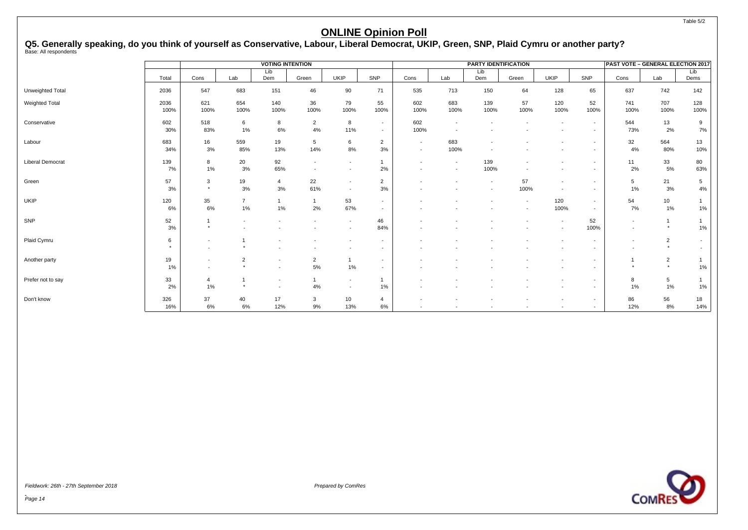Table 5/2

# ONLINE Opinion Poll

## Q5. Generally speaking, do you think of yourself as Conservative, Labour, Liberal Democrat, UKIP, Green, SNP, Plaid Cymru or another party?

Base: All respondents

| | | VOTING INTENTION | | | | | | PARTY IDENTIFICATION | | | | | | PAST VOTE – GENERAL ELECTION 2017 | | |
|---|---|---|---|---|---|---|---|---|---|---|---|---|---|---|---|---|
| | Total | Cons | Lab | Lib Dem | Green | UKIP | SNP | Cons | Lab | Lib Dem | Green | UKIP | SNP | Cons | Lab | Lib Dems |
| Unweighted Total | 2036 | 547 | 683 | 151 | 46 | 90 | 71 | 535 | 713 | 150 | 64 | 128 | 65 | 637 | 742 | 142 |
| Weighted Total | 2036 | 621 | 654 | 140 | 36 | 79 | 55 | 602 | 683 | 139 | 57 | 120 | 52 | 741 | 707 | 128 |
| | 100% | 100% | 100% | 100% | 100% | 100% | 100% | 100% | 100% | 100% | 100% | 100% | 100% | 100% | 100% | 100% |
| Conservative | 602 | 518 | 6 | 8 | 2 | 8 | - | 602 | - | - | - | - | - | 544 | 13 | 9 |
| | 30% | 83% | 1% | 6% | 4% | 11% | - | 100% | - | - | - | - | - | 73% | 2% | 7% |
| Labour | 683 | 16 | 559 | 19 | 5 | 6 | 2 | - | 683 | - | - | - | - | 32 | 564 | 13 |
| | 34% | 3% | 85% | 13% | 14% | 8% | 3% | - | 100% | - | - | - | - | 4% | 80% | 10% |
| Liberal Democrat | 139 | 8 | 20 | 92 | - | - | 1 | - | - | 139 | - | - | - | 11 | 33 | 80 |
| | 7% | 1% | 3% | 65% | - | - | 2% | - | - | 100% | - | - | - | 2% | 5% | 63% |
| Green | 57 | 3 | 19 | 4 | 22 | - | 2 | - | - | - | 57 | - | - | 5 | 21 | 5 |
| | 3% | * | 3% | 3% | 61% | - | 3% | - | - | - | 100% | - | - | 1% | 3% | 4% |
| UKIP | 120 | 35 | 7 | 1 | 1 | 53 | - | - | - | - | - | 120 | - | 54 | 10 | 1 |
| | 6% | 6% | 1% | 1% | 2% | 67% | - | - | - | - | - | 100% | - | 7% | 1% | 1% |
| SNP | 52 | 1 | - | - | - | - | 46 | - | - | - | - | - | 52 | - | 1 | 1 |
| | 3% | * | - | - | - | - | 84% | - | - | - | - | - | 100% | - | * | 1% |
| Plaid Cymru | 6 | - | 1 | - | - | - | - | - | - | - | - | - | - | - | 2 | - |
| | * | - | * | - | - | - | - | - | - | - | - | - | - | - | * | - |
| Another party | 19 | - | 2 | - | 2 | 1 | - | - | - | - | - | - | - | 1 | 2 | 1 |
| | 1% | - | * | - | 5% | 1% | - | - | - | - | - | - | - | * | * | 1% |
| Prefer not to say | 33 | 4 | 1 | - | 1 | - | 1 | - | - | - | - | - | - | 8 | 5 | 1 |
| | 2% | 1% | * | - | 4% | - | 1% | - | - | - | - | - | - | 1% | 1% | 1% |
| Don't know | 326 | 37 | 40 | 17 | 3 | 10 | 4 | - | - | - | - | - | - | 86 | 56 | 18 |
| | 16% | 6% | 6% | 12% | 9% | 13% | 6% | - | - | - | - | - | - | 12% | 8% | 14% |

*Fieldwork: 26th - 27th September 2018*

*Prepared by ComRes*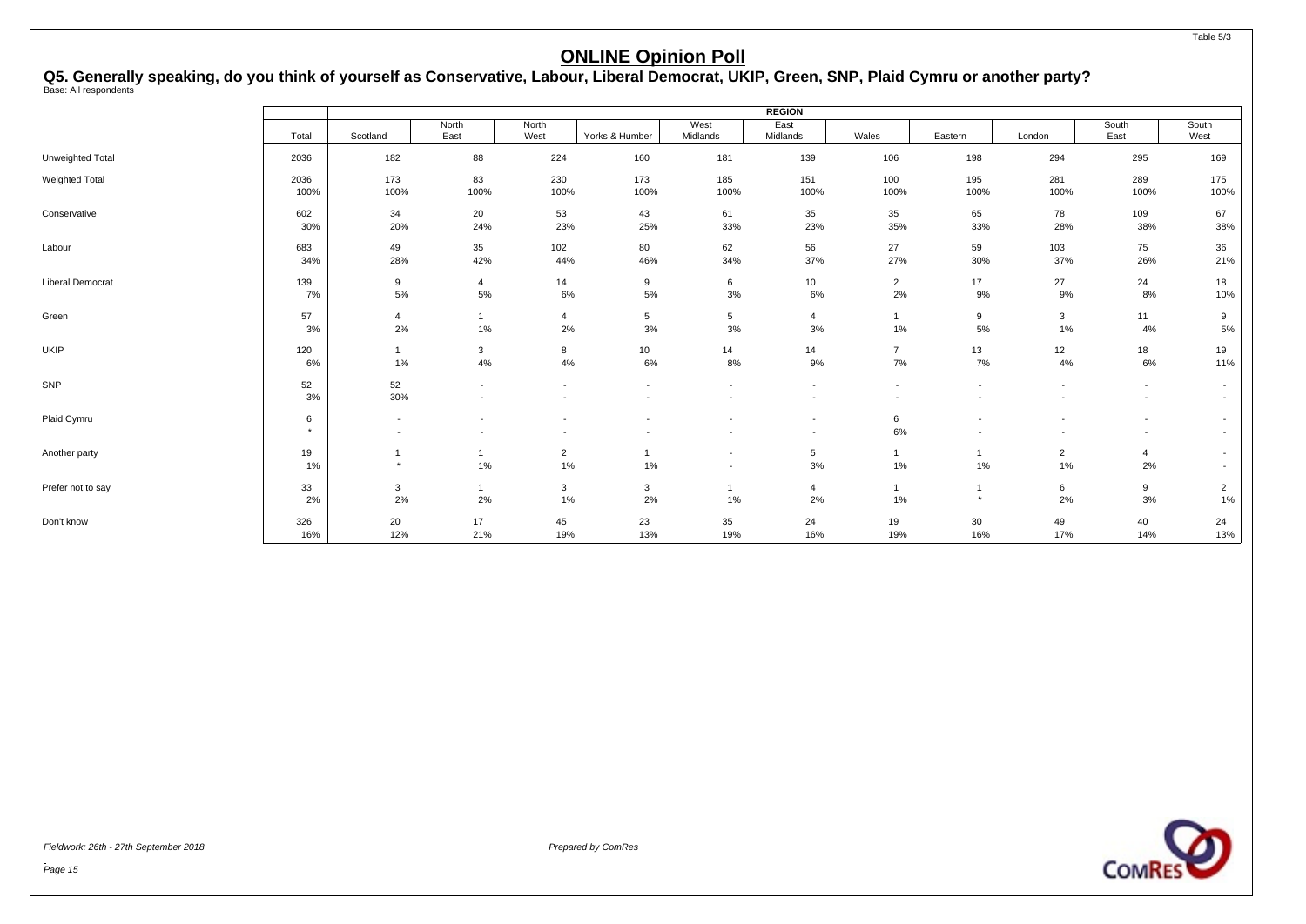# ONLINE Opinion Poll

## Q5. Generally speaking, do you think of yourself as Conservative, Labour, Liberal Democrat, UKIP, Green, SNP, Plaid Cymru or another party?

Base: All respondents

| | | REGION | | | | | | | | | | |
|---|---|---|---|---|---|---|---|---|---|---|---|---|
| | Total | Scotland | North East | North West | Yorks & Humber | West Midlands | East Midlands | Wales | Eastern | London | South East | South West |
| Unweighted Total | 2036 | 182 | 88 | 224 | 160 | 181 | 139 | 106 | 198 | 294 | 295 | 169 |
| Weighted Total | 2036 | 173 | 83 | 230 | 173 | 185 | 151 | 100 | 195 | 281 | 289 | 175 |
| | 100% | 100% | 100% | 100% | 100% | 100% | 100% | 100% | 100% | 100% | 100% | 100% |
| Conservative | 602 | 34 | 20 | 53 | 43 | 61 | 35 | 35 | 65 | 78 | 109 | 67 |
| | 30% | 20% | 24% | 23% | 25% | 33% | 23% | 35% | 33% | 28% | 38% | 38% |
| Labour | 683 | 49 | 35 | 102 | 80 | 62 | 56 | 27 | 59 | 103 | 75 | 36 |
| | 34% | 28% | 42% | 44% | 46% | 34% | 37% | 27% | 30% | 37% | 26% | 21% |
| Liberal Democrat | 139 | 9 | 4 | 14 | 9 | 6 | 10 | 2 | 17 | 27 | 24 | 18 |
| | 7% | 5% | 5% | 6% | 5% | 3% | 6% | 2% | 9% | 9% | 8% | 10% |
| Green | 57 | 4 | 1 | 4 | 5 | 5 | 4 | 1 | 9 | 3 | 11 | 9 |
| | 3% | 2% | 1% | 2% | 3% | 3% | 3% | 1% | 5% | 1% | 4% | 5% |
| UKIP | 120 | 1 | 3 | 8 | 10 | 14 | 14 | 7 | 13 | 12 | 18 | 19 |
| | 6% | 1% | 4% | 4% | 6% | 8% | 9% | 7% | 7% | 4% | 6% | 11% |
| SNP | 52 | 52 | - | - | - | - | - | - | - | - | - | - |
| | 3% | 30% | - | - | - | - | - | - | - | - | - | - |
| Plaid Cymru | 6 | - | - | - | - | - | - | 6 | - | - | - | - |
| | * | - | - | - | - | - | - | 6% | - | - | - | - |
| Another party | 19 | 1 | 1 | 2 | 1 | - | 5 | 1 | 1 | 2 | 4 | - |
| | 1% | * | 1% | 1% | 1% | - | 3% | 1% | 1% | 1% | 2% | - |
| Prefer not to say | 33 | 3 | 1 | 3 | 3 | 1 | 4 | 1 | 1 | 6 | 9 | 2 |
| | 2% | 2% | 2% | 1% | 2% | 1% | 2% | 1% | * | 2% | 3% | 1% |
| Don't know | 326 | 20 | 17 | 45 | 23 | 35 | 24 | 19 | 30 | 49 | 40 | 24 |
| | 16% | 12% | 21% | 19% | 13% | 19% | 16% | 19% | 16% | 17% | 14% | 13% |

*Fieldwork: 26th - 27th September 2018*

*Prepared by ComRes*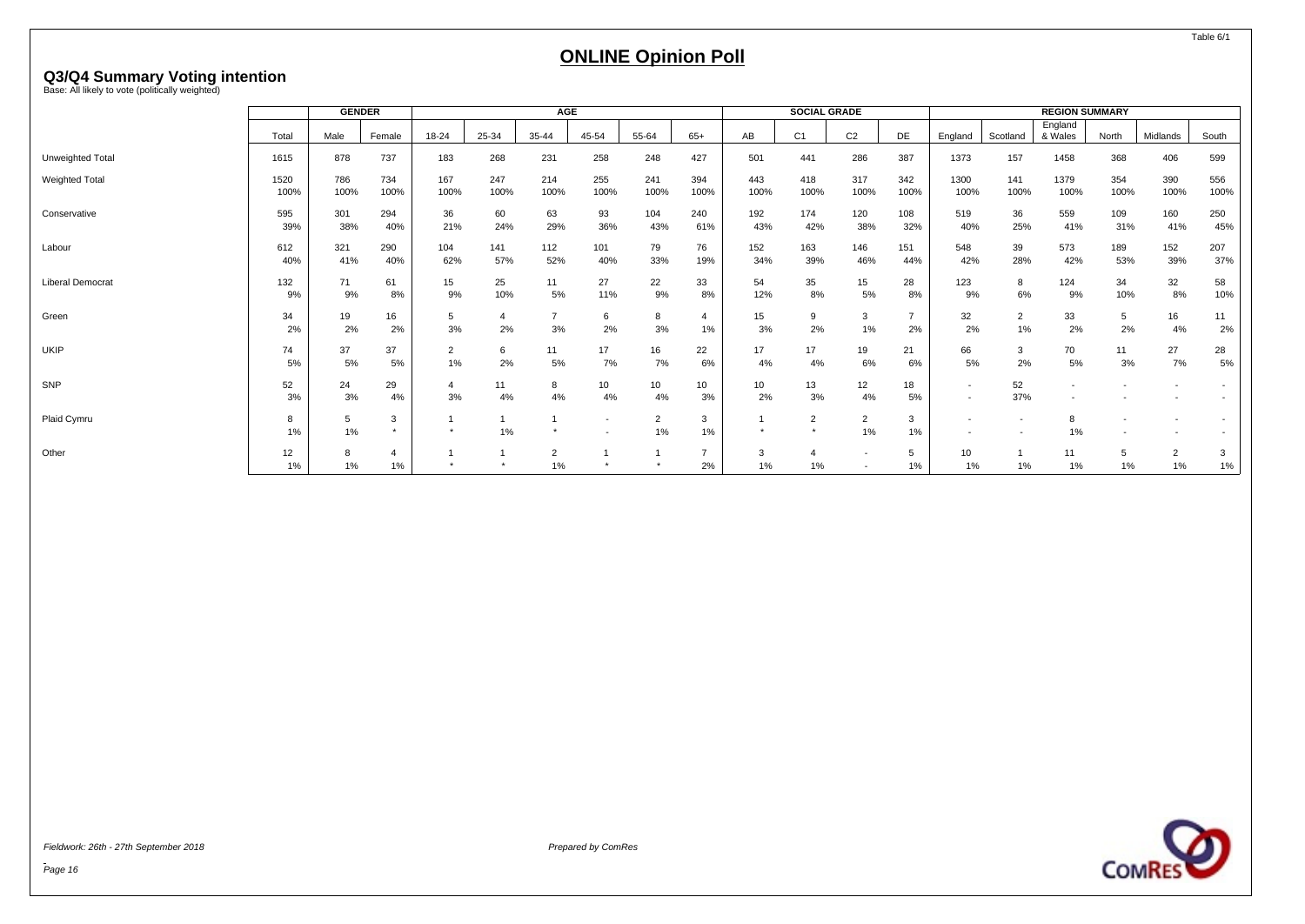## ONLINE Opinion Poll

# Q3/Q4 Summary Voting intention

Base: All likely to vote (politically weighted)

| | | GENDER | | AGE | | | | | | SOCIAL GRADE | | | | REGION SUMMARY | | | | | |
|---|---|---|---|---|---|---|---|---|---|---|---|---|---|---|---|---|---|---|---|
| | Total | Male | Female | 18-24 | 25-34 | 35-44 | 45-54 | 55-64 | 65+ | AB | C1 | C2 | DE | England | Scotland | England & Wales | North | Midlands | South |
| Unweighted Total | 1615 | 878 | 737 | 183 | 268 | 231 | 258 | 248 | 427 | 501 | 441 | 286 | 387 | 1373 | 157 | 1458 | 368 | 406 | 599 |
| Weighted Total | 1520 | 786 | 734 | 167 | 247 | 214 | 255 | 241 | 394 | 443 | 418 | 317 | 342 | 1300 | 141 | 1379 | 354 | 390 | 556 |
| | 100% | 100% | 100% | 100% | 100% | 100% | 100% | 100% | 100% | 100% | 100% | 100% | 100% | 100% | 100% | 100% | 100% | 100% | 100% |
| Conservative | 595 | 301 | 294 | 36 | 60 | 63 | 93 | 104 | 240 | 192 | 174 | 120 | 108 | 519 | 36 | 559 | 109 | 160 | 250 |
| | 39% | 38% | 40% | 21% | 24% | 29% | 36% | 43% | 61% | 43% | 42% | 38% | 32% | 40% | 25% | 41% | 31% | 41% | 45% |
| Labour | 612 | 321 | 290 | 104 | 141 | 112 | 101 | 79 | 76 | 152 | 163 | 146 | 151 | 548 | 39 | 573 | 189 | 152 | 207 |
| | 40% | 41% | 40% | 62% | 57% | 52% | 40% | 33% | 19% | 34% | 39% | 46% | 44% | 42% | 28% | 42% | 53% | 39% | 37% |
| Liberal Democrat | 132 | 71 | 61 | 15 | 25 | 11 | 27 | 22 | 33 | 54 | 35 | 15 | 28 | 123 | 8 | 124 | 34 | 32 | 58 |
| | 9% | 9% | 8% | 9% | 10% | 5% | 11% | 9% | 8% | 12% | 8% | 5% | 8% | 9% | 6% | 9% | 10% | 8% | 10% |
| Green | 34 | 19 | 16 | 5 | 4 | 7 | 6 | 8 | 4 | 15 | 9 | 3 | 7 | 32 | 2 | 33 | 5 | 16 | 11 |
| | 2% | 2% | 2% | 3% | 2% | 3% | 2% | 3% | 1% | 3% | 2% | 1% | 2% | 2% | 1% | 2% | 2% | 4% | 2% |
| UKIP | 74 | 37 | 37 | 2 | 6 | 11 | 17 | 16 | 22 | 17 | 17 | 19 | 21 | 66 | 3 | 70 | 11 | 27 | 28 |
| | 5% | 5% | 5% | 1% | 2% | 5% | 7% | 7% | 6% | 4% | 4% | 6% | 6% | 5% | 2% | 5% | 3% | 7% | 5% |
| SNP | 52 | 24 | 29 | 4 | 11 | 8 | 10 | 10 | 10 | 10 | 13 | 12 | 18 | - | 52 | - | - | - | - |
| | 3% | 3% | 4% | 3% | 4% | 4% | 4% | 4% | 3% | 2% | 3% | 4% | 5% | - | 37% | - | - | - | - |
| Plaid Cymru | 8 | 5 | 3 | 1 | 1 | 1 | - | 2 | 3 | 1 | 2 | 2 | 3 | - | - | 8 | - | - | - |
| | 1% | 1% | * | * | 1% | * | - | 1% | 1% | * | * | 1% | 1% | - | - | 1% | - | - | - |
| Other | 12 | 8 | 4 | 1 | 1 | 2 | 1 | 1 | 7 | 3 | 4 | - | 5 | 10 | 1 | 11 | 5 | 2 | 3 |
| | 1% | 1% | 1% | * | * | 1% | * | * | 2% | 1% | 1% | - | 1% | 1% | 1% | 1% | 1% | 1% | 1% |

*Fieldwork: 26th - 27th September 2018*

*Prepared by ComRes*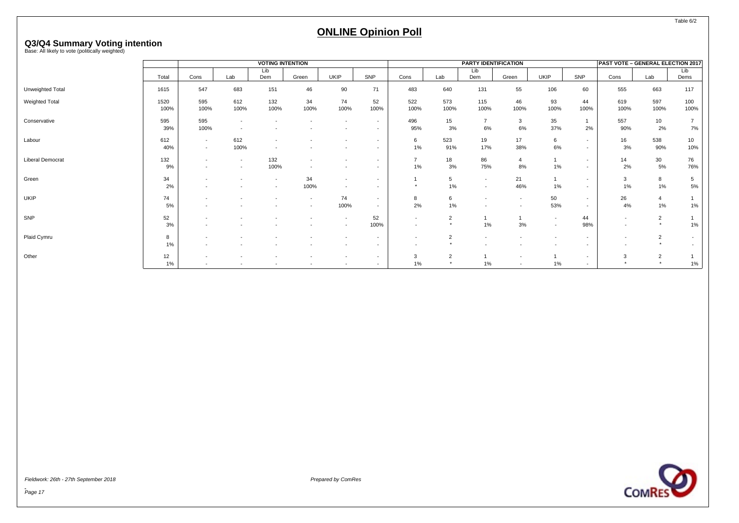Table 6/2

# ONLINE Opinion Poll

## Q3/Q4 Summary Voting intention

Base: All likely to vote (politically weighted)

| | | VOTING INTENTION | | | | | | PARTY IDENTIFICATION | | | | | | PAST VOTE – GENERAL ELECTION 2017 | | |
|---|---|---|---|---|---|---|---|---|---|---|---|---|---|---|---|---|
| | Total | Cons | Lab | Lib Dem | Green | UKIP | SNP | Cons | Lab | Lib Dem | Green | UKIP | SNP | Cons | Lab | Lib Dems |
| Unweighted Total | 1615 | 547 | 683 | 151 | 46 | 90 | 71 | 483 | 640 | 131 | 55 | 106 | 60 | 555 | 663 | 117 |
| Weighted Total | 1520 | 595 | 612 | 132 | 34 | 74 | 52 | 522 | 573 | 115 | 46 | 93 | 44 | 619 | 597 | 100 |
| | 100% | 100% | 100% | 100% | 100% | 100% | 100% | 100% | 100% | 100% | 100% | 100% | 100% | 100% | 100% | 100% |
| Conservative | 595 | 595 | - | - | - | - | - | 496 | 15 | 7 | 3 | 35 | 1 | 557 | 10 | 7 |
| | 39% | 100% | - | - | - | - | - | 95% | 3% | 6% | 6% | 37% | 2% | 90% | 2% | 7% |
| Labour | 612 | - | 612 | - | - | - | - | 6 | 523 | 19 | 17 | 6 | - | 16 | 538 | 10 |
| | 40% | - | 100% | - | - | - | - | 1% | 91% | 17% | 38% | 6% | - | 3% | 90% | 10% |
| Liberal Democrat | 132 | - | - | 132 | - | - | - | 7 | 18 | 86 | 4 | 1 | - | 14 | 30 | 76 |
| | 9% | - | - | 100% | - | - | - | 1% | 3% | 75% | 8% | 1% | - | 2% | 5% | 76% |
| Green | 34 | - | - | - | 34 | - | - | 1 | 5 | - | 21 | 1 | - | 3 | 8 | 5 |
| | 2% | - | - | - | 100% | - | - | * | 1% | - | 46% | 1% | - | 1% | 1% | 5% |
| UKIP | 74 | - | - | - | - | 74 | - | 8 | 6 | - | - | 50 | - | 26 | 4 | 1 |
| | 5% | - | - | - | - | 100% | - | 2% | 1% | - | - | 53% | - | 4% | 1% | 1% |
| SNP | 52 | - | - | - | - | - | 52 | - | 2 | 1 | 1 | - | 44 | - | 2 | 1 |
| | 3% | - | - | - | - | - | 100% | - | * | 1% | 3% | - | 98% | - | * | 1% |
| Plaid Cymru | 8 | - | - | - | - | - | - | - | 2 | - | - | - | - | - | 2 | - |
| | 1% | - | - | - | - | - | - | - | * | - | - | - | - | - | * | - |
| Other | 12 | - | - | - | - | - | - | 3 | 2 | 1 | - | 1 | - | 3 | 2 | 1 |
| | 1% | - | - | - | - | - | - | 1% | * | 1% | - | 1% | - | * | * | 1% |

*Fieldwork: 26th - 27th September 2018*

*Prepared by ComRes*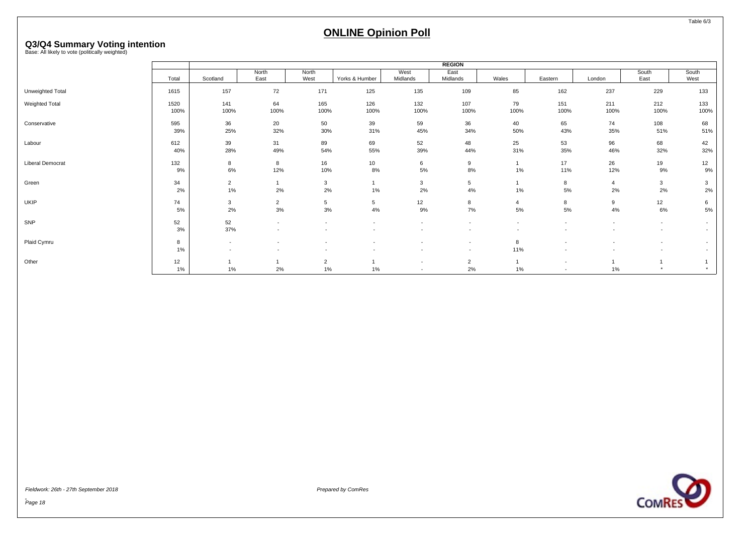Table 6/3

# ONLINE Opinion Poll

## Q3/Q4 Summary Voting intention

Base: All likely to vote (politically weighted)

| | | REGION | | | | | | | | | | |
|---|---|---|---|---|---|---|---|---|---|---|---|---|
| | Total | Scotland | North East | North West | Yorks & Humber | West Midlands | East Midlands | Wales | Eastern | London | South East | South West |
| Unweighted Total | 1615 | 157 | 72 | 171 | 125 | 135 | 109 | 85 | 162 | 237 | 229 | 133 |
| Weighted Total | 1520 | 141 | 64 | 165 | 126 | 132 | 107 | 79 | 151 | 211 | 212 | 133 |
| | 100% | 100% | 100% | 100% | 100% | 100% | 100% | 100% | 100% | 100% | 100% | 100% |
| Conservative | 595 | 36 | 20 | 50 | 39 | 59 | 36 | 40 | 65 | 74 | 108 | 68 |
| | 39% | 25% | 32% | 30% | 31% | 45% | 34% | 50% | 43% | 35% | 51% | 51% |
| Labour | 612 | 39 | 31 | 89 | 69 | 52 | 48 | 25 | 53 | 96 | 68 | 42 |
| | 40% | 28% | 49% | 54% | 55% | 39% | 44% | 31% | 35% | 46% | 32% | 32% |
| Liberal Democrat | 132 | 8 | 8 | 16 | 10 | 6 | 9 | 1 | 17 | 26 | 19 | 12 |
| | 9% | 6% | 12% | 10% | 8% | 5% | 8% | 1% | 11% | 12% | 9% | 9% |
| Green | 34 | 2 | 1 | 3 | 1 | 3 | 5 | 1 | 8 | 4 | 3 | 3 |
| | 2% | 1% | 2% | 2% | 1% | 2% | 4% | 1% | 5% | 2% | 2% | 2% |
| UKIP | 74 | 3 | 2 | 5 | 5 | 12 | 8 | 4 | 8 | 9 | 12 | 6 |
| | 5% | 2% | 3% | 3% | 4% | 9% | 7% | 5% | 5% | 4% | 6% | 5% |
| SNP | 52 | 52 | - | - | - | - | - | - | - | - | - | - |
| | 3% | 37% | - | - | - | - | - | - | - | - | - | - |
| Plaid Cymru | 8 | - | - | - | - | - | - | 8 | - | - | - | - |
| | 1% | - | - | - | - | - | - | 11% | - | - | - | - |
| Other | 12 | 1 | 1 | 2 | 1 | - | 2 | 1 | - | 1 | 1 | 1 |
| | 1% | 1% | 2% | 1% | 1% | - | 2% | 1% | - | 1% | * | * |

*Fieldwork: 26th - 27th September 2018*

*Prepared by ComRes*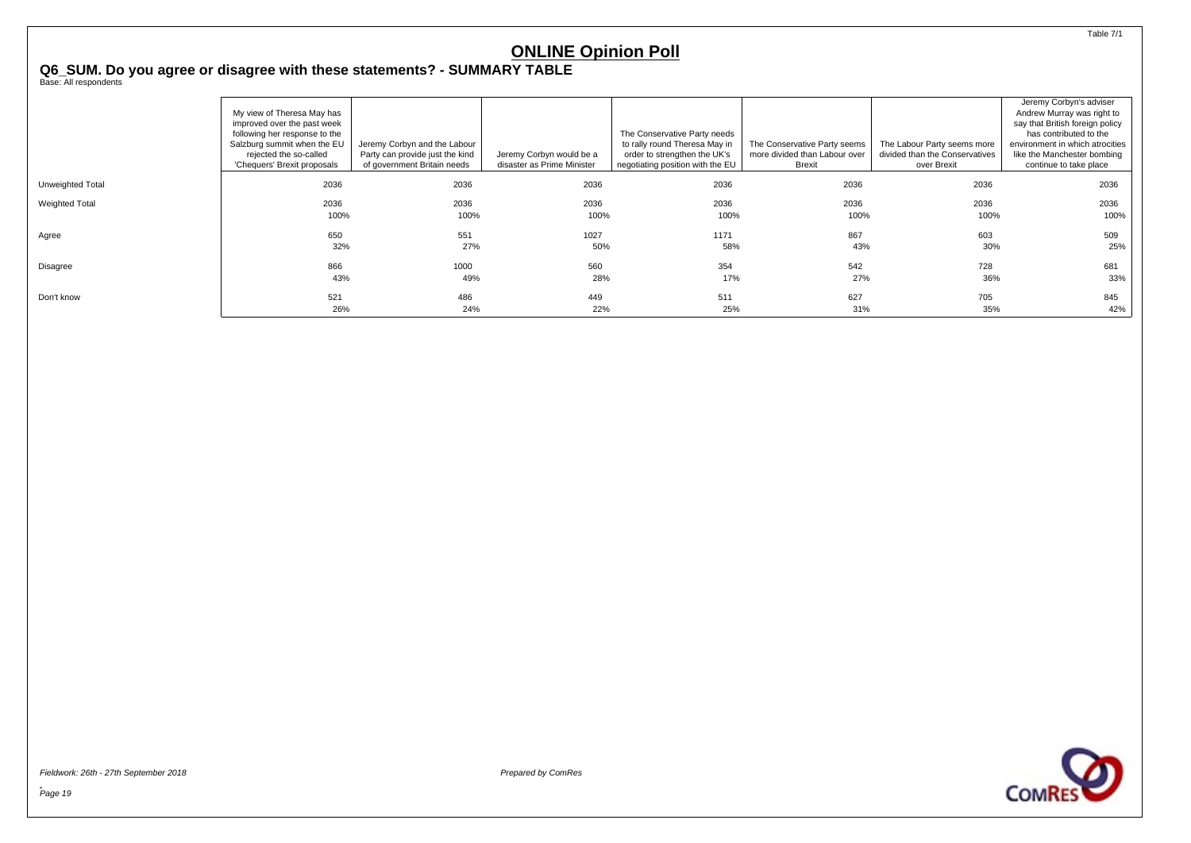# ONLINE Opinion Poll

## Q6_SUM. Do you agree or disagree with these statements? - SUMMARY TABLE

Base: All respondents

| | My view of Theresa May has improved over the past week following her response to the Salzburg summit when the EU rejected the so-called 'Chequers' Brexit proposals | Jeremy Corbyn and the Labour Party can provide just the kind of government Britain needs | Jeremy Corbyn would be a disaster as Prime Minister | The Conservative Party needs to rally round Theresa May in order to strengthen the UK's negotiating position with the EU | The Conservative Party seems more divided than Labour over Brexit | The Labour Party seems more divided than the Conservatives over Brexit | Jeremy Corbyn's adviser Andrew Murray was right to say that British foreign policy has contributed to the environment in which atrocities like the Manchester bombing continue to take place |
|---|---|---|---|---|---|---|---|
| Unweighted Total | 2036 | 2036 | 2036 | 2036 | 2036 | 2036 | 2036 |
| Weighted Total | 2036 | 2036 | 2036 | 2036 | 2036 | 2036 | 2036 |
| | 100% | 100% | 100% | 100% | 100% | 100% | 100% |
| Agree | 650 | 551 | 1027 | 1171 | 867 | 603 | 509 |
| | 32% | 27% | 50% | 58% | 43% | 30% | 25% |
| Disagree | 866 | 1000 | 560 | 354 | 542 | 728 | 681 |
| | 43% | 49% | 28% | 17% | 27% | 36% | 33% |
| Don't know | 521 | 486 | 449 | 511 | 627 | 705 | 845 |
| | 26% | 24% | 22% | 25% | 31% | 35% | 42% |

*Fieldwork: 26th - 27th September 2018*

*Prepared by ComRes*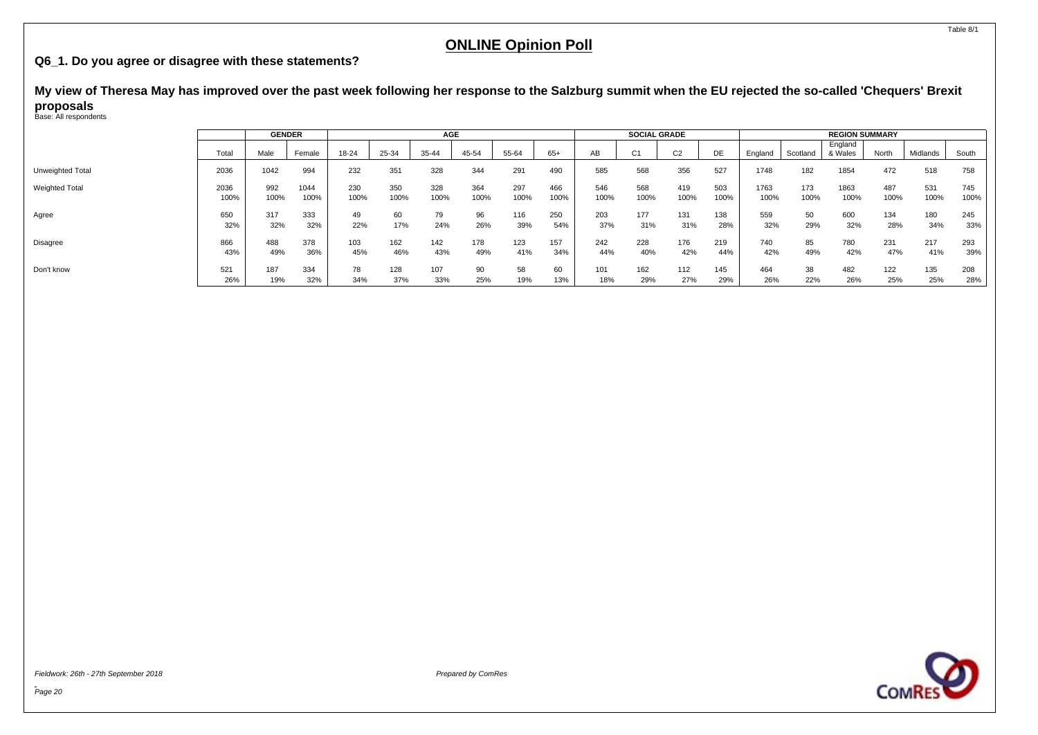## ONLINE Opinion Poll

### Q6_1. Do you agree or disagree with these statements?

### My view of Theresa May has improved over the past week following her response to the Salzburg summit when the EU rejected the so-called 'Chequers' Brexit proposals

Base: All respondents

| | | GENDER | | AGE | | | | | | SOCIAL GRADE | | | | REGION SUMMARY | | | | | |
|---|---|---|---|---|---|---|---|---|---|---|---|---|---|---|---|---|---|---|---|
| | Total | Male | Female | 18-24 | 25-34 | 35-44 | 45-54 | 55-64 | 65+ | AB | C1 | C2 | DE | England | Scotland | England & Wales | North | Midlands | South |
| Unweighted Total | 2036 | 1042 | 994 | 232 | 351 | 328 | 344 | 291 | 490 | 585 | 568 | 356 | 527 | 1748 | 182 | 1854 | 472 | 518 | 758 |
| Weighted Total | 2036 | 992 | 1044 | 230 | 350 | 328 | 364 | 297 | 466 | 546 | 568 | 419 | 503 | 1763 | 173 | 1863 | 487 | 531 | 745 |
| | 100% | 100% | 100% | 100% | 100% | 100% | 100% | 100% | 100% | 100% | 100% | 100% | 100% | 100% | 100% | 100% | 100% | 100% | 100% |
| Agree | 650 | 317 | 333 | 49 | 60 | 79 | 96 | 116 | 250 | 203 | 177 | 131 | 138 | 559 | 50 | 600 | 134 | 180 | 245 |
| | 32% | 32% | 32% | 22% | 17% | 24% | 26% | 39% | 54% | 37% | 31% | 31% | 28% | 32% | 29% | 32% | 28% | 34% | 33% |
| Disagree | 866 | 488 | 378 | 103 | 162 | 142 | 178 | 123 | 157 | 242 | 228 | 176 | 219 | 740 | 85 | 780 | 231 | 217 | 293 |
| | 43% | 49% | 36% | 45% | 46% | 43% | 49% | 41% | 34% | 44% | 40% | 42% | 44% | 42% | 49% | 42% | 47% | 41% | 39% |
| Don't know | 521 | 187 | 334 | 78 | 128 | 107 | 90 | 58 | 60 | 101 | 162 | 112 | 145 | 464 | 38 | 482 | 122 | 135 | 208 |
| | 26% | 19% | 32% | 34% | 37% | 33% | 25% | 19% | 13% | 18% | 29% | 27% | 29% | 26% | 22% | 26% | 25% | 25% | 28% |

*Fieldwork: 26th - 27th September 2018*

*Prepared by ComRes*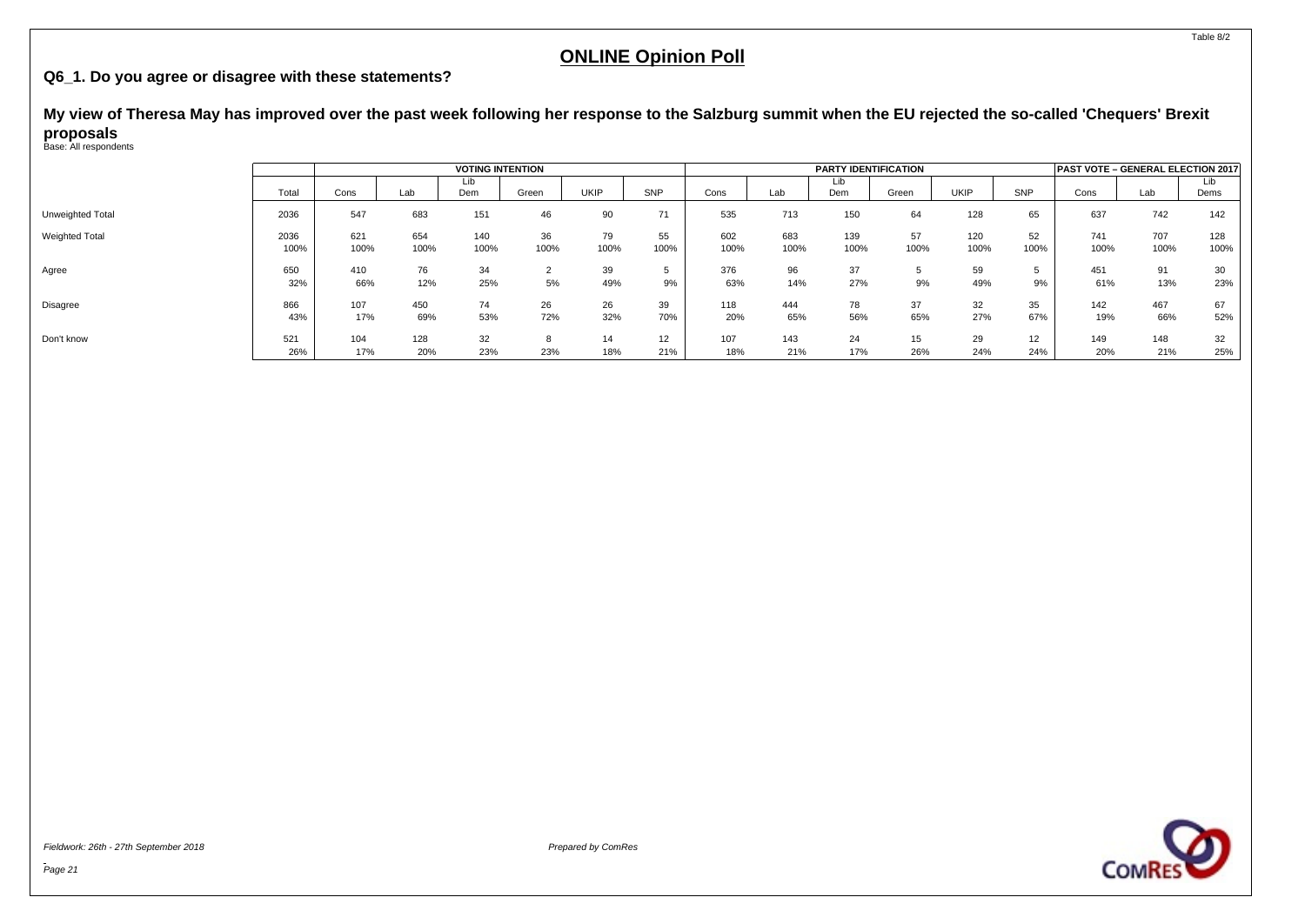## ONLINE Opinion Poll

### Q6_1. Do you agree or disagree with these statements?

### My view of Theresa May has improved over the past week following her response to the Salzburg summit when the EU rejected the so-called 'Chequers' Brexit proposals

Base: All respondents

| | | VOTING INTENTION | | | | | | PARTY IDENTIFICATION | | | | | | PAST VOTE – GENERAL ELECTION 2017 | | |
|---|---|---|---|---|---|---|---|---|---|---|---|---|---|---|---|---|
| | Total | Cons | Lab | Lib Dem | Green | UKIP | SNP | Cons | Lab | Lib Dem | Green | UKIP | SNP | Cons | Lab | Lib Dems |
| Unweighted Total | 2036 | 547 | 683 | 151 | 46 | 90 | 71 | 535 | 713 | 150 | 64 | 128 | 65 | 637 | 742 | 142 |
| Weighted Total | 2036 | 621 | 654 | 140 | 36 | 79 | 55 | 602 | 683 | 139 | 57 | 120 | 52 | 741 | 707 | 128 |
| | 100% | 100% | 100% | 100% | 100% | 100% | 100% | 100% | 100% | 100% | 100% | 100% | 100% | 100% | 100% | 100% |
| Agree | 650 | 410 | 76 | 34 | 2 | 39 | 5 | 376 | 96 | 37 | 5 | 59 | 5 | 451 | 91 | 30 |
| | 32% | 66% | 12% | 25% | 5% | 49% | 9% | 63% | 14% | 27% | 9% | 49% | 9% | 61% | 13% | 23% |
| Disagree | 866 | 107 | 450 | 74 | 26 | 26 | 39 | 118 | 444 | 78 | 37 | 32 | 35 | 142 | 467 | 67 |
| | 43% | 17% | 69% | 53% | 72% | 32% | 70% | 20% | 65% | 56% | 65% | 27% | 67% | 19% | 66% | 52% |
| Don't know | 521 | 104 | 128 | 32 | 8 | 14 | 12 | 107 | 143 | 24 | 15 | 29 | 12 | 149 | 148 | 32 |
| | 26% | 17% | 20% | 23% | 23% | 18% | 21% | 18% | 21% | 17% | 26% | 24% | 24% | 20% | 21% | 25% |

*Fieldwork: 26th - 27th September 2018*

*Prepared by ComRes*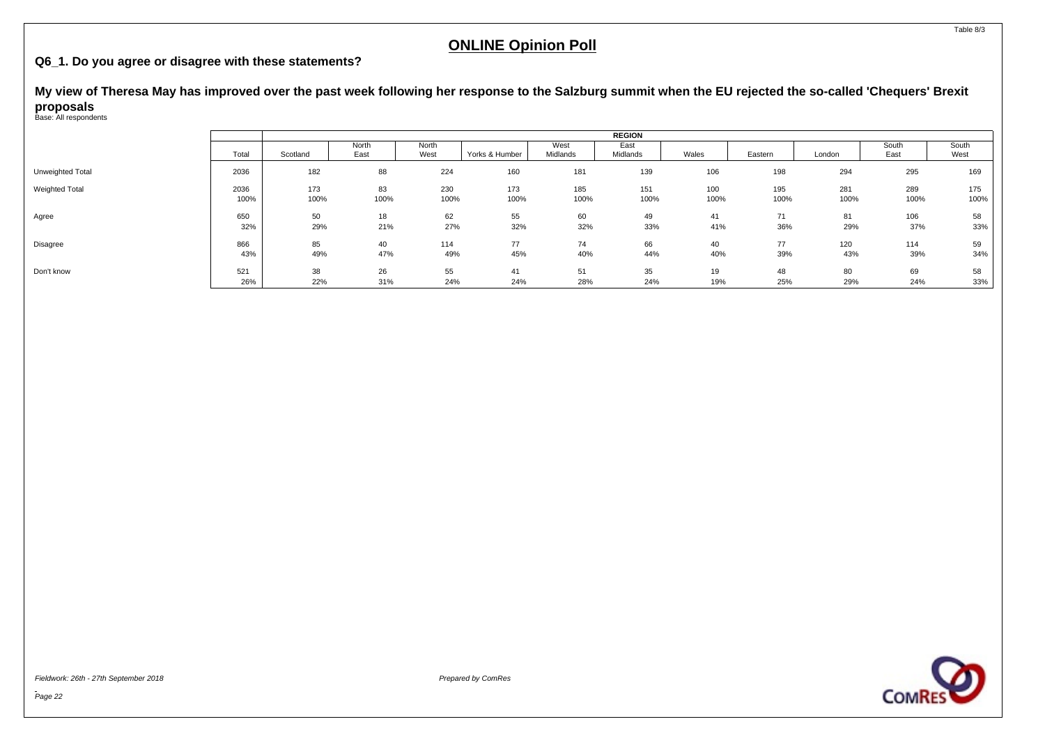## ONLINE Opinion Poll

### Q6_1. Do you agree or disagree with these statements?

### My view of Theresa May has improved over the past week following her response to the Salzburg summit when the EU rejected the so-called 'Chequers' Brexit proposals

Base: All respondents

| | | REGION | | | | | | | | | | |
|---|---|---|---|---|---|---|---|---|---|---|---|---|
| | Total | Scotland | North East | North West | Yorks & Humber | West Midlands | East Midlands | Wales | Eastern | London | South East | South West |
| Unweighted Total | 2036 | 182 | 88 | 224 | 160 | 181 | 139 | 106 | 198 | 294 | 295 | 169 |
| Weighted Total | 2036 | 173 | 83 | 230 | 173 | 185 | 151 | 100 | 195 | 281 | 289 | 175 |
| | 100% | 100% | 100% | 100% | 100% | 100% | 100% | 100% | 100% | 100% | 100% | 100% |
| Agree | 650 | 50 | 18 | 62 | 55 | 60 | 49 | 41 | 71 | 81 | 106 | 58 |
| | 32% | 29% | 21% | 27% | 32% | 32% | 33% | 41% | 36% | 29% | 37% | 33% |
| Disagree | 866 | 85 | 40 | 114 | 77 | 74 | 66 | 40 | 77 | 120 | 114 | 59 |
| | 43% | 49% | 47% | 49% | 45% | 40% | 44% | 40% | 39% | 43% | 39% | 34% |
| Don't know | 521 | 38 | 26 | 55 | 41 | 51 | 35 | 19 | 48 | 80 | 69 | 58 |
| | 26% | 22% | 31% | 24% | 24% | 28% | 24% | 19% | 25% | 29% | 24% | 33% |

*Fieldwork: 26th - 27th September 2018*

*Prepared by ComRes*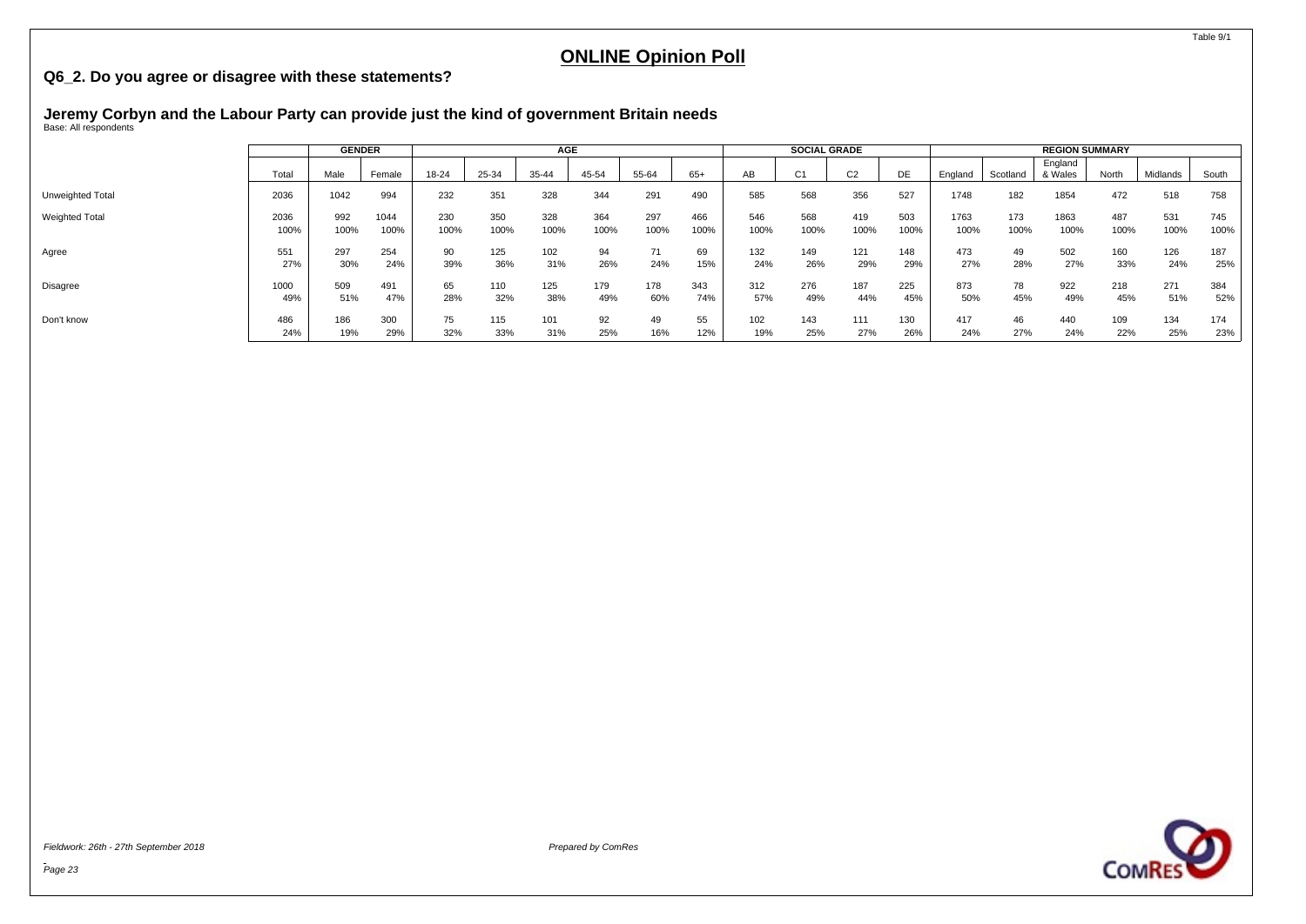# ONLINE Opinion Poll

## Q6_2. Do you agree or disagree with these statements?

### Jeremy Corbyn and the Labour Party can provide just the kind of government Britain needs

Base: All respondents

| | | GENDER | | AGE | | | | | | SOCIAL GRADE | | | | REGION SUMMARY | | | | | |
|---|---|---|---|---|---|---|---|---|---|---|---|---|---|---|---|---|---|---|---|
| | Total | Male | Female | 18-24 | 25-34 | 35-44 | 45-54 | 55-64 | 65+ | AB | C1 | C2 | DE | England | Scotland | England & Wales | North | Midlands | South |
| Unweighted Total | 2036 | 1042 | 994 | 232 | 351 | 328 | 344 | 291 | 490 | 585 | 568 | 356 | 527 | 1748 | 182 | 1854 | 472 | 518 | 758 |
| Weighted Total | 2036 | 992 | 1044 | 230 | 350 | 328 | 364 | 297 | 466 | 546 | 568 | 419 | 503 | 1763 | 173 | 1863 | 487 | 531 | 745 |
| | 100% | 100% | 100% | 100% | 100% | 100% | 100% | 100% | 100% | 100% | 100% | 100% | 100% | 100% | 100% | 100% | 100% | 100% | 100% |
| Agree | 551 | 297 | 254 | 90 | 125 | 102 | 94 | 71 | 69 | 132 | 149 | 121 | 148 | 473 | 49 | 502 | 160 | 126 | 187 |
| | 27% | 30% | 24% | 39% | 36% | 31% | 26% | 24% | 15% | 24% | 26% | 29% | 29% | 27% | 28% | 27% | 33% | 24% | 25% |
| Disagree | 1000 | 509 | 491 | 65 | 110 | 125 | 179 | 178 | 343 | 312 | 276 | 187 | 225 | 873 | 78 | 922 | 218 | 271 | 384 |
| | 49% | 51% | 47% | 28% | 32% | 38% | 49% | 60% | 74% | 57% | 49% | 44% | 45% | 50% | 45% | 49% | 45% | 51% | 52% |
| Don't know | 486 | 186 | 300 | 75 | 115 | 101 | 92 | 49 | 55 | 102 | 143 | 111 | 130 | 417 | 46 | 440 | 109 | 134 | 174 |
| | 24% | 19% | 29% | 32% | 33% | 31% | 25% | 16% | 12% | 19% | 25% | 27% | 26% | 24% | 27% | 24% | 22% | 25% | 23% |

*Fieldwork: 26th - 27th September 2018*

*Prepared by ComRes*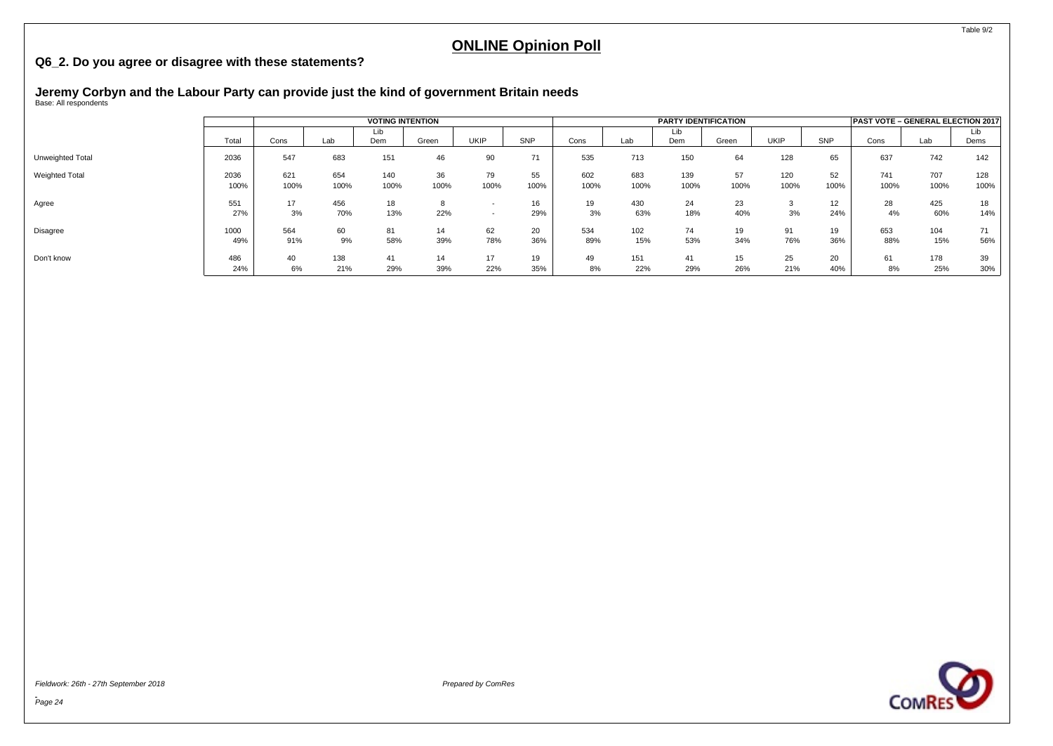## ONLINE Opinion Poll

### Q6_2. Do you agree or disagree with these statements?

### Jeremy Corbyn and the Labour Party can provide just the kind of government Britain needs

Base: All respondents

| | | VOTING INTENTION | | | | | | PARTY IDENTIFICATION | | | | | | PAST VOTE – GENERAL ELECTION 2017 | | |
|---|---|---|---|---|---|---|---|---|---|---|---|---|---|---|---|---|
| | Total | Cons | Lab | Lib Dem | Green | UKIP | SNP | Cons | Lab | Lib Dem | Green | UKIP | SNP | Cons | Lab | Lib Dems |
| Unweighted Total | 2036 | 547 | 683 | 151 | 46 | 90 | 71 | 535 | 713 | 150 | 64 | 128 | 65 | 637 | 742 | 142 |
| Weighted Total | 2036 | 621 | 654 | 140 | 36 | 79 | 55 | 602 | 683 | 139 | 57 | 120 | 52 | 741 | 707 | 128 |
| | 100% | 100% | 100% | 100% | 100% | 100% | 100% | 100% | 100% | 100% | 100% | 100% | 100% | 100% | 100% | 100% |
| Agree | 551 | 17 | 456 | 18 | 8 | - | 16 | 19 | 430 | 24 | 23 | 3 | 12 | 28 | 425 | 18 |
| | 27% | 3% | 70% | 13% | 22% | - | 29% | 3% | 63% | 18% | 40% | 3% | 24% | 4% | 60% | 14% |
| Disagree | 1000 | 564 | 60 | 81 | 14 | 62 | 20 | 534 | 102 | 74 | 19 | 91 | 19 | 653 | 104 | 71 |
| | 49% | 91% | 9% | 58% | 39% | 78% | 36% | 89% | 15% | 53% | 34% | 76% | 36% | 88% | 15% | 56% |
| Don't know | 486 | 40 | 138 | 41 | 14 | 17 | 19 | 49 | 151 | 41 | 15 | 25 | 20 | 61 | 178 | 39 |
| | 24% | 6% | 21% | 29% | 39% | 22% | 35% | 8% | 22% | 29% | 26% | 21% | 40% | 8% | 25% | 30% |

*Fieldwork: 26th - 27th September 2018*

*Prepared by ComRes*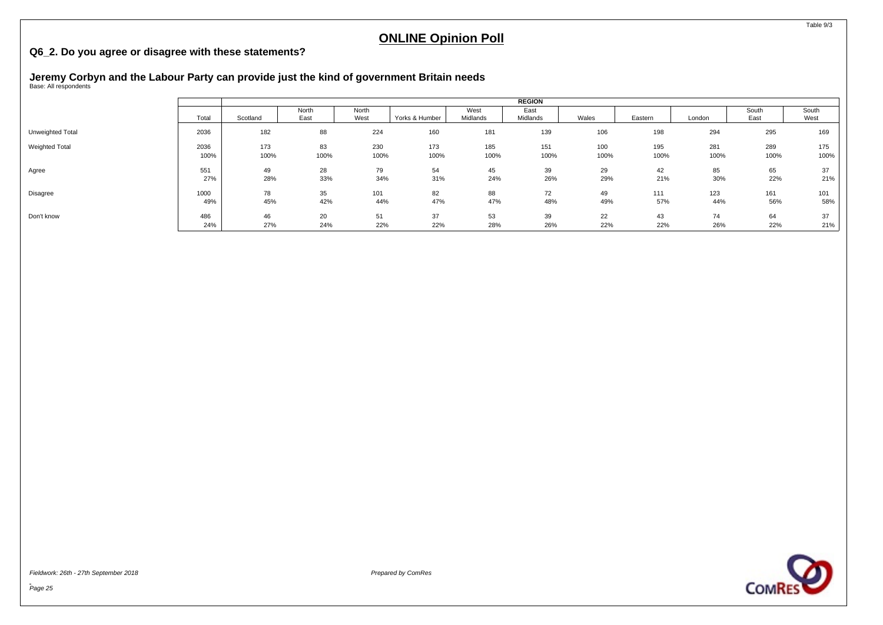# ONLINE Opinion Poll

## Q6_2. Do you agree or disagree with these statements?

### Jeremy Corbyn and the Labour Party can provide just the kind of government Britain needs

Base: All respondents

| | | REGION | | | | | | | | | | |
|---|---|---|---|---|---|---|---|---|---|---|---|---|
| | Total | Scotland | North East | North West | Yorks & Humber | West Midlands | East Midlands | Wales | Eastern | London | South East | South West |
| Unweighted Total | 2036 | 182 | 88 | 224 | 160 | 181 | 139 | 106 | 198 | 294 | 295 | 169 |
| Weighted Total | 2036 | 173 | 83 | 230 | 173 | 185 | 151 | 100 | 195 | 281 | 289 | 175 |
| | 100% | 100% | 100% | 100% | 100% | 100% | 100% | 100% | 100% | 100% | 100% | 100% |
| Agree | 551 | 49 | 28 | 79 | 54 | 45 | 39 | 29 | 42 | 85 | 65 | 37 |
| | 27% | 28% | 33% | 34% | 31% | 24% | 26% | 29% | 21% | 30% | 22% | 21% |
| Disagree | 1000 | 78 | 35 | 101 | 82 | 88 | 72 | 49 | 111 | 123 | 161 | 101 |
| | 49% | 45% | 42% | 44% | 47% | 47% | 48% | 49% | 57% | 44% | 56% | 58% |
| Don't know | 486 | 46 | 20 | 51 | 37 | 53 | 39 | 22 | 43 | 74 | 64 | 37 |
| | 24% | 27% | 24% | 22% | 22% | 28% | 26% | 22% | 22% | 26% | 22% | 21% |

*Fieldwork: 26th - 27th September 2018*

*Prepared by ComRes*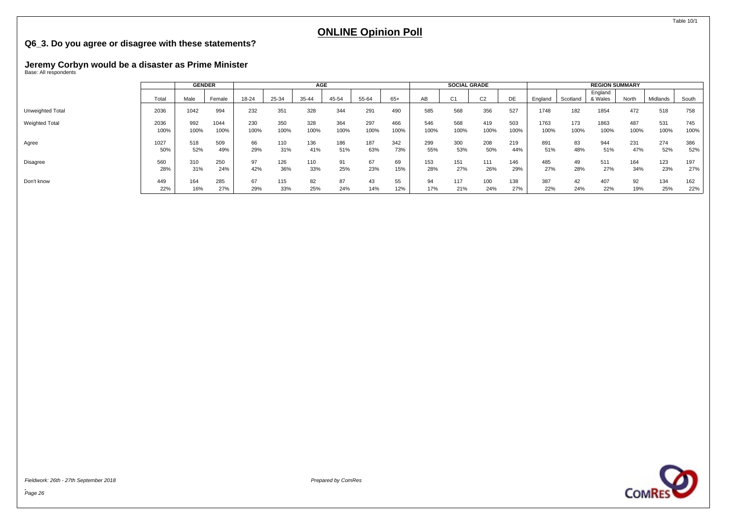# ONLINE Opinion Poll

## Q6_3. Do you agree or disagree with these statements?

### Jeremy Corbyn would be a disaster as Prime Minister

Base: All respondents

| | | GENDER | | AGE | | | | | | SOCIAL GRADE | | | | REGION SUMMARY | | | | | |
|---|---|---|---|---|---|---|---|---|---|---|---|---|---|---|---|---|---|---|---|
| | Total | Male | Female | 18-24 | 25-34 | 35-44 | 45-54 | 55-64 | 65+ | AB | C1 | C2 | DE | England | Scotland | England & Wales | North | Midlands | South |
| Unweighted Total | 2036 | 1042 | 994 | 232 | 351 | 328 | 344 | 291 | 490 | 585 | 568 | 356 | 527 | 1748 | 182 | 1854 | 472 | 518 | 758 |
| Weighted Total | 2036 | 992 | 1044 | 230 | 350 | 328 | 364 | 297 | 466 | 546 | 568 | 419 | 503 | 1763 | 173 | 1863 | 487 | 531 | 745 |
| | 100% | 100% | 100% | 100% | 100% | 100% | 100% | 100% | 100% | 100% | 100% | 100% | 100% | 100% | 100% | 100% | 100% | 100% | 100% |
| Agree | 1027 | 518 | 509 | 66 | 110 | 136 | 186 | 187 | 342 | 299 | 300 | 208 | 219 | 891 | 83 | 944 | 231 | 274 | 386 |
| | 50% | 52% | 49% | 29% | 31% | 41% | 51% | 63% | 73% | 55% | 53% | 50% | 44% | 51% | 48% | 51% | 47% | 52% | 52% |
| Disagree | 560 | 310 | 250 | 97 | 126 | 110 | 91 | 67 | 69 | 153 | 151 | 111 | 146 | 485 | 49 | 511 | 164 | 123 | 197 |
| | 28% | 31% | 24% | 42% | 36% | 33% | 25% | 23% | 15% | 28% | 27% | 26% | 29% | 27% | 28% | 27% | 34% | 23% | 27% |
| Don't know | 449 | 164 | 285 | 67 | 115 | 82 | 87 | 43 | 55 | 94 | 117 | 100 | 138 | 387 | 42 | 407 | 92 | 134 | 162 |
| | 22% | 16% | 27% | 29% | 33% | 25% | 24% | 14% | 12% | 17% | 21% | 24% | 27% | 22% | 24% | 22% | 19% | 25% | 22% |

*Fieldwork: 26th - 27th September 2018*

*Prepared by ComRes*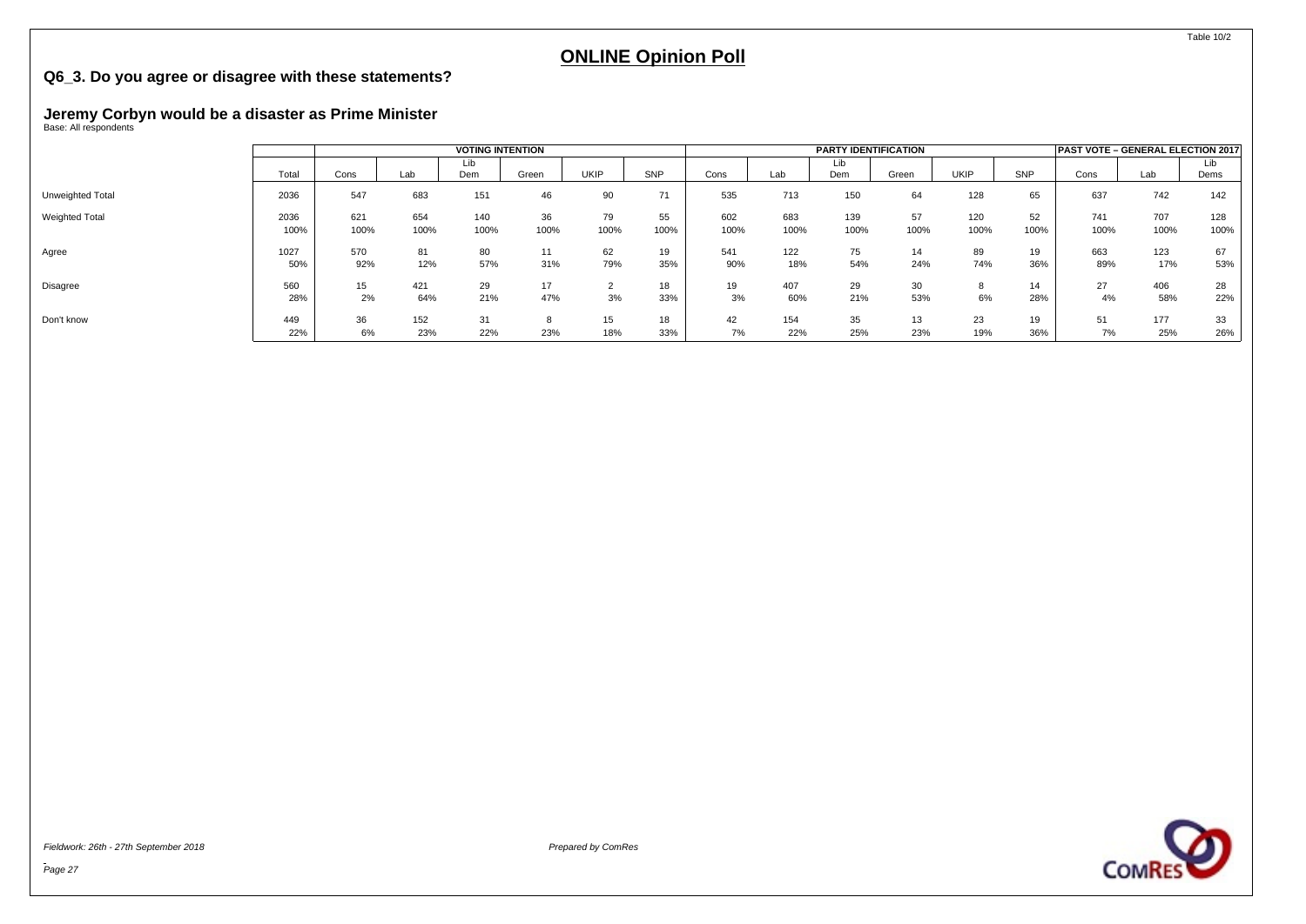## ONLINE Opinion Poll

### Q6_3. Do you agree or disagree with these statements?

### Jeremy Corbyn would be a disaster as Prime Minister

Base: All respondents

| | | VOTING INTENTION | | | | | | PARTY IDENTIFICATION | | | | | | PAST VOTE – GENERAL ELECTION 2017 | | |
|---|---|---|---|---|---|---|---|---|---|---|---|---|---|---|---|---|
| | Total | Cons | Lab | Lib Dem | Green | UKIP | SNP | Cons | Lab | Lib Dem | Green | UKIP | SNP | Cons | Lab | Lib Dems |
| Unweighted Total | 2036 | 547 | 683 | 151 | 46 | 90 | 71 | 535 | 713 | 150 | 64 | 128 | 65 | 637 | 742 | 142 |
| Weighted Total | 2036 | 621 | 654 | 140 | 36 | 79 | 55 | 602 | 683 | 139 | 57 | 120 | 52 | 741 | 707 | 128 |
| | 100% | 100% | 100% | 100% | 100% | 100% | 100% | 100% | 100% | 100% | 100% | 100% | 100% | 100% | 100% | 100% |
| Agree | 1027 | 570 | 81 | 80 | 11 | 62 | 19 | 541 | 122 | 75 | 14 | 89 | 19 | 663 | 123 | 67 |
| | 50% | 92% | 12% | 57% | 31% | 79% | 35% | 90% | 18% | 54% | 24% | 74% | 36% | 89% | 17% | 53% |
| Disagree | 560 | 15 | 421 | 29 | 17 | 2 | 18 | 19 | 407 | 29 | 30 | 8 | 14 | 27 | 406 | 28 |
| | 28% | 2% | 64% | 21% | 47% | 3% | 33% | 3% | 60% | 21% | 53% | 6% | 28% | 4% | 58% | 22% |
| Don't know | 449 | 36 | 152 | 31 | 8 | 15 | 18 | 42 | 154 | 35 | 13 | 23 | 19 | 51 | 177 | 33 |
| | 22% | 6% | 23% | 22% | 23% | 18% | 33% | 7% | 22% | 25% | 23% | 19% | 36% | 7% | 25% | 26% |

*Fieldwork: 26th - 27th September 2018*

*Prepared by ComRes*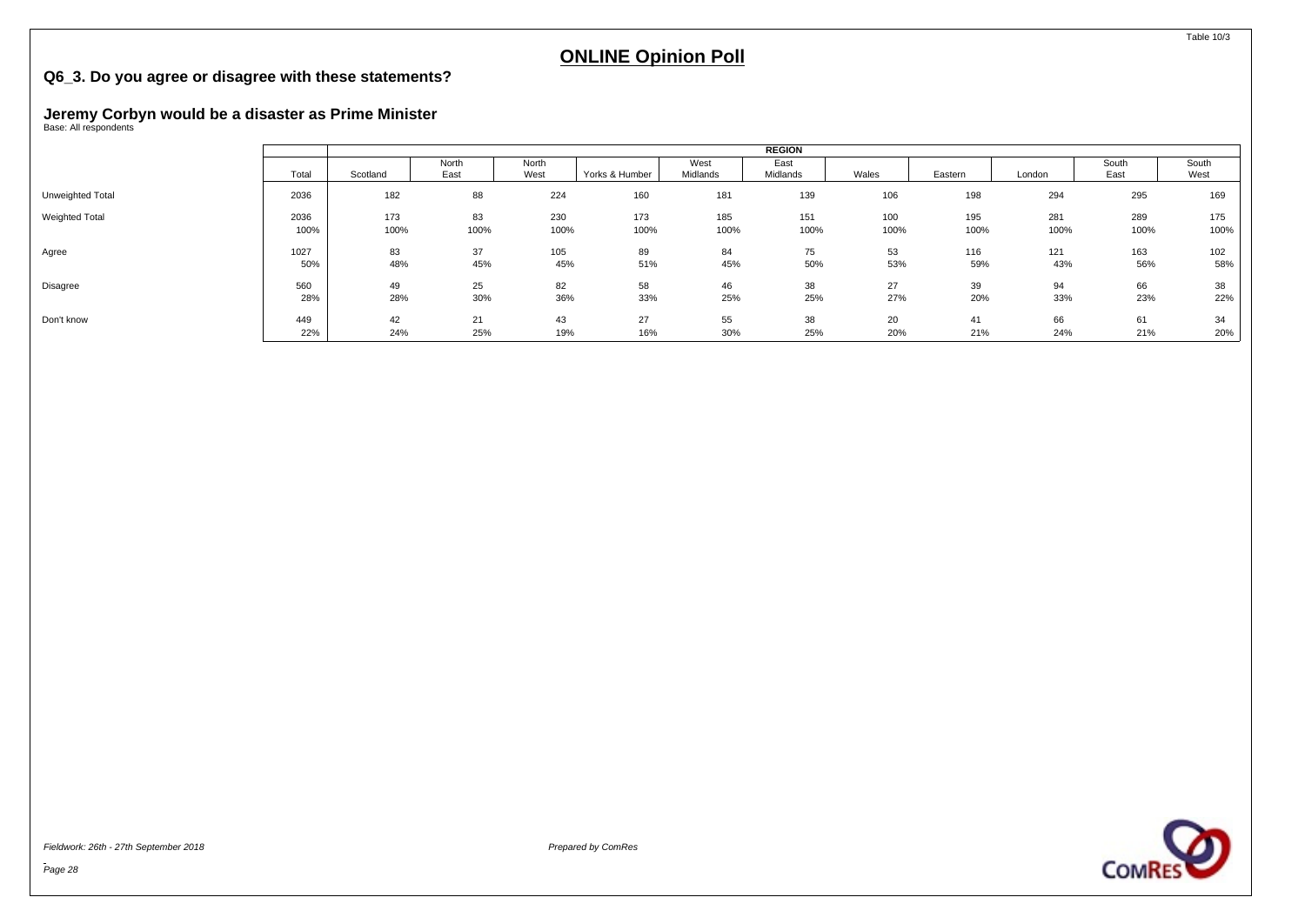# ONLINE Opinion Poll

## Q6_3. Do you agree or disagree with these statements?

### Jeremy Corbyn would be a disaster as Prime Minister

Base: All respondents

| | | REGION | | | | | | | | | | |
|---|---|---|---|---|---|---|---|---|---|---|---|---|
| | Total | Scotland | North East | North West | Yorks & Humber | West Midlands | East Midlands | Wales | Eastern | London | South East | South West |
| Unweighted Total | 2036 | 182 | 88 | 224 | 160 | 181 | 139 | 106 | 198 | 294 | 295 | 169 |
| Weighted Total | 2036 | 173 | 83 | 230 | 173 | 185 | 151 | 100 | 195 | 281 | 289 | 175 |
| | 100% | 100% | 100% | 100% | 100% | 100% | 100% | 100% | 100% | 100% | 100% | 100% |
| Agree | 1027 | 83 | 37 | 105 | 89 | 84 | 75 | 53 | 116 | 121 | 163 | 102 |
| | 50% | 48% | 45% | 45% | 51% | 45% | 50% | 53% | 59% | 43% | 56% | 58% |
| Disagree | 560 | 49 | 25 | 82 | 58 | 46 | 38 | 27 | 39 | 94 | 66 | 38 |
| | 28% | 28% | 30% | 36% | 33% | 25% | 25% | 27% | 20% | 33% | 23% | 22% |
| Don't know | 449 | 42 | 21 | 43 | 27 | 55 | 38 | 20 | 41 | 66 | 61 | 34 |
| | 22% | 24% | 25% | 19% | 16% | 30% | 25% | 20% | 21% | 24% | 21% | 20% |

*Fieldwork: 26th - 27th September 2018*

*Prepared by ComRes*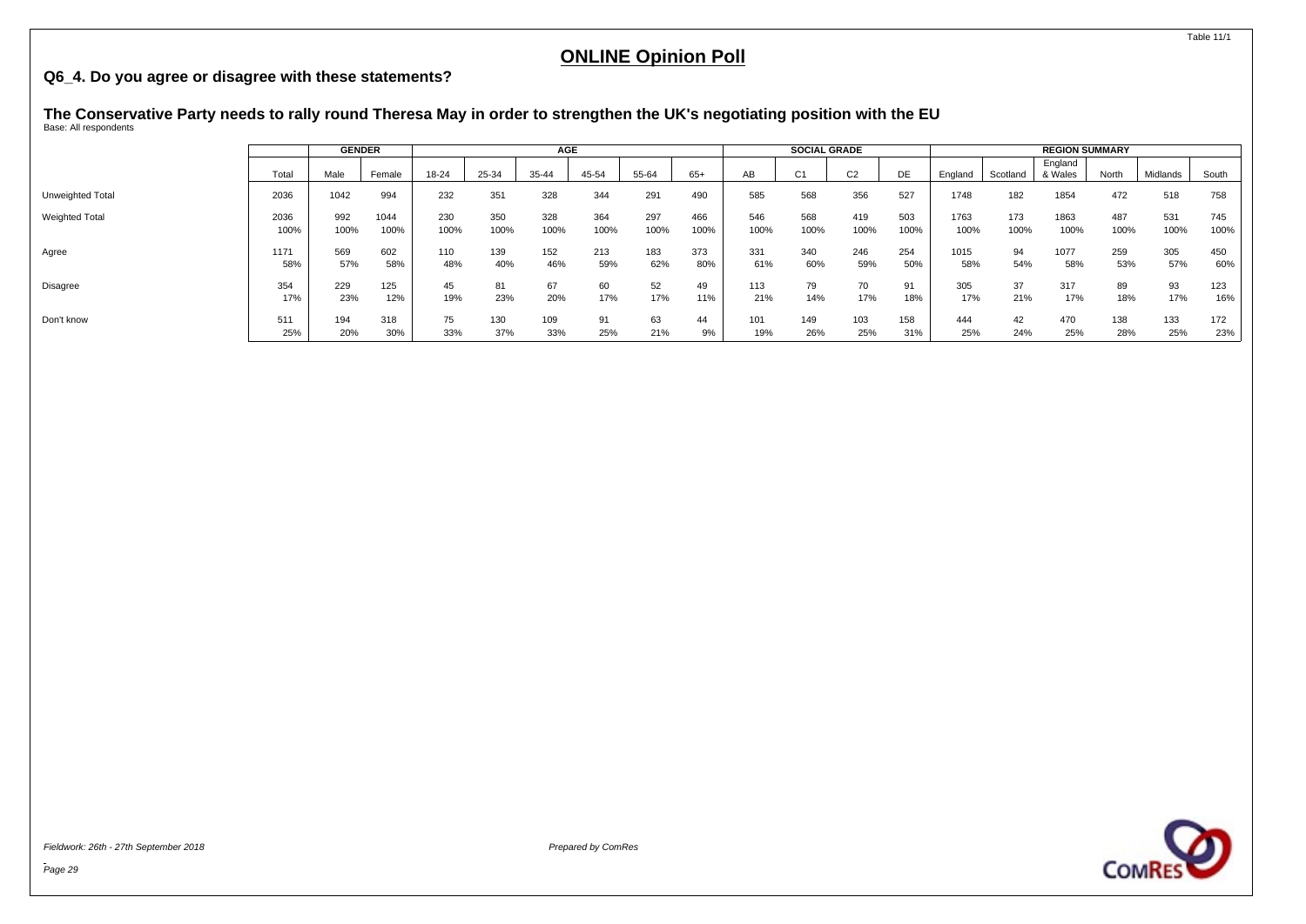Table 11/1

# ONLINE Opinion Poll

## Q6_4. Do you agree or disagree with these statements?

### The Conservative Party needs to rally round Theresa May in order to strengthen the UK's negotiating position with the EU

Base: All respondents

| | | GENDER | | AGE | | | | | | SOCIAL GRADE | | | | REGION SUMMARY | | | | | |
|---|---|---|---|---|---|---|---|---|---|---|---|---|---|---|---|---|---|---|---|
| | Total | Male | Female | 18-24 | 25-34 | 35-44 | 45-54 | 55-64 | 65+ | AB | C1 | C2 | DE | England | Scotland | England & Wales | North | Midlands | South |
| Unweighted Total | 2036 | 1042 | 994 | 232 | 351 | 328 | 344 | 291 | 490 | 585 | 568 | 356 | 527 | 1748 | 182 | 1854 | 472 | 518 | 758 |
| Weighted Total | 2036 | 992 | 1044 | 230 | 350 | 328 | 364 | 297 | 466 | 546 | 568 | 419 | 503 | 1763 | 173 | 1863 | 487 | 531 | 745 |
| | 100% | 100% | 100% | 100% | 100% | 100% | 100% | 100% | 100% | 100% | 100% | 100% | 100% | 100% | 100% | 100% | 100% | 100% | 100% |
| Agree | 1171 | 569 | 602 | 110 | 139 | 152 | 213 | 183 | 373 | 331 | 340 | 246 | 254 | 1015 | 94 | 1077 | 259 | 305 | 450 |
| | 58% | 57% | 58% | 48% | 40% | 46% | 59% | 62% | 80% | 61% | 60% | 59% | 50% | 58% | 54% | 58% | 53% | 57% | 60% |
| Disagree | 354 | 229 | 125 | 45 | 81 | 67 | 60 | 52 | 49 | 113 | 79 | 70 | 91 | 305 | 37 | 317 | 89 | 93 | 123 |
| | 17% | 23% | 12% | 19% | 23% | 20% | 17% | 17% | 11% | 21% | 14% | 17% | 18% | 17% | 21% | 17% | 18% | 17% | 16% |
| Don't know | 511 | 194 | 318 | 75 | 130 | 109 | 91 | 63 | 44 | 101 | 149 | 103 | 158 | 444 | 42 | 470 | 138 | 133 | 172 |
| | 25% | 20% | 30% | 33% | 37% | 33% | 25% | 21% | 9% | 19% | 26% | 25% | 31% | 25% | 24% | 25% | 28% | 25% | 23% |

*Fieldwork: 26th - 27th September 2018*

*Prepared by ComRes*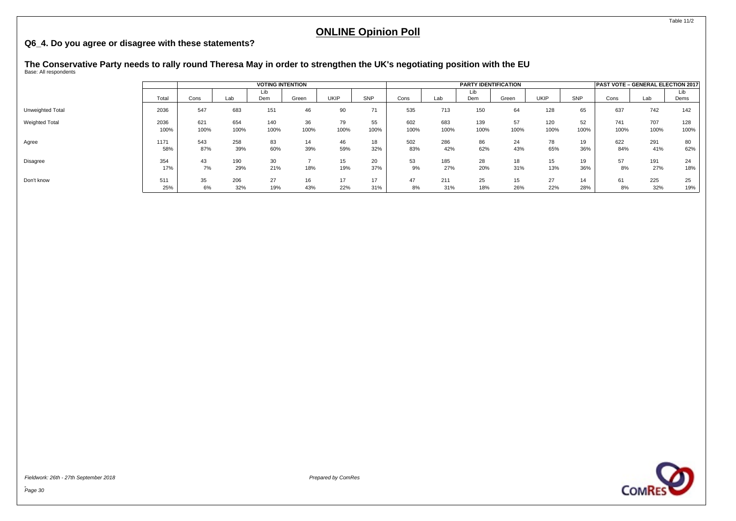# ONLINE Opinion Poll

## Q6_4. Do you agree or disagree with these statements?

### The Conservative Party needs to rally round Theresa May in order to strengthen the UK's negotiating position with the EU

Base: All respondents

| | | VOTING INTENTION | | | | | | PARTY IDENTIFICATION | | | | | | PAST VOTE – GENERAL ELECTION 2017 | | |
|---|---|---|---|---|---|---|---|---|---|---|---|---|---|---|---|---|
| | Total | Cons | Lab | Lib Dem | Green | UKIP | SNP | Cons | Lab | Lib Dem | Green | UKIP | SNP | Cons | Lab | Lib Dems |
| Unweighted Total | 2036 | 547 | 683 | 151 | 46 | 90 | 71 | 535 | 713 | 150 | 64 | 128 | 65 | 637 | 742 | 142 |
| Weighted Total | 2036 | 621 | 654 | 140 | 36 | 79 | 55 | 602 | 683 | 139 | 57 | 120 | 52 | 741 | 707 | 128 |
| | 100% | 100% | 100% | 100% | 100% | 100% | 100% | 100% | 100% | 100% | 100% | 100% | 100% | 100% | 100% | 100% |
| Agree | 1171 | 543 | 258 | 83 | 14 | 46 | 18 | 502 | 286 | 86 | 24 | 78 | 19 | 622 | 291 | 80 |
| | 58% | 87% | 39% | 60% | 39% | 59% | 32% | 83% | 42% | 62% | 43% | 65% | 36% | 84% | 41% | 62% |
| Disagree | 354 | 43 | 190 | 30 | 7 | 15 | 20 | 53 | 185 | 28 | 18 | 15 | 19 | 57 | 191 | 24 |
| | 17% | 7% | 29% | 21% | 18% | 19% | 37% | 9% | 27% | 20% | 31% | 13% | 36% | 8% | 27% | 18% |
| Don't know | 511 | 35 | 206 | 27 | 16 | 17 | 17 | 47 | 211 | 25 | 15 | 27 | 14 | 61 | 225 | 25 |
| | 25% | 6% | 32% | 19% | 43% | 22% | 31% | 8% | 31% | 18% | 26% | 22% | 28% | 8% | 32% | 19% |

*Fieldwork: 26th - 27th September 2018*

*Prepared by ComRes*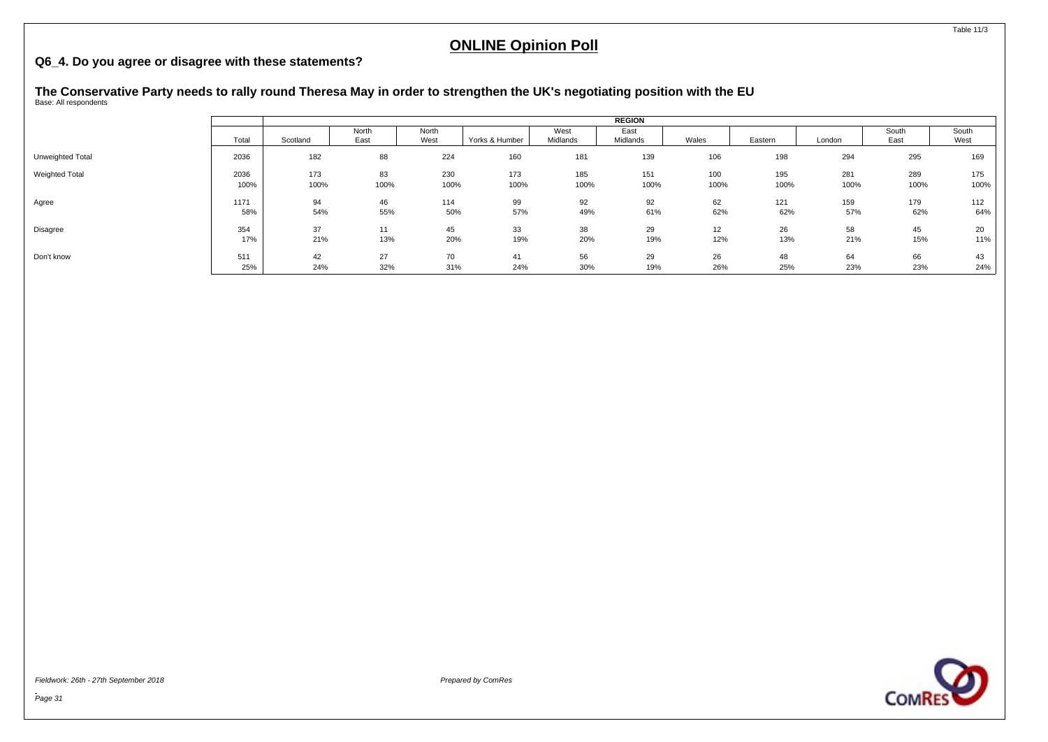# ONLINE Opinion Poll

## Q6_4. Do you agree or disagree with these statements?

### The Conservative Party needs to rally round Theresa May in order to strengthen the UK's negotiating position with the EU

Base: All respondents

| | | REGION | | | | | | | | | | |
|---|---|---|---|---|---|---|---|---|---|---|---|---|
| | Total | Scotland | North East | North West | Yorks & Humber | West Midlands | East Midlands | Wales | Eastern | London | South East | South West |
| Unweighted Total | 2036 | 182 | 88 | 224 | 160 | 181 | 139 | 106 | 198 | 294 | 295 | 169 |
| Weighted Total | 2036 | 173 | 83 | 230 | 173 | 185 | 151 | 100 | 195 | 281 | 289 | 175 |
| | 100% | 100% | 100% | 100% | 100% | 100% | 100% | 100% | 100% | 100% | 100% | 100% |
| Agree | 1171 | 94 | 46 | 114 | 99 | 92 | 92 | 62 | 121 | 159 | 179 | 112 |
| | 58% | 54% | 55% | 50% | 57% | 49% | 61% | 62% | 62% | 57% | 62% | 64% |
| Disagree | 354 | 37 | 11 | 45 | 33 | 38 | 29 | 12 | 26 | 58 | 45 | 20 |
| | 17% | 21% | 13% | 20% | 19% | 20% | 19% | 12% | 13% | 21% | 15% | 11% |
| Don't know | 511 | 42 | 27 | 70 | 41 | 56 | 29 | 26 | 48 | 64 | 66 | 43 |
| | 25% | 24% | 32% | 31% | 24% | 30% | 19% | 26% | 25% | 23% | 23% | 24% |

*Fieldwork: 26th - 27th September 2018*

*Prepared by ComRes*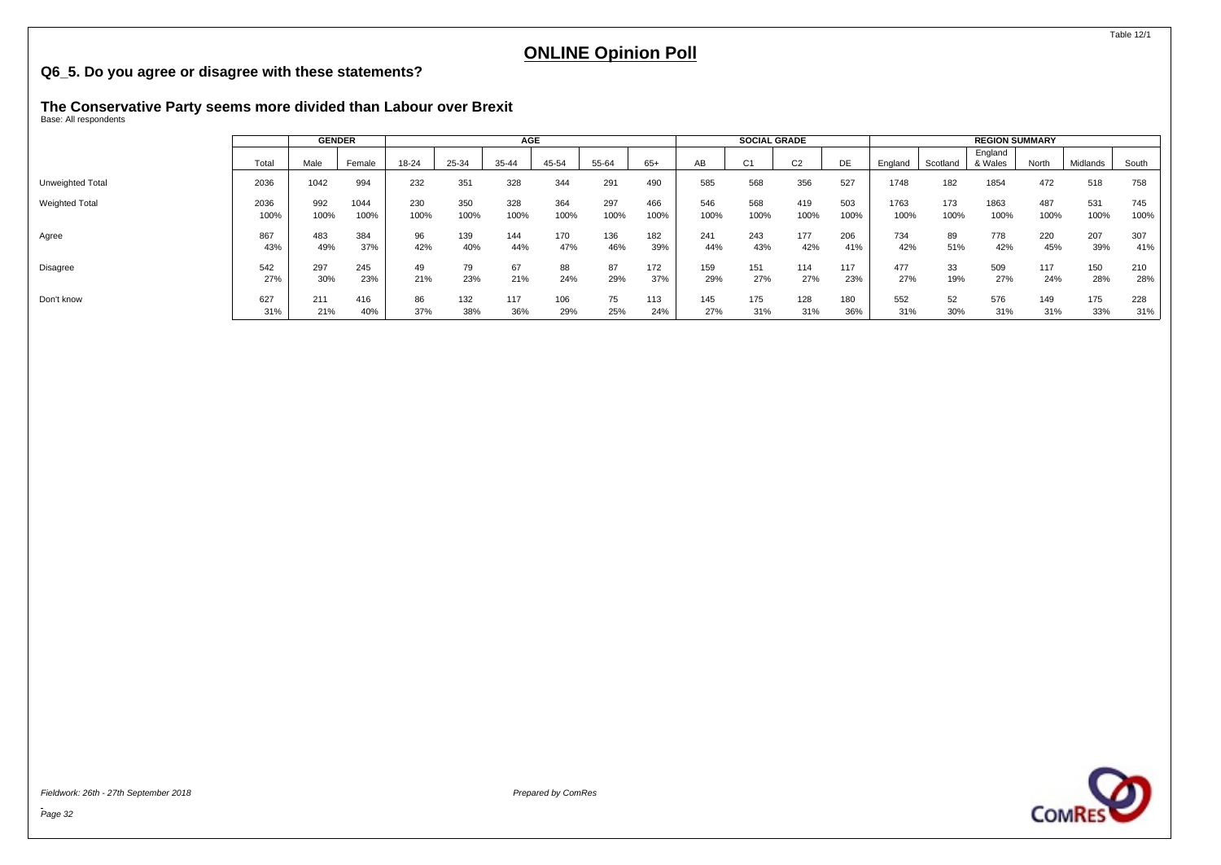# ONLINE Opinion Poll

## Q6_5. Do you agree or disagree with these statements?

### The Conservative Party seems more divided than Labour over Brexit

Base: All respondents

| | | GENDER | | AGE | | | | | | SOCIAL GRADE | | | | REGION SUMMARY | | | | | |
|---|---|---|---|---|---|---|---|---|---|---|---|---|---|---|---|---|---|---|---|
| | Total | Male | Female | 18-24 | 25-34 | 35-44 | 45-54 | 55-64 | 65+ | AB | C1 | C2 | DE | England | Scotland | England & Wales | North | Midlands | South |
| Unweighted Total | 2036 | 1042 | 994 | 232 | 351 | 328 | 344 | 291 | 490 | 585 | 568 | 356 | 527 | 1748 | 182 | 1854 | 472 | 518 | 758 |
| Weighted Total | 2036 | 992 | 1044 | 230 | 350 | 328 | 364 | 297 | 466 | 546 | 568 | 419 | 503 | 1763 | 173 | 1863 | 487 | 531 | 745 |
| | 100% | 100% | 100% | 100% | 100% | 100% | 100% | 100% | 100% | 100% | 100% | 100% | 100% | 100% | 100% | 100% | 100% | 100% | 100% |
| Agree | 867 | 483 | 384 | 96 | 139 | 144 | 170 | 136 | 182 | 241 | 243 | 177 | 206 | 734 | 89 | 778 | 220 | 207 | 307 |
| | 43% | 49% | 37% | 42% | 40% | 44% | 47% | 46% | 39% | 44% | 43% | 42% | 41% | 42% | 51% | 42% | 45% | 39% | 41% |
| Disagree | 542 | 297 | 245 | 49 | 79 | 67 | 88 | 87 | 172 | 159 | 151 | 114 | 117 | 477 | 33 | 509 | 117 | 150 | 210 |
| | 27% | 30% | 23% | 21% | 23% | 21% | 24% | 29% | 37% | 29% | 27% | 27% | 23% | 27% | 19% | 27% | 24% | 28% | 28% |
| Don't know | 627 | 211 | 416 | 86 | 132 | 117 | 106 | 75 | 113 | 145 | 175 | 128 | 180 | 552 | 52 | 576 | 149 | 175 | 228 |
| | 31% | 21% | 40% | 37% | 38% | 36% | 29% | 25% | 24% | 27% | 31% | 31% | 36% | 31% | 30% | 31% | 31% | 33% | 31% |

*Fieldwork: 26th - 27th September 2018*

*Prepared by ComRes*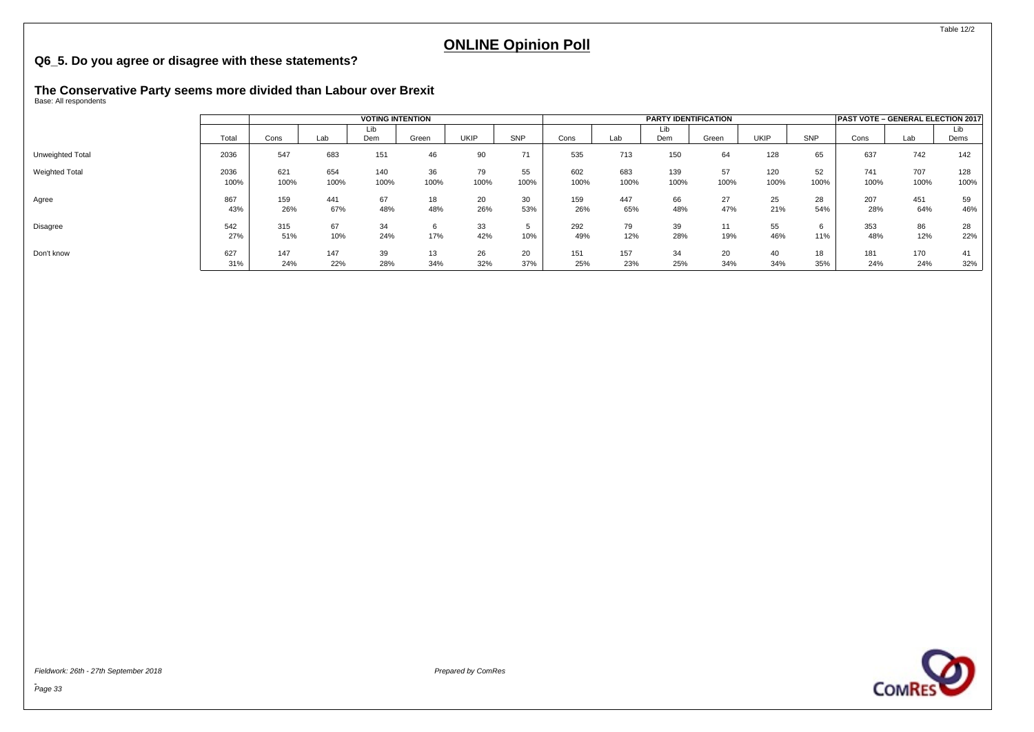# ONLINE Opinion Poll

## Q6_5. Do you agree or disagree with these statements?

### The Conservative Party seems more divided than Labour over Brexit

Base: All respondents

| | | VOTING INTENTION | | | | | | PARTY IDENTIFICATION | | | | | | PAST VOTE – GENERAL ELECTION 2017 | | |
|---|---|---|---|---|---|---|---|---|---|---|---|---|---|---|---|---|
| | Total | Cons | Lab | Lib Dem | Green | UKIP | SNP | Cons | Lab | Lib Dem | Green | UKIP | SNP | Cons | Lab | Lib Dems |
| Unweighted Total | 2036 | 547 | 683 | 151 | 46 | 90 | 71 | 535 | 713 | 150 | 64 | 128 | 65 | 637 | 742 | 142 |
| Weighted Total | 2036 | 621 | 654 | 140 | 36 | 79 | 55 | 602 | 683 | 139 | 57 | 120 | 52 | 741 | 707 | 128 |
| | 100% | 100% | 100% | 100% | 100% | 100% | 100% | 100% | 100% | 100% | 100% | 100% | 100% | 100% | 100% | 100% |
| Agree | 867 | 159 | 441 | 67 | 18 | 20 | 30 | 159 | 447 | 66 | 27 | 25 | 28 | 207 | 451 | 59 |
| | 43% | 26% | 67% | 48% | 48% | 26% | 53% | 26% | 65% | 48% | 47% | 21% | 54% | 28% | 64% | 46% |
| Disagree | 542 | 315 | 67 | 34 | 6 | 33 | 5 | 292 | 79 | 39 | 11 | 55 | 6 | 353 | 86 | 28 |
| | 27% | 51% | 10% | 24% | 17% | 42% | 10% | 49% | 12% | 28% | 19% | 46% | 11% | 48% | 12% | 22% |
| Don't know | 627 | 147 | 147 | 39 | 13 | 26 | 20 | 151 | 157 | 34 | 20 | 40 | 18 | 181 | 170 | 41 |
| | 31% | 24% | 22% | 28% | 34% | 32% | 37% | 25% | 23% | 25% | 34% | 34% | 35% | 24% | 24% | 32% |

*Fieldwork: 26th - 27th September 2018*

*Prepared by ComRes*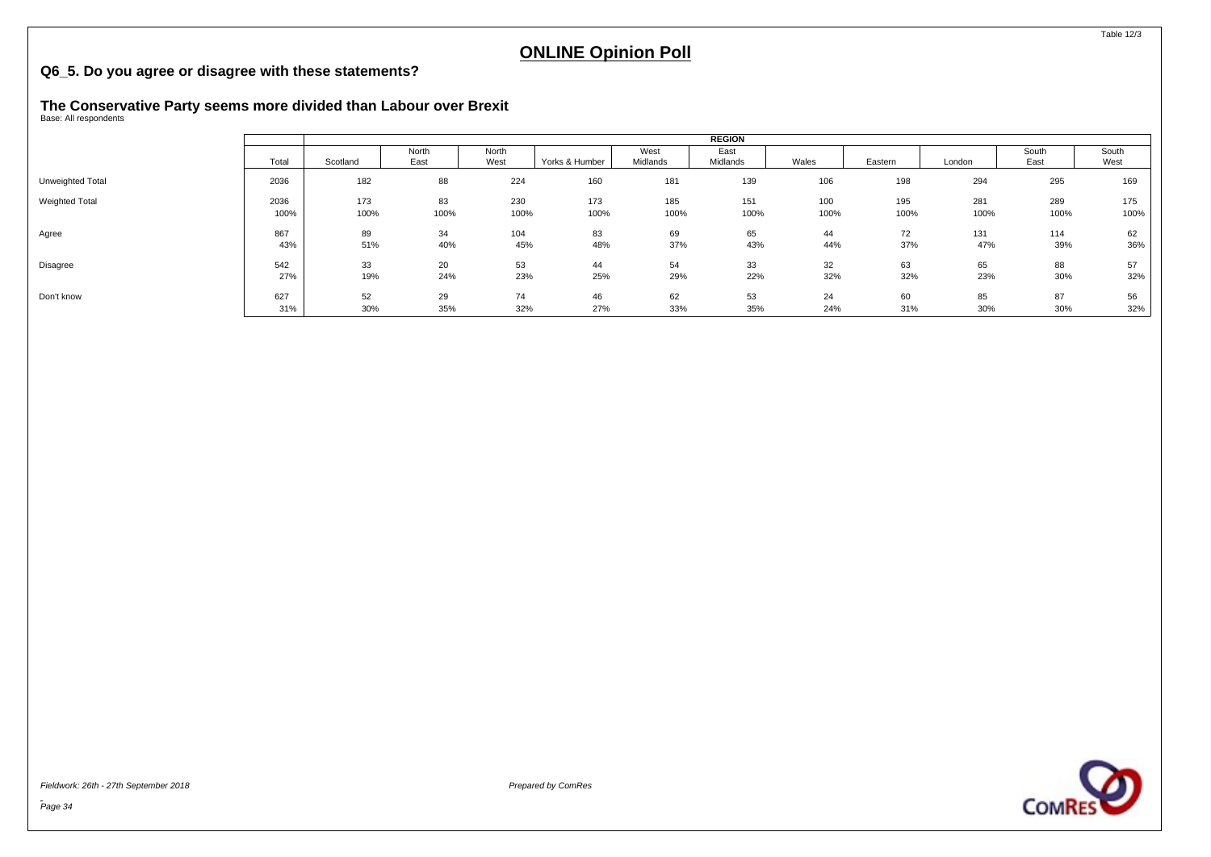# ONLINE Opinion Poll

## Q6_5. Do you agree or disagree with these statements?

### The Conservative Party seems more divided than Labour over Brexit

Base: All respondents

| | | REGION | | | | | | | | | | |
|---|---|---|---|---|---|---|---|---|---|---|---|---|
| | Total | Scotland | North East | North West | Yorks & Humber | West Midlands | East Midlands | Wales | Eastern | London | South East | South West |
| Unweighted Total | 2036 | 182 | 88 | 224 | 160 | 181 | 139 | 106 | 198 | 294 | 295 | 169 |
| Weighted Total | 2036 | 173 | 83 | 230 | 173 | 185 | 151 | 100 | 195 | 281 | 289 | 175 |
| | 100% | 100% | 100% | 100% | 100% | 100% | 100% | 100% | 100% | 100% | 100% | 100% |
| Agree | 867 | 89 | 34 | 104 | 83 | 69 | 65 | 44 | 72 | 131 | 114 | 62 |
| | 43% | 51% | 40% | 45% | 48% | 37% | 43% | 44% | 37% | 47% | 39% | 36% |
| Disagree | 542 | 33 | 20 | 53 | 44 | 54 | 33 | 32 | 63 | 65 | 88 | 57 |
| | 27% | 19% | 24% | 23% | 25% | 29% | 22% | 32% | 32% | 23% | 30% | 32% |
| Don't know | 627 | 52 | 29 | 74 | 46 | 62 | 53 | 24 | 60 | 85 | 87 | 56 |
| | 31% | 30% | 35% | 32% | 27% | 33% | 35% | 24% | 31% | 30% | 30% | 32% |

*Fieldwork: 26th - 27th September 2018*

*Prepared by ComRes*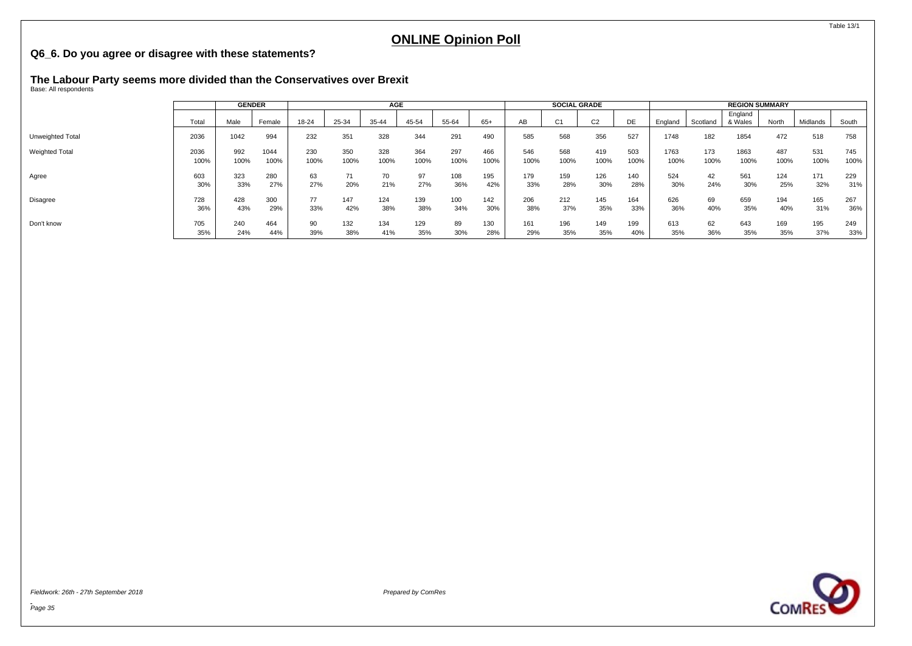# ONLINE Opinion Poll

## Q6_6. Do you agree or disagree with these statements?

### The Labour Party seems more divided than the Conservatives over Brexit

Base: All respondents

| | | GENDER | | AGE | | | | | | SOCIAL GRADE | | | | REGION SUMMARY | | | | | |
|---|---|---|---|---|---|---|---|---|---|---|---|---|---|---|---|---|---|---|---|
| | Total | Male | Female | 18-24 | 25-34 | 35-44 | 45-54 | 55-64 | 65+ | AB | C1 | C2 | DE | England | Scotland | England & Wales | North | Midlands | South |
| Unweighted Total | 2036 | 1042 | 994 | 232 | 351 | 328 | 344 | 291 | 490 | 585 | 568 | 356 | 527 | 1748 | 182 | 1854 | 472 | 518 | 758 |
| Weighted Total | 2036 | 992 | 1044 | 230 | 350 | 328 | 364 | 297 | 466 | 546 | 568 | 419 | 503 | 1763 | 173 | 1863 | 487 | 531 | 745 |
| | 100% | 100% | 100% | 100% | 100% | 100% | 100% | 100% | 100% | 100% | 100% | 100% | 100% | 100% | 100% | 100% | 100% | 100% | 100% |
| Agree | 603 | 323 | 280 | 63 | 71 | 70 | 97 | 108 | 195 | 179 | 159 | 126 | 140 | 524 | 42 | 561 | 124 | 171 | 229 |
| | 30% | 33% | 27% | 27% | 20% | 21% | 27% | 36% | 42% | 33% | 28% | 30% | 28% | 30% | 24% | 30% | 25% | 32% | 31% |
| Disagree | 728 | 428 | 300 | 77 | 147 | 124 | 139 | 100 | 142 | 206 | 212 | 145 | 164 | 626 | 69 | 659 | 194 | 165 | 267 |
| | 36% | 43% | 29% | 33% | 42% | 38% | 38% | 34% | 30% | 38% | 37% | 35% | 33% | 36% | 40% | 35% | 40% | 31% | 36% |
| Don't know | 705 | 240 | 464 | 90 | 132 | 134 | 129 | 89 | 130 | 161 | 196 | 149 | 199 | 613 | 62 | 643 | 169 | 195 | 249 |
| | 35% | 24% | 44% | 39% | 38% | 41% | 35% | 30% | 28% | 29% | 35% | 35% | 40% | 35% | 36% | 35% | 35% | 37% | 33% |

*Fieldwork: 26th - 27th September 2018*

*Prepared by ComRes*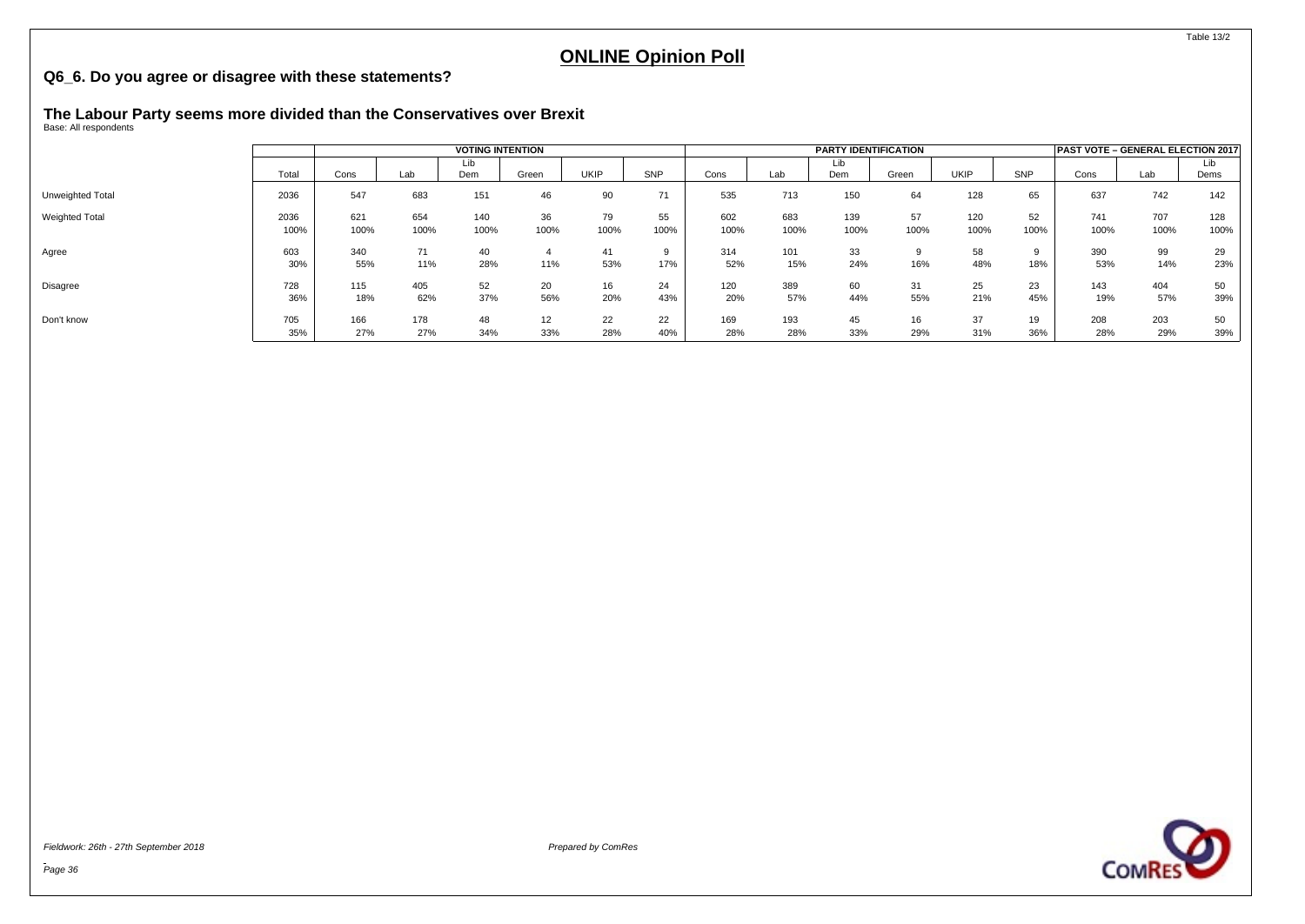# ONLINE Opinion Poll

## Q6_6. Do you agree or disagree with these statements?

### The Labour Party seems more divided than the Conservatives over Brexit

Base: All respondents

| | | VOTING INTENTION | | | | | | PARTY IDENTIFICATION | | | | | | PAST VOTE – GENERAL ELECTION 2017 | | |
|---|---|---|---|---|---|---|---|---|---|---|---|---|---|---|---|---|
| | Total | Cons | Lab | Lib Dem | Green | UKIP | SNP | Cons | Lab | Lib Dem | Green | UKIP | SNP | Cons | Lab | Lib Dems |
| Unweighted Total | 2036 | 547 | 683 | 151 | 46 | 90 | 71 | 535 | 713 | 150 | 64 | 128 | 65 | 637 | 742 | 142 |
| Weighted Total | 2036 | 621 | 654 | 140 | 36 | 79 | 55 | 602 | 683 | 139 | 57 | 120 | 52 | 741 | 707 | 128 |
| | 100% | 100% | 100% | 100% | 100% | 100% | 100% | 100% | 100% | 100% | 100% | 100% | 100% | 100% | 100% | 100% |
| Agree | 603 | 340 | 71 | 40 | 4 | 41 | 9 | 314 | 101 | 33 | 9 | 58 | 9 | 390 | 99 | 29 |
| | 30% | 55% | 11% | 28% | 11% | 53% | 17% | 52% | 15% | 24% | 16% | 48% | 18% | 53% | 14% | 23% |
| Disagree | 728 | 115 | 405 | 52 | 20 | 16 | 24 | 120 | 389 | 60 | 31 | 25 | 23 | 143 | 404 | 50 |
| | 36% | 18% | 62% | 37% | 56% | 20% | 43% | 20% | 57% | 44% | 55% | 21% | 45% | 19% | 57% | 39% |
| Don't know | 705 | 166 | 178 | 48 | 12 | 22 | 22 | 169 | 193 | 45 | 16 | 37 | 19 | 208 | 203 | 50 |
| | 35% | 27% | 27% | 34% | 33% | 28% | 40% | 28% | 28% | 33% | 29% | 31% | 36% | 28% | 29% | 39% |

*Fieldwork: 26th - 27th September 2018*

*Prepared by ComRes*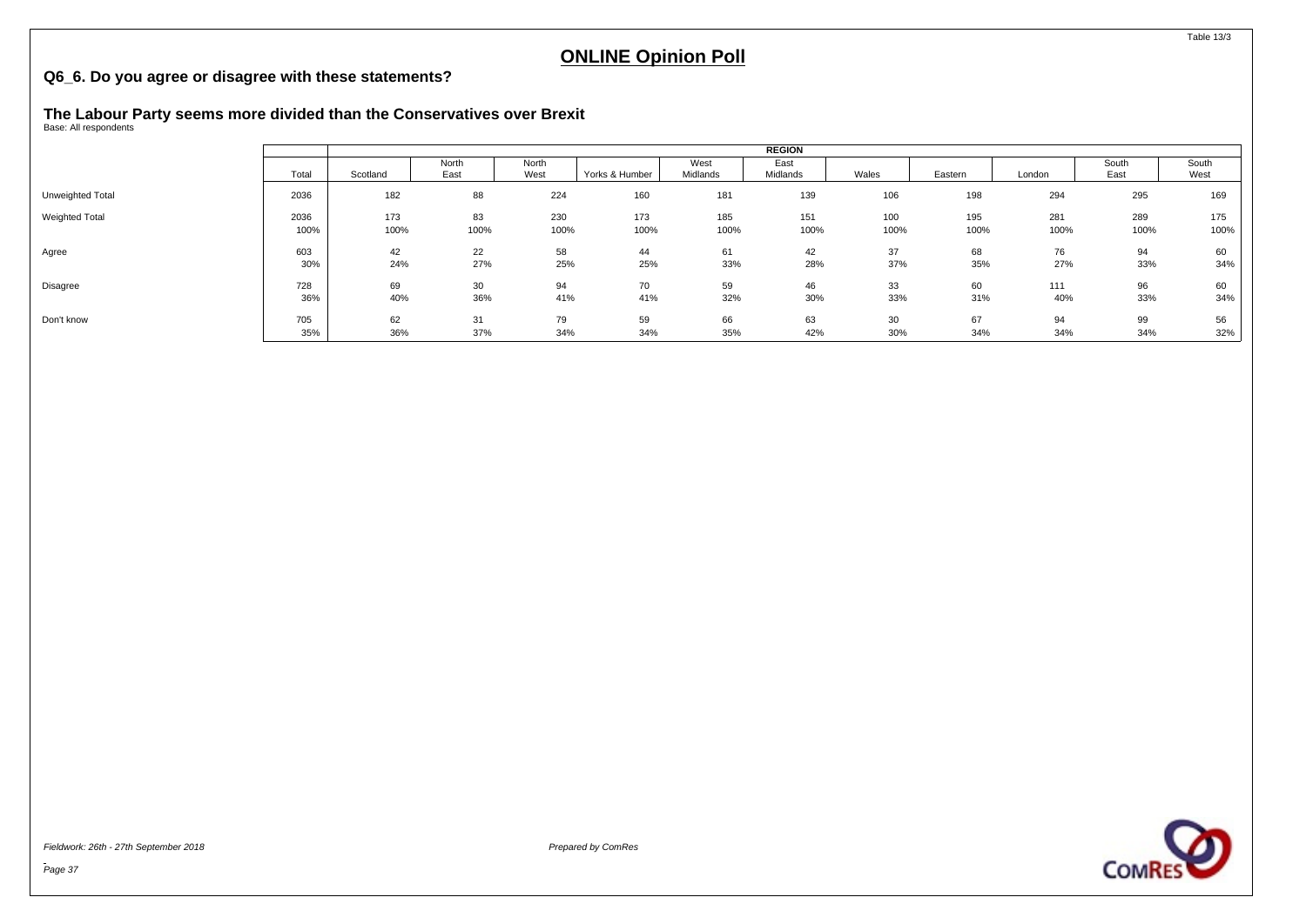## ONLINE Opinion Poll

### Q6_6. Do you agree or disagree with these statements?

### The Labour Party seems more divided than the Conservatives over Brexit

Base: All respondents

| | Total | REGION | | | | | | | | | | |
|---|---|---|---|---|---|---|---|---|---|---|---|---|
| | | Scotland | North East | North West | Yorks & Humber | West Midlands | East Midlands | Wales | Eastern | London | South East | South West |
| Unweighted Total | 2036 | 182 | 88 | 224 | 160 | 181 | 139 | 106 | 198 | 294 | 295 | 169 |
| Weighted Total | 2036 | 173 | 83 | 230 | 173 | 185 | 151 | 100 | 195 | 281 | 289 | 175 |
| | 100% | 100% | 100% | 100% | 100% | 100% | 100% | 100% | 100% | 100% | 100% | 100% |
| Agree | 603 | 42 | 22 | 58 | 44 | 61 | 42 | 37 | 68 | 76 | 94 | 60 |
| | 30% | 24% | 27% | 25% | 25% | 33% | 28% | 37% | 35% | 27% | 33% | 34% |
| Disagree | 728 | 69 | 30 | 94 | 70 | 59 | 46 | 33 | 60 | 111 | 96 | 60 |
| | 36% | 40% | 36% | 41% | 41% | 32% | 30% | 33% | 31% | 40% | 33% | 34% |
| Don't know | 705 | 62 | 31 | 79 | 59 | 66 | 63 | 30 | 67 | 94 | 99 | 56 |
| | 35% | 36% | 37% | 34% | 34% | 35% | 42% | 30% | 34% | 34% | 34% | 32% |

*Fieldwork: 26th - 27th September 2018*

*Prepared by ComRes*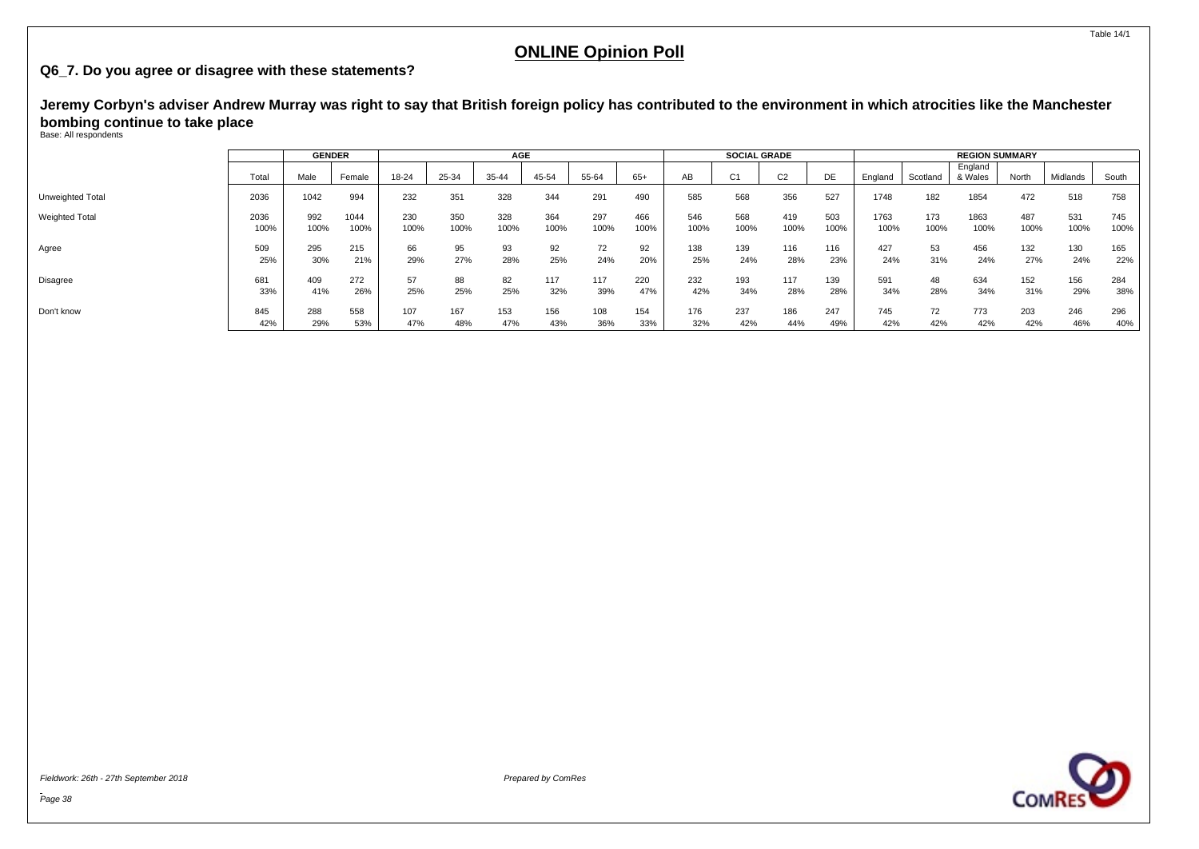# ONLINE Opinion Poll

## Q6_7. Do you agree or disagree with these statements?

### Jeremy Corbyn's adviser Andrew Murray was right to say that British foreign policy has contributed to the environment in which atrocities like the Manchester bombing continue to take place

Base: All respondents

| | | GENDER | | AGE | | | | | | SOCIAL GRADE | | | | REGION SUMMARY | | | | | |
|---|---|---|---|---|---|---|---|---|---|---|---|---|---|---|---|---|---|---|---|
| | Total | Male | Female | 18-24 | 25-34 | 35-44 | 45-54 | 55-64 | 65+ | AB | C1 | C2 | DE | England | Scotland | England & Wales | North | Midlands | South |
| Unweighted Total | 2036 | 1042 | 994 | 232 | 351 | 328 | 344 | 291 | 490 | 585 | 568 | 356 | 527 | 1748 | 182 | 1854 | 472 | 518 | 758 |
| Weighted Total | 2036 | 992 | 1044 | 230 | 350 | 328 | 364 | 297 | 466 | 546 | 568 | 419 | 503 | 1763 | 173 | 1863 | 487 | 531 | 745 |
| | 100% | 100% | 100% | 100% | 100% | 100% | 100% | 100% | 100% | 100% | 100% | 100% | 100% | 100% | 100% | 100% | 100% | 100% | 100% |
| Agree | 509 | 295 | 215 | 66 | 95 | 93 | 92 | 72 | 92 | 138 | 139 | 116 | 116 | 427 | 53 | 456 | 132 | 130 | 165 |
| | 25% | 30% | 21% | 29% | 27% | 28% | 25% | 24% | 20% | 25% | 24% | 28% | 23% | 24% | 31% | 24% | 27% | 24% | 22% |
| Disagree | 681 | 409 | 272 | 57 | 88 | 82 | 117 | 117 | 220 | 232 | 193 | 117 | 139 | 591 | 48 | 634 | 152 | 156 | 284 |
| | 33% | 41% | 26% | 25% | 25% | 25% | 32% | 39% | 47% | 42% | 34% | 28% | 28% | 34% | 28% | 34% | 31% | 29% | 38% |
| Don't know | 845 | 288 | 558 | 107 | 167 | 153 | 156 | 108 | 154 | 176 | 237 | 186 | 247 | 745 | 72 | 773 | 203 | 246 | 296 |
| | 42% | 29% | 53% | 47% | 48% | 47% | 43% | 36% | 33% | 32% | 42% | 44% | 49% | 42% | 42% | 42% | 42% | 46% | 40% |

*Fieldwork: 26th - 27th September 2018*

*Prepared by ComRes*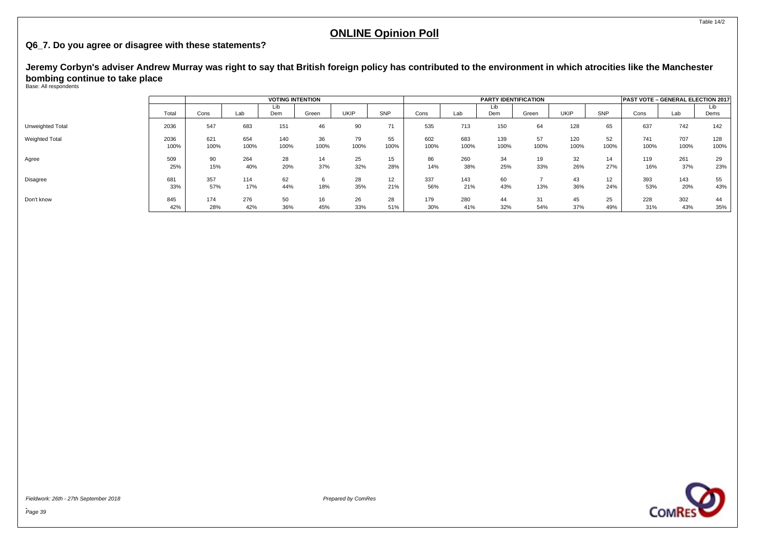## ONLINE Opinion Poll

### Q6_7. Do you agree or disagree with these statements?

### Jeremy Corbyn's adviser Andrew Murray was right to say that British foreign policy has contributed to the environment in which atrocities like the Manchester bombing continue to take place

Base: All respondents

| | | VOTING INTENTION | | | | | | PARTY IDENTIFICATION | | | | | | PAST VOTE – GENERAL ELECTION 2017 | | |
|---|---|---|---|---|---|---|---|---|---|---|---|---|---|---|---|---|
| | Total | Cons | Lab | Lib Dem | Green | UKIP | SNP | Cons | Lab | Lib Dem | Green | UKIP | SNP | Cons | Lab | Lib Dems |
| Unweighted Total | 2036 | 547 | 683 | 151 | 46 | 90 | 71 | 535 | 713 | 150 | 64 | 128 | 65 | 637 | 742 | 142 |
| Weighted Total | 2036 | 621 | 654 | 140 | 36 | 79 | 55 | 602 | 683 | 139 | 57 | 120 | 52 | 741 | 707 | 128 |
| | 100% | 100% | 100% | 100% | 100% | 100% | 100% | 100% | 100% | 100% | 100% | 100% | 100% | 100% | 100% | 100% |
| Agree | 509 | 90 | 264 | 28 | 14 | 25 | 15 | 86 | 260 | 34 | 19 | 32 | 14 | 119 | 261 | 29 |
| | 25% | 15% | 40% | 20% | 37% | 32% | 28% | 14% | 38% | 25% | 33% | 26% | 27% | 16% | 37% | 23% |
| Disagree | 681 | 357 | 114 | 62 | 6 | 28 | 12 | 337 | 143 | 60 | 7 | 43 | 12 | 393 | 143 | 55 |
| | 33% | 57% | 17% | 44% | 18% | 35% | 21% | 56% | 21% | 43% | 13% | 36% | 24% | 53% | 20% | 43% |
| Don't know | 845 | 174 | 276 | 50 | 16 | 26 | 28 | 179 | 280 | 44 | 31 | 45 | 25 | 228 | 302 | 44 |
| | 42% | 28% | 42% | 36% | 45% | 33% | 51% | 30% | 41% | 32% | 54% | 37% | 49% | 31% | 43% | 35% |

*Fieldwork: 26th - 27th September 2018*

*Prepared by ComRes*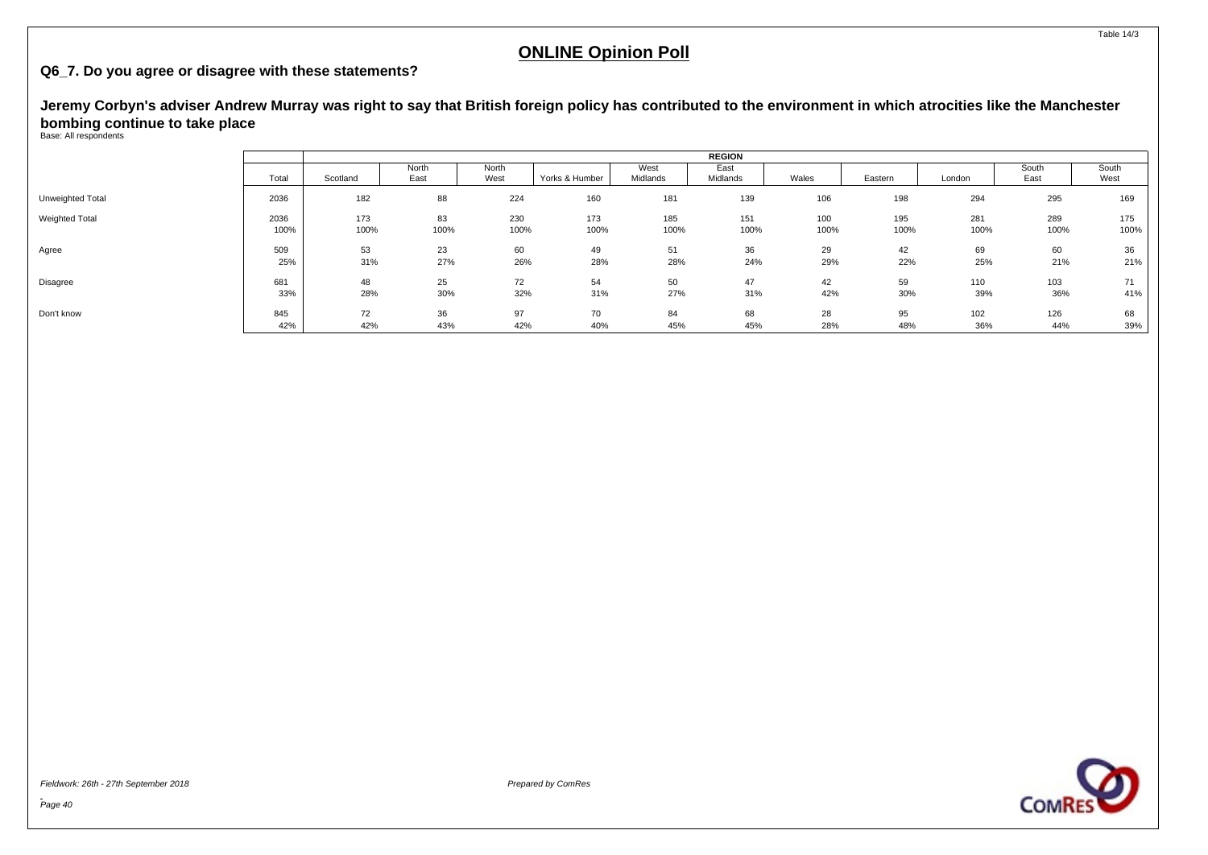Table 14/3

## ONLINE Opinion Poll

### Q6_7. Do you agree or disagree with these statements?

### Jeremy Corbyn's adviser Andrew Murray was right to say that British foreign policy has contributed to the environment in which atrocities like the Manchester bombing continue to take place

Base: All respondents

| | | REGION | | | | | | | | | | |
|---|---|---|---|---|---|---|---|---|---|---|---|---|
| | Total | Scotland | North East | North West | Yorks & Humber | West Midlands | East Midlands | Wales | Eastern | London | South East | South West |
| Unweighted Total | 2036 | 182 | 88 | 224 | 160 | 181 | 139 | 106 | 198 | 294 | 295 | 169 |
| Weighted Total | 2036 | 173 | 83 | 230 | 173 | 185 | 151 | 100 | 195 | 281 | 289 | 175 |
| | 100% | 100% | 100% | 100% | 100% | 100% | 100% | 100% | 100% | 100% | 100% | 100% |
| Agree | 509 | 53 | 23 | 60 | 49 | 51 | 36 | 29 | 42 | 69 | 60 | 36 |
| | 25% | 31% | 27% | 26% | 28% | 28% | 24% | 29% | 22% | 25% | 21% | 21% |
| Disagree | 681 | 48 | 25 | 72 | 54 | 50 | 47 | 42 | 59 | 110 | 103 | 71 |
| | 33% | 28% | 30% | 32% | 31% | 27% | 31% | 42% | 30% | 39% | 36% | 41% |
| Don't know | 845 | 72 | 36 | 97 | 70 | 84 | 68 | 28 | 95 | 102 | 126 | 68 |
| | 42% | 42% | 43% | 42% | 40% | 45% | 45% | 28% | 48% | 36% | 44% | 39% |

*Fieldwork: 26th - 27th September 2018*

*Prepared by ComRes*